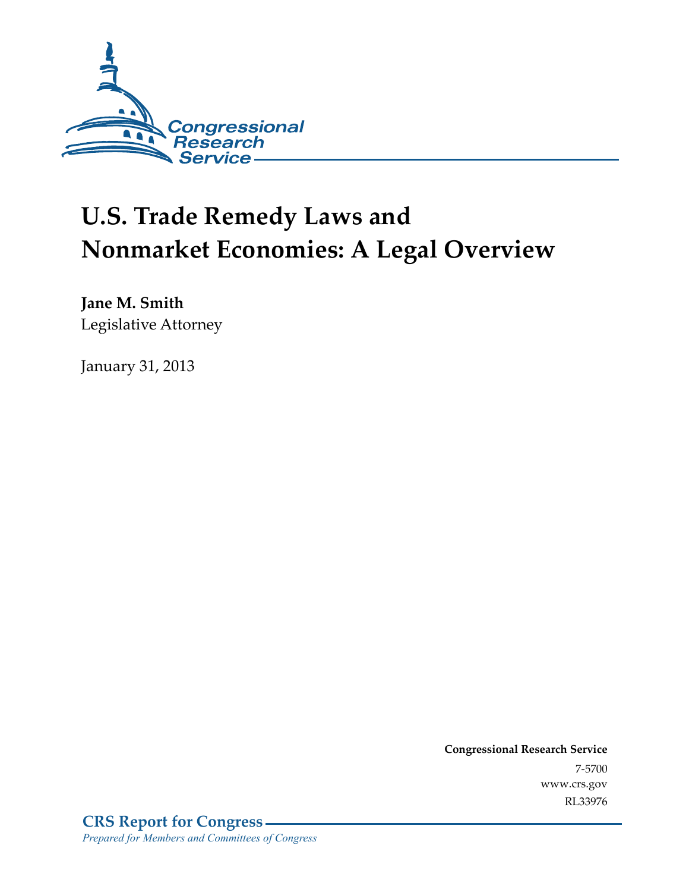Congressional Research Service

# U.S. Trade Remedy Laws and Nonmarket Economies: A Legal Overview

**Jane M. Smith**
Legislative Attorney

January 31, 2013

**Congressional Research Service**
7-5700
www.crs.gov
RL33976

**CRS Report for Congress**
*Prepared for Members and Committees of Congress*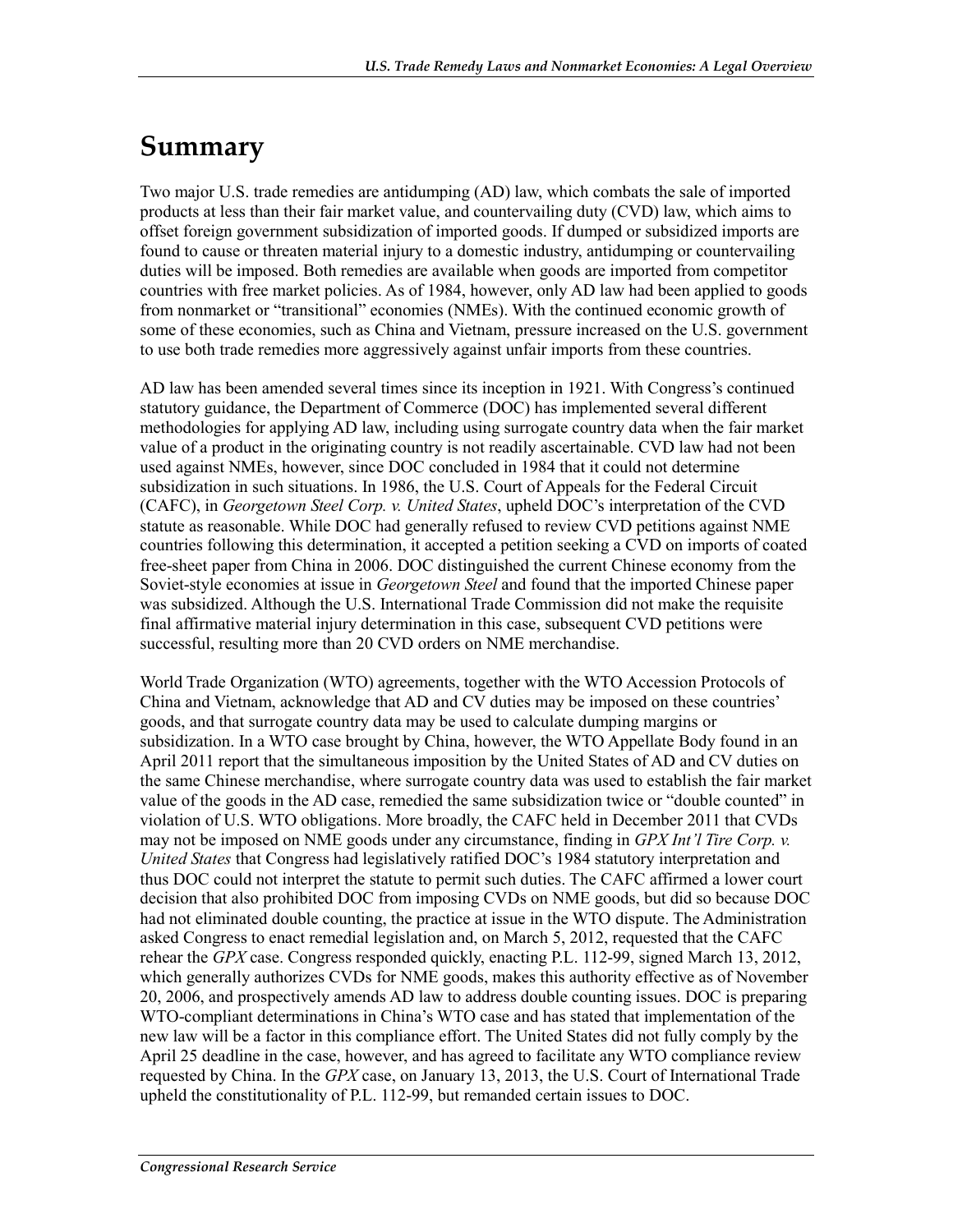# Summary

Two major U.S. trade remedies are antidumping (AD) law, which combats the sale of imported products at less than their fair market value, and countervailing duty (CVD) law, which aims to offset foreign government subsidization of imported goods. If dumped or subsidized imports are found to cause or threaten material injury to a domestic industry, antidumping or countervailing duties will be imposed. Both remedies are available when goods are imported from competitor countries with free market policies. As of 1984, however, only AD law had been applied to goods from nonmarket or "transitional" economies (NMEs). With the continued economic growth of some of these economies, such as China and Vietnam, pressure increased on the U.S. government to use both trade remedies more aggressively against unfair imports from these countries.

AD law has been amended several times since its inception in 1921. With Congress's continued statutory guidance, the Department of Commerce (DOC) has implemented several different methodologies for applying AD law, including using surrogate country data when the fair market value of a product in the originating country is not readily ascertainable. CVD law had not been used against NMEs, however, since DOC concluded in 1984 that it could not determine subsidization in such situations. In 1986, the U.S. Court of Appeals for the Federal Circuit (CAFC), in *Georgetown Steel Corp. v. United States*, upheld DOC's interpretation of the CVD statute as reasonable. While DOC had generally refused to review CVD petitions against NME countries following this determination, it accepted a petition seeking a CVD on imports of coated free-sheet paper from China in 2006. DOC distinguished the current Chinese economy from the Soviet-style economies at issue in *Georgetown Steel* and found that the imported Chinese paper was subsidized. Although the U.S. International Trade Commission did not make the requisite final affirmative material injury determination in this case, subsequent CVD petitions were successful, resulting more than 20 CVD orders on NME merchandise.

World Trade Organization (WTO) agreements, together with the WTO Accession Protocols of China and Vietnam, acknowledge that AD and CV duties may be imposed on these countries' goods, and that surrogate country data may be used to calculate dumping margins or subsidization. In a WTO case brought by China, however, the WTO Appellate Body found in an April 2011 report that the simultaneous imposition by the United States of AD and CV duties on the same Chinese merchandise, where surrogate country data was used to establish the fair market value of the goods in the AD case, remedied the same subsidization twice or "double counted" in violation of U.S. WTO obligations. More broadly, the CAFC held in December 2011 that CVDs may not be imposed on NME goods under any circumstance, finding in *GPX Int'l Tire Corp. v. United States* that Congress had legislatively ratified DOC's 1984 statutory interpretation and thus DOC could not interpret the statute to permit such duties. The CAFC affirmed a lower court decision that also prohibited DOC from imposing CVDs on NME goods, but did so because DOC had not eliminated double counting, the practice at issue in the WTO dispute. The Administration asked Congress to enact remedial legislation and, on March 5, 2012, requested that the CAFC rehear the *GPX* case. Congress responded quickly, enacting P.L. 112-99, signed March 13, 2012, which generally authorizes CVDs for NME goods, makes this authority effective as of November 20, 2006, and prospectively amends AD law to address double counting issues. DOC is preparing WTO-compliant determinations in China's WTO case and has stated that implementation of the new law will be a factor in this compliance effort. The United States did not fully comply by the April 25 deadline in the case, however, and has agreed to facilitate any WTO compliance review requested by China. In the *GPX* case, on January 13, 2013, the U.S. Court of International Trade upheld the constitutionality of P.L. 112-99, but remanded certain issues to DOC.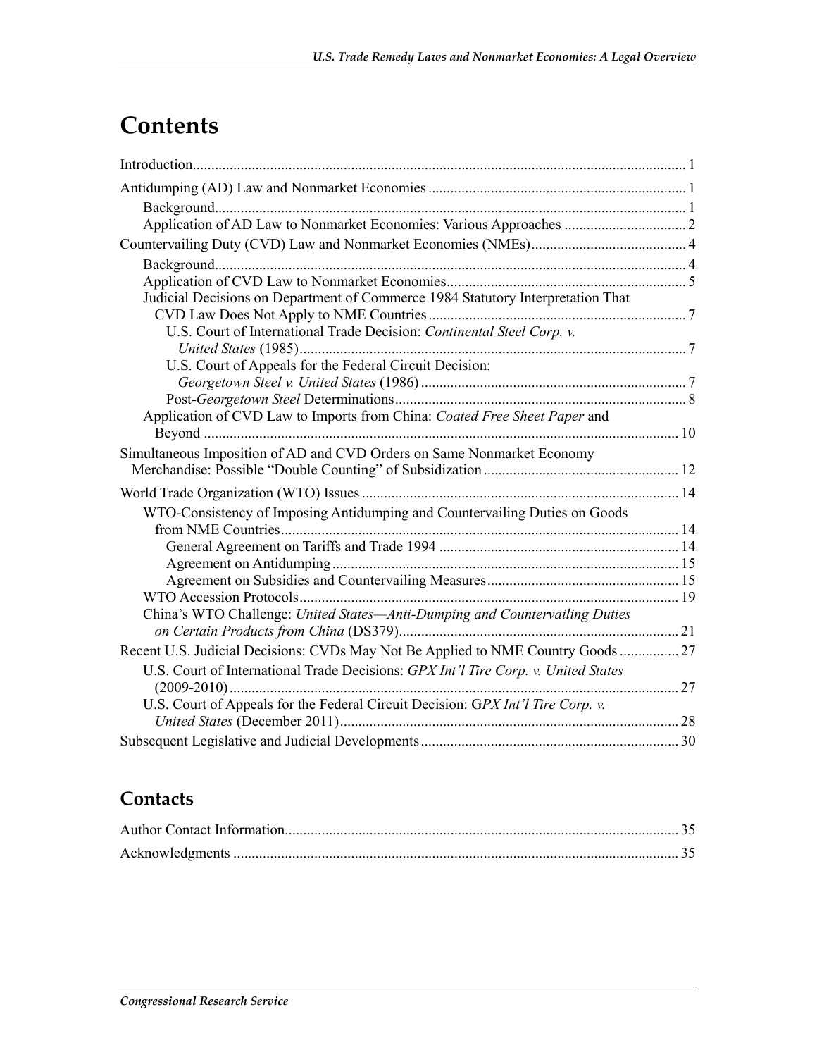# Contents

Introduction..................................................................................................................................... 1

Antidumping (AD) Law and Nonmarket Economies ..................................................................... 1

Background.............................................................................................................................. 1

Application of AD Law to Nonmarket Economies: Various Approaches ................................. 2

Countervailing Duty (CVD) Law and Nonmarket Economies (NMEs).......................................... 4

Background.............................................................................................................................. 4

Application of CVD Law to Nonmarket Economies................................................................ 5

Judicial Decisions on Department of Commerce 1984 Statutory Interpretation That CVD Law Does Not Apply to NME Countries ..................................................................... 7

U.S. Court of International Trade Decision: *Continental Steel Corp. v. United States* (1985)......................................................................................................... 7

U.S. Court of Appeals for the Federal Circuit Decision: *Georgetown Steel v. United States* (1986) ....................................................................... 7

Post-*Georgetown Steel* Determinations.............................................................................. 8

Application of CVD Law to Imports from China: *Coated Free Sheet Paper* and Beyond ................................................................................................................................ 10

Simultaneous Imposition of AD and CVD Orders on Same Nonmarket Economy Merchandise: Possible "Double Counting" of Subsidization ..................................................... 12

World Trade Organization (WTO) Issues ..................................................................................... 14

WTO-Consistency of Imposing Antidumping and Countervailing Duties on Goods from NME Countries........................................................................................................... 14

General Agreement on Tariffs and Trade 1994 ................................................................. 14

Agreement on Antidumping............................................................................................. 15

Agreement on Subsidies and Countervailing Measures.................................................... 15

WTO Accession Protocols...................................................................................................... 19

China's WTO Challenge: *United States—Anti-Dumping and Countervailing Duties on Certain Products from China* (DS379)........................................................................... 21

Recent U.S. Judicial Decisions: CVDs May Not Be Applied to NME Country Goods ................ 27

U.S. Court of International Trade Decisions: *GPX Int'l Tire Corp. v. United States* (2009-2010).......................................................................................................................... 27

U.S. Court of Appeals for the Federal Circuit Decision: G*PX Int'l Tire Corp. v. United States* (December 2011)........................................................................................... 28

Subsequent Legislative and Judicial Developments..................................................................... 30

## Contacts

Author Contact Information.......................................................................................................... 35

Acknowledgments ........................................................................................................................ 35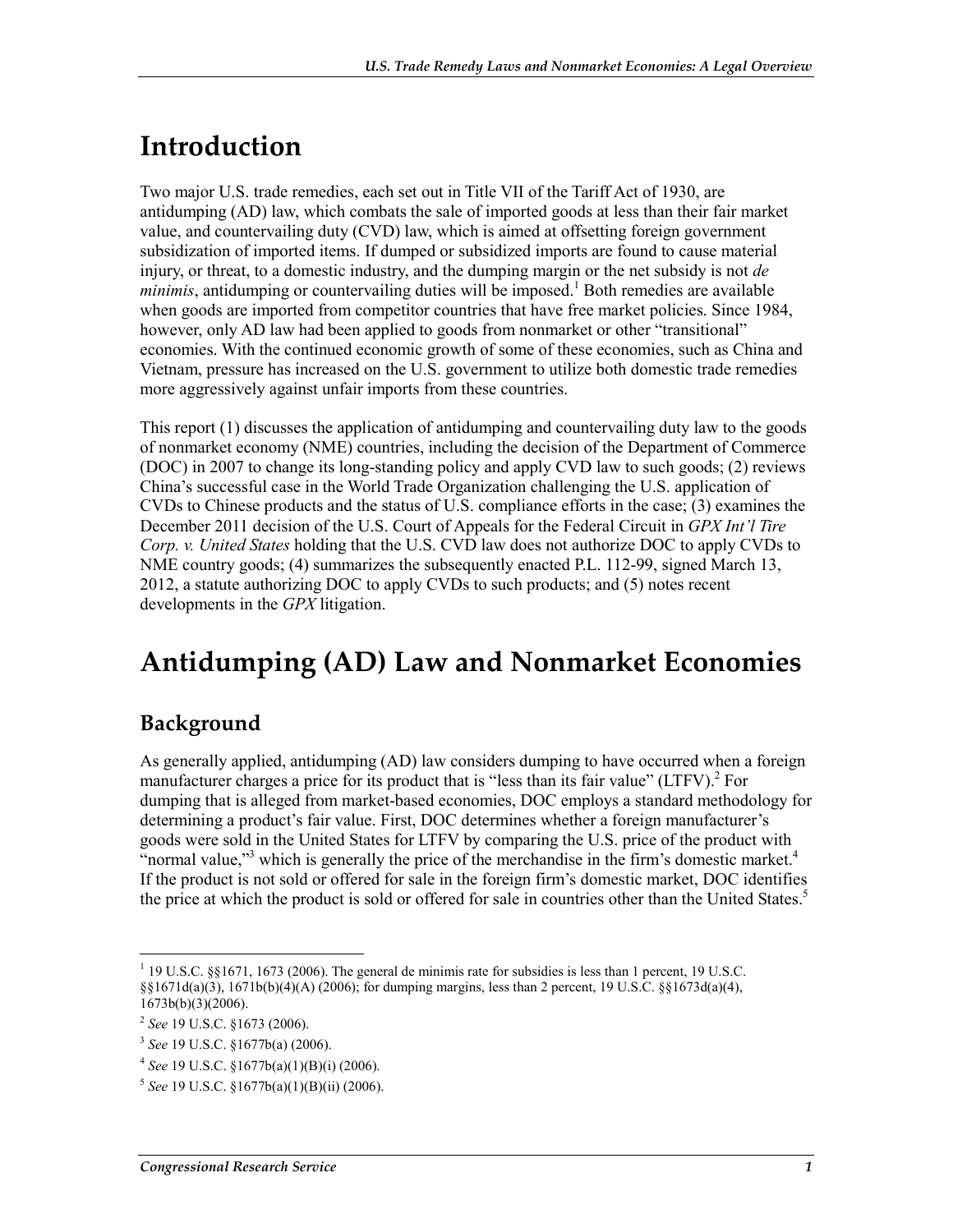# Introduction

Two major U.S. trade remedies, each set out in Title VII of the Tariff Act of 1930, are antidumping (AD) law, which combats the sale of imported goods at less than their fair market value, and countervailing duty (CVD) law, which is aimed at offsetting foreign government subsidization of imported items. If dumped or subsidized imports are found to cause material injury, or threat, to a domestic industry, and the dumping margin or the net subsidy is not *de minimis*, antidumping or countervailing duties will be imposed.[1] Both remedies are available when goods are imported from competitor countries that have free market policies. Since 1984, however, only AD law had been applied to goods from nonmarket or other "transitional" economies. With the continued economic growth of some of these economies, such as China and Vietnam, pressure has increased on the U.S. government to utilize both domestic trade remedies more aggressively against unfair imports from these countries.

This report (1) discusses the application of antidumping and countervailing duty law to the goods of nonmarket economy (NME) countries, including the decision of the Department of Commerce (DOC) in 2007 to change its long-standing policy and apply CVD law to such goods; (2) reviews China's successful case in the World Trade Organization challenging the U.S. application of CVDs to Chinese products and the status of U.S. compliance efforts in the case; (3) examines the December 2011 decision of the U.S. Court of Appeals for the Federal Circuit in *GPX Int'l Tire Corp. v. United States* holding that the U.S. CVD law does not authorize DOC to apply CVDs to NME country goods; (4) summarizes the subsequently enacted P.L. 112-99, signed March 13, 2012, a statute authorizing DOC to apply CVDs to such products; and (5) notes recent developments in the *GPX* litigation.

# Antidumping (AD) Law and Nonmarket Economies

## Background

As generally applied, antidumping (AD) law considers dumping to have occurred when a foreign manufacturer charges a price for its product that is "less than its fair value" (LTFV).[2] For dumping that is alleged from market-based economies, DOC employs a standard methodology for determining a product's fair value. First, DOC determines whether a foreign manufacturer's goods were sold in the United States for LTFV by comparing the U.S. price of the product with "normal value,"[3] which is generally the price of the merchandise in the firm's domestic market.[4] If the product is not sold or offered for sale in the foreign firm's domestic market, DOC identifies the price at which the product is sold or offered for sale in countries other than the United States.[5]

---

[1] 19 U.S.C. §§1671, 1673 (2006). The general de minimis rate for subsidies is less than 1 percent, 19 U.S.C. §§1671d(a)(3), 1671b(b)(4)(A) (2006); for dumping margins, less than 2 percent, 19 U.S.C. §§1673d(a)(4), 1673b(b)(3)(2006).

[2] *See* 19 U.S.C. §1673 (2006).

[3] *See* 19 U.S.C. §1677b(a) (2006).

[4] *See* 19 U.S.C. §1677b(a)(1)(B)(i) (2006).

[5] *See* 19 U.S.C. §1677b(a)(1)(B)(ii) (2006).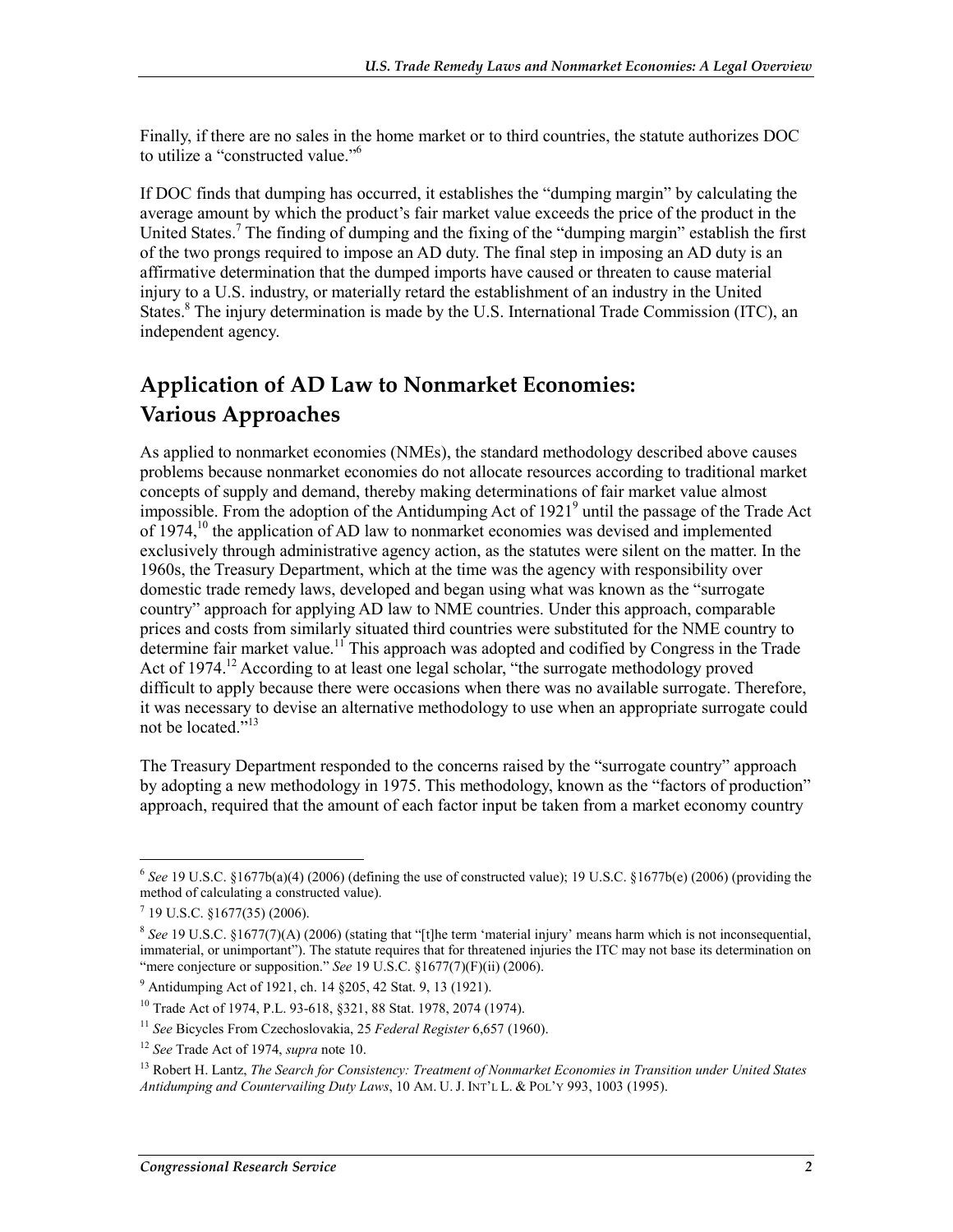Finally, if there are no sales in the home market or to third countries, the statute authorizes DOC to utilize a "constructed value."[6]

If DOC finds that dumping has occurred, it establishes the "dumping margin" by calculating the average amount by which the product's fair market value exceeds the price of the product in the United States.[7] The finding of dumping and the fixing of the "dumping margin" establish the first of the two prongs required to impose an AD duty. The final step in imposing an AD duty is an affirmative determination that the dumped imports have caused or threaten to cause material injury to a U.S. industry, or materially retard the establishment of an industry in the United States.[8] The injury determination is made by the U.S. International Trade Commission (ITC), an independent agency.

## Application of AD Law to Nonmarket Economies: Various Approaches

As applied to nonmarket economies (NMEs), the standard methodology described above causes problems because nonmarket economies do not allocate resources according to traditional market concepts of supply and demand, thereby making determinations of fair market value almost impossible. From the adoption of the Antidumping Act of 1921[9] until the passage of the Trade Act of 1974,[10] the application of AD law to nonmarket economies was devised and implemented exclusively through administrative agency action, as the statutes were silent on the matter. In the 1960s, the Treasury Department, which at the time was the agency with responsibility over domestic trade remedy laws, developed and began using what was known as the "surrogate country" approach for applying AD law to NME countries. Under this approach, comparable prices and costs from similarly situated third countries were substituted for the NME country to determine fair market value.[11] This approach was adopted and codified by Congress in the Trade Act of 1974.[12] According to at least one legal scholar, "the surrogate methodology proved difficult to apply because there were occasions when there was no available surrogate. Therefore, it was necessary to devise an alternative methodology to use when an appropriate surrogate could not be located."[13]

The Treasury Department responded to the concerns raised by the "surrogate country" approach by adopting a new methodology in 1975. This methodology, known as the "factors of production" approach, required that the amount of each factor input be taken from a market economy country

---

[6] *See* 19 U.S.C. §1677b(a)(4) (2006) (defining the use of constructed value); 19 U.S.C. §1677b(e) (2006) (providing the method of calculating a constructed value).

[7] 19 U.S.C. §1677(35) (2006).

[8] *See* 19 U.S.C. §1677(7)(A) (2006) (stating that "[t]he term 'material injury' means harm which is not inconsequential, immaterial, or unimportant"). The statute requires that for threatened injuries the ITC may not base its determination on "mere conjecture or supposition." *See* 19 U.S.C. §1677(7)(F)(ii) (2006).

[9] Antidumping Act of 1921, ch. 14 §205, 42 Stat. 9, 13 (1921).

[10] Trade Act of 1974, P.L. 93-618, §321, 88 Stat. 1978, 2074 (1974).

[11] *See* Bicycles From Czechoslovakia, 25 *Federal Register* 6,657 (1960).

[12] *See* Trade Act of 1974, *supra* note 10.

[13] Robert H. Lantz, *The Search for Consistency: Treatment of Nonmarket Economies in Transition under United States Antidumping and Countervailing Duty Laws*, 10 AM. U. J. INT'L L. & POL'Y 993, 1003 (1995).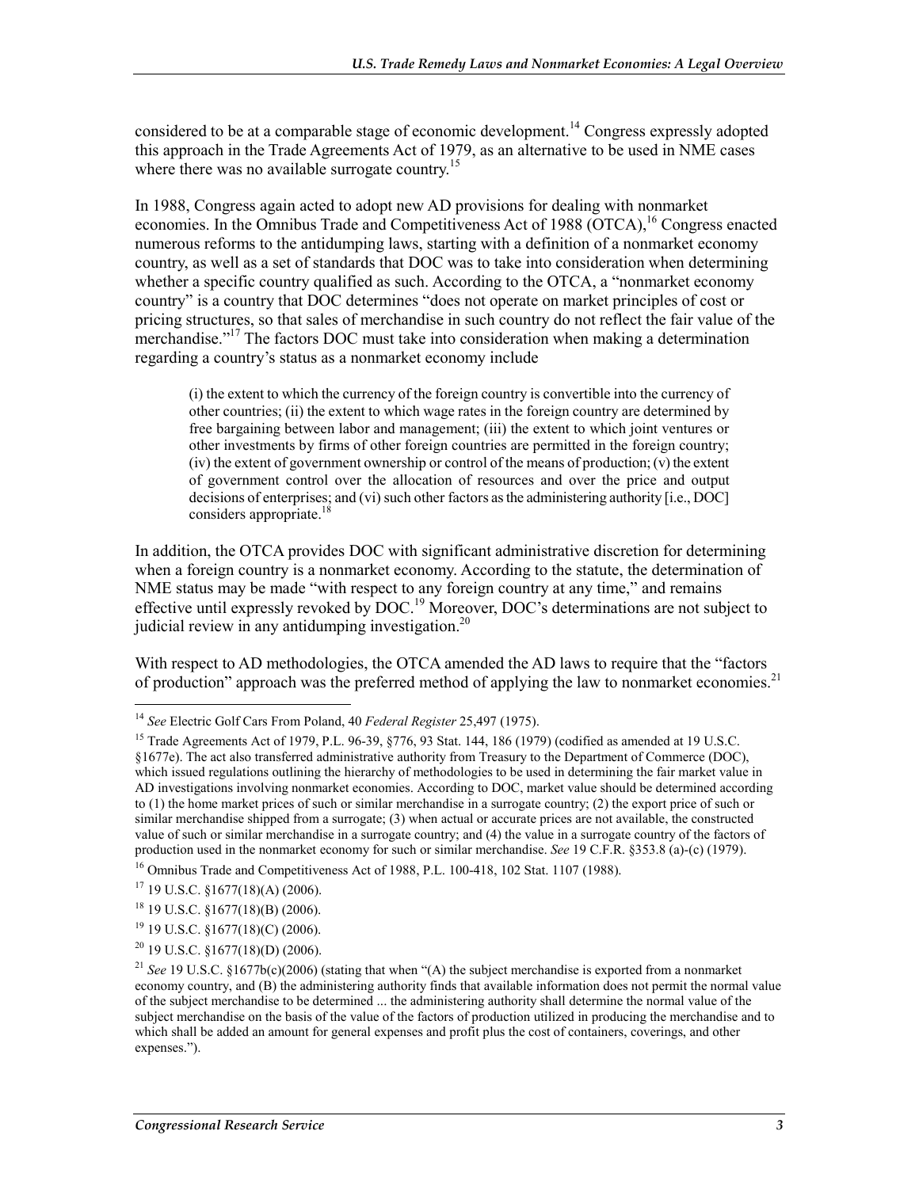considered to be at a comparable stage of economic development.[14] Congress expressly adopted this approach in the Trade Agreements Act of 1979, as an alternative to be used in NME cases where there was no available surrogate country.[15]

In 1988, Congress again acted to adopt new AD provisions for dealing with nonmarket economies. In the Omnibus Trade and Competitiveness Act of 1988 (OTCA),[16] Congress enacted numerous reforms to the antidumping laws, starting with a definition of a nonmarket economy country, as well as a set of standards that DOC was to take into consideration when determining whether a specific country qualified as such. According to the OTCA, a "nonmarket economy country" is a country that DOC determines "does not operate on market principles of cost or pricing structures, so that sales of merchandise in such country do not reflect the fair value of the merchandise."[17] The factors DOC must take into consideration when making a determination regarding a country's status as a nonmarket economy include

> (i) the extent to which the currency of the foreign country is convertible into the currency of other countries; (ii) the extent to which wage rates in the foreign country are determined by free bargaining between labor and management; (iii) the extent to which joint ventures or other investments by firms of other foreign countries are permitted in the foreign country; (iv) the extent of government ownership or control of the means of production; (v) the extent of government control over the allocation of resources and over the price and output decisions of enterprises; and (vi) such other factors as the administering authority [i.e., DOC] considers appropriate.[18]

In addition, the OTCA provides DOC with significant administrative discretion for determining when a foreign country is a nonmarket economy. According to the statute, the determination of NME status may be made "with respect to any foreign country at any time," and remains effective until expressly revoked by DOC.[19] Moreover, DOC's determinations are not subject to judicial review in any antidumping investigation.[20]

With respect to AD methodologies, the OTCA amended the AD laws to require that the "factors of production" approach was the preferred method of applying the law to nonmarket economies.[21]

---

[14] *See* Electric Golf Cars From Poland, 40 *Federal Register* 25,497 (1975).

[15] Trade Agreements Act of 1979, P.L. 96-39, §776, 93 Stat. 144, 186 (1979) (codified as amended at 19 U.S.C. §1677e). The act also transferred administrative authority from Treasury to the Department of Commerce (DOC), which issued regulations outlining the hierarchy of methodologies to be used in determining the fair market value in AD investigations involving nonmarket economies. According to DOC, market value should be determined according to (1) the home market prices of such or similar merchandise in a surrogate country; (2) the export price of such or similar merchandise shipped from a surrogate; (3) when actual or accurate prices are not available, the constructed value of such or similar merchandise in a surrogate country; and (4) the value in a surrogate country of the factors of production used in the nonmarket economy for such or similar merchandise. *See* 19 C.F.R. §353.8 (a)-(c) (1979).

[16] Omnibus Trade and Competitiveness Act of 1988, P.L. 100-418, 102 Stat. 1107 (1988).

[17] 19 U.S.C. §1677(18)(A) (2006).

[18] 19 U.S.C. §1677(18)(B) (2006).

[19] 19 U.S.C. §1677(18)(C) (2006).

[20] 19 U.S.C. §1677(18)(D) (2006).

[21] *See* 19 U.S.C. §1677b(c)(2006) (stating that when "(A) the subject merchandise is exported from a nonmarket economy country, and (B) the administering authority finds that available information does not permit the normal value of the subject merchandise to be determined ... the administering authority shall determine the normal value of the subject merchandise on the basis of the value of the factors of production utilized in producing the merchandise and to which shall be added an amount for general expenses and profit plus the cost of containers, coverings, and other expenses.").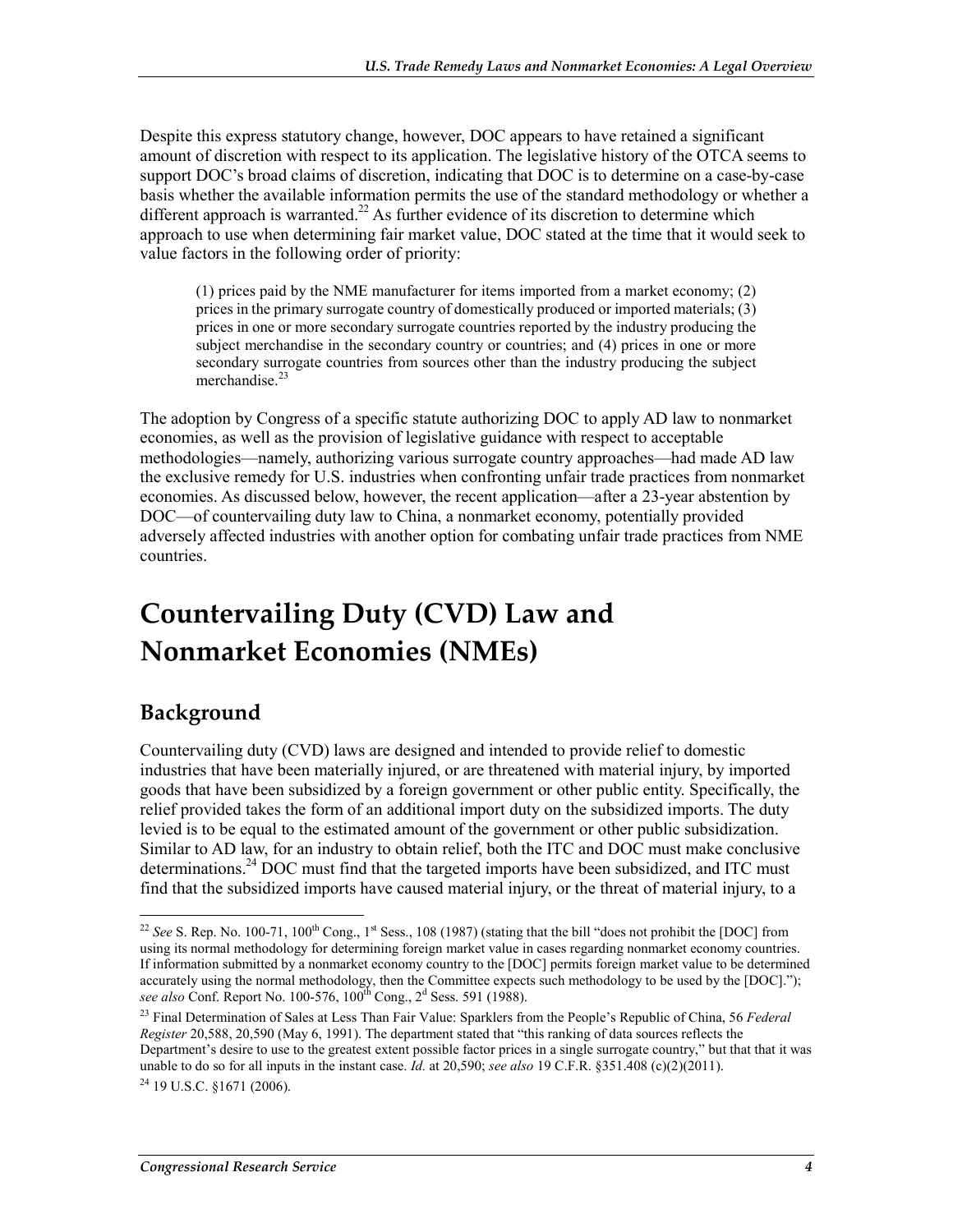Despite this express statutory change, however, DOC appears to have retained a significant amount of discretion with respect to its application. The legislative history of the OTCA seems to support DOC's broad claims of discretion, indicating that DOC is to determine on a case-by-case basis whether the available information permits the use of the standard methodology or whether a different approach is warranted.[22] As further evidence of its discretion to determine which approach to use when determining fair market value, DOC stated at the time that it would seek to value factors in the following order of priority:

> (1) prices paid by the NME manufacturer for items imported from a market economy; (2) prices in the primary surrogate country of domestically produced or imported materials; (3) prices in one or more secondary surrogate countries reported by the industry producing the subject merchandise in the secondary country or countries; and (4) prices in one or more secondary surrogate countries from sources other than the industry producing the subject merchandise.[23]

The adoption by Congress of a specific statute authorizing DOC to apply AD law to nonmarket economies, as well as the provision of legislative guidance with respect to acceptable methodologies—namely, authorizing various surrogate country approaches—had made AD law the exclusive remedy for U.S. industries when confronting unfair trade practices from nonmarket economies. As discussed below, however, the recent application—after a 23-year abstention by DOC—of countervailing duty law to China, a nonmarket economy, potentially provided adversely affected industries with another option for combating unfair trade practices from NME countries.

# Countervailing Duty (CVD) Law and Nonmarket Economies (NMEs)

## Background

Countervailing duty (CVD) laws are designed and intended to provide relief to domestic industries that have been materially injured, or are threatened with material injury, by imported goods that have been subsidized by a foreign government or other public entity. Specifically, the relief provided takes the form of an additional import duty on the subsidized imports. The duty levied is to be equal to the estimated amount of the government or other public subsidization. Similar to AD law, for an industry to obtain relief, both the ITC and DOC must make conclusive determinations.[24] DOC must find that the targeted imports have been subsidized, and ITC must find that the subsidized imports have caused material injury, or the threat of material injury, to a

---

[22] *See* S. Rep. No. 100-71, 100th Cong., 1st Sess., 108 (1987) (stating that the bill "does not prohibit the [DOC] from using its normal methodology for determining foreign market value in cases regarding nonmarket economy countries. If information submitted by a nonmarket economy country to the [DOC] permits foreign market value to be determined accurately using the normal methodology, then the Committee expects such methodology to be used by the [DOC]."); *see also* Conf. Report No. 100-576, 100th Cong., 2d Sess. 591 (1988).

[23] Final Determination of Sales at Less Than Fair Value: Sparklers from the People's Republic of China, 56 *Federal Register* 20,588, 20,590 (May 6, 1991). The department stated that "this ranking of data sources reflects the Department's desire to use to the greatest extent possible factor prices in a single surrogate country," but that that it was unable to do so for all inputs in the instant case. *Id.* at 20,590; *see also* 19 C.F.R. §351.408 (c)(2)(2011).

[24] 19 U.S.C. §1671 (2006).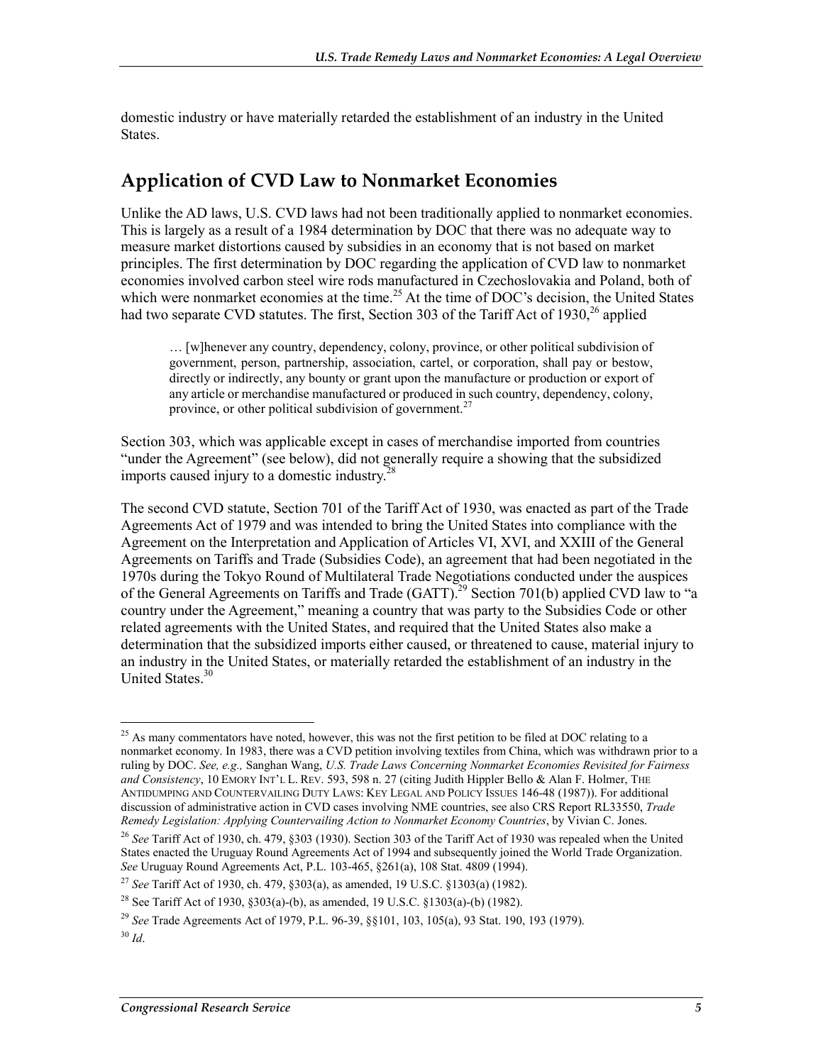domestic industry or have materially retarded the establishment of an industry in the United States.

## Application of CVD Law to Nonmarket Economies

Unlike the AD laws, U.S. CVD laws had not been traditionally applied to nonmarket economies. This is largely as a result of a 1984 determination by DOC that there was no adequate way to measure market distortions caused by subsidies in an economy that is not based on market principles. The first determination by DOC regarding the application of CVD law to nonmarket economies involved carbon steel wire rods manufactured in Czechoslovakia and Poland, both of which were nonmarket economies at the time.[25] At the time of DOC's decision, the United States had two separate CVD statutes. The first, Section 303 of the Tariff Act of 1930,[26] applied

> … [w]henever any country, dependency, colony, province, or other political subdivision of government, person, partnership, association, cartel, or corporation, shall pay or bestow, directly or indirectly, any bounty or grant upon the manufacture or production or export of any article or merchandise manufactured or produced in such country, dependency, colony, province, or other political subdivision of government.[27]

Section 303, which was applicable except in cases of merchandise imported from countries "under the Agreement" (see below), did not generally require a showing that the subsidized imports caused injury to a domestic industry.[28]

The second CVD statute, Section 701 of the Tariff Act of 1930, was enacted as part of the Trade Agreements Act of 1979 and was intended to bring the United States into compliance with the Agreement on the Interpretation and Application of Articles VI, XVI, and XXIII of the General Agreements on Tariffs and Trade (Subsidies Code), an agreement that had been negotiated in the 1970s during the Tokyo Round of Multilateral Trade Negotiations conducted under the auspices of the General Agreements on Tariffs and Trade (GATT).[29] Section 701(b) applied CVD law to "a country under the Agreement," meaning a country that was party to the Subsidies Code or other related agreements with the United States, and required that the United States also make a determination that the subsidized imports either caused, or threatened to cause, material injury to an industry in the United States, or materially retarded the establishment of an industry in the United States.[30]

---

[25] As many commentators have noted, however, this was not the first petition to be filed at DOC relating to a nonmarket economy. In 1983, there was a CVD petition involving textiles from China, which was withdrawn prior to a ruling by DOC. *See, e.g.,* Sanghan Wang, *U.S. Trade Laws Concerning Nonmarket Economies Revisited for Fairness and Consistency*, 10 EMORY INT'L L. REV. 593, 598 n. 27 (citing Judith Hippler Bello & Alan F. Holmer, THE ANTIDUMPING AND COUNTERVAILING DUTY LAWS: KEY LEGAL AND POLICY ISSUES 146-48 (1987)). For additional discussion of administrative action in CVD cases involving NME countries, see also CRS Report RL33550, *Trade Remedy Legislation: Applying Countervailing Action to Nonmarket Economy Countries*, by Vivian C. Jones.

[26] *See* Tariff Act of 1930, ch. 479, §303 (1930). Section 303 of the Tariff Act of 1930 was repealed when the United States enacted the Uruguay Round Agreements Act of 1994 and subsequently joined the World Trade Organization. *See* Uruguay Round Agreements Act, P.L. 103-465, §261(a), 108 Stat. 4809 (1994).

[27] *See* Tariff Act of 1930, ch. 479, §303(a), as amended, 19 U.S.C. §1303(a) (1982).

[28] See Tariff Act of 1930, §303(a)-(b), as amended, 19 U.S.C. §1303(a)-(b) (1982).

[29] *See* Trade Agreements Act of 1979, P.L. 96-39, §§101, 103, 105(a), 93 Stat. 190, 193 (1979).

[30] *Id*.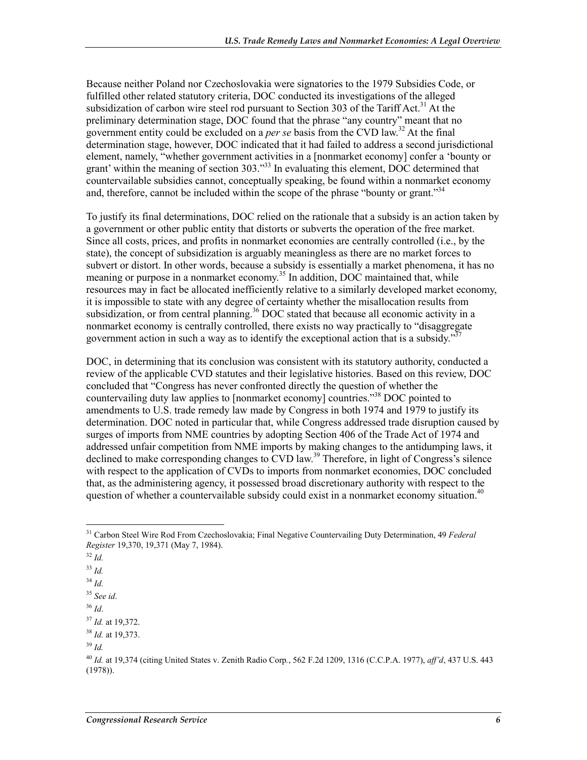Because neither Poland nor Czechoslovakia were signatories to the 1979 Subsidies Code, or fulfilled other related statutory criteria, DOC conducted its investigations of the alleged subsidization of carbon wire steel rod pursuant to Section 303 of the Tariff Act.[31] At the preliminary determination stage, DOC found that the phrase "any country" meant that no government entity could be excluded on a *per se* basis from the CVD law.[32] At the final determination stage, however, DOC indicated that it had failed to address a second jurisdictional element, namely, "whether government activities in a [nonmarket economy] confer a 'bounty or grant' within the meaning of section 303."[33] In evaluating this element, DOC determined that countervailable subsidies cannot, conceptually speaking, be found within a nonmarket economy and, therefore, cannot be included within the scope of the phrase "bounty or grant."[34]

To justify its final determinations, DOC relied on the rationale that a subsidy is an action taken by a government or other public entity that distorts or subverts the operation of the free market. Since all costs, prices, and profits in nonmarket economies are centrally controlled (i.e., by the state), the concept of subsidization is arguably meaningless as there are no market forces to subvert or distort. In other words, because a subsidy is essentially a market phenomena, it has no meaning or purpose in a nonmarket economy.[35] In addition, DOC maintained that, while resources may in fact be allocated inefficiently relative to a similarly developed market economy, it is impossible to state with any degree of certainty whether the misallocation results from subsidization, or from central planning.[36] DOC stated that because all economic activity in a nonmarket economy is centrally controlled, there exists no way practically to "disaggregate government action in such a way as to identify the exceptional action that is a subsidy."[37]

DOC, in determining that its conclusion was consistent with its statutory authority, conducted a review of the applicable CVD statutes and their legislative histories. Based on this review, DOC concluded that "Congress has never confronted directly the question of whether the countervailing duty law applies to [nonmarket economy] countries."[38] DOC pointed to amendments to U.S. trade remedy law made by Congress in both 1974 and 1979 to justify its determination. DOC noted in particular that, while Congress addressed trade disruption caused by surges of imports from NME countries by adopting Section 406 of the Trade Act of 1974 and addressed unfair competition from NME imports by making changes to the antidumping laws, it declined to make corresponding changes to CVD law.[39] Therefore, in light of Congress's silence with respect to the application of CVDs to imports from nonmarket economies, DOC concluded that, as the administering agency, it possessed broad discretionary authority with respect to the question of whether a countervailable subsidy could exist in a nonmarket economy situation.[40]

---

[31] Carbon Steel Wire Rod From Czechoslovakia; Final Negative Countervailing Duty Determination, 49 *Federal Register* 19,370, 19,371 (May 7, 1984).

[32] *Id.*

[33] *Id.*

[34] *Id.*

[35] *See id*.

[36] *Id*.

[37] *Id.* at 19,372.

[38] *Id.* at 19,373.

[39] *Id.*

[40] *Id.* at 19,374 (citing United States v. Zenith Radio Corp., 562 F.2d 1209, 1316 (C.C.P.A. 1977), *aff'd*, 437 U.S. 443 (1978)).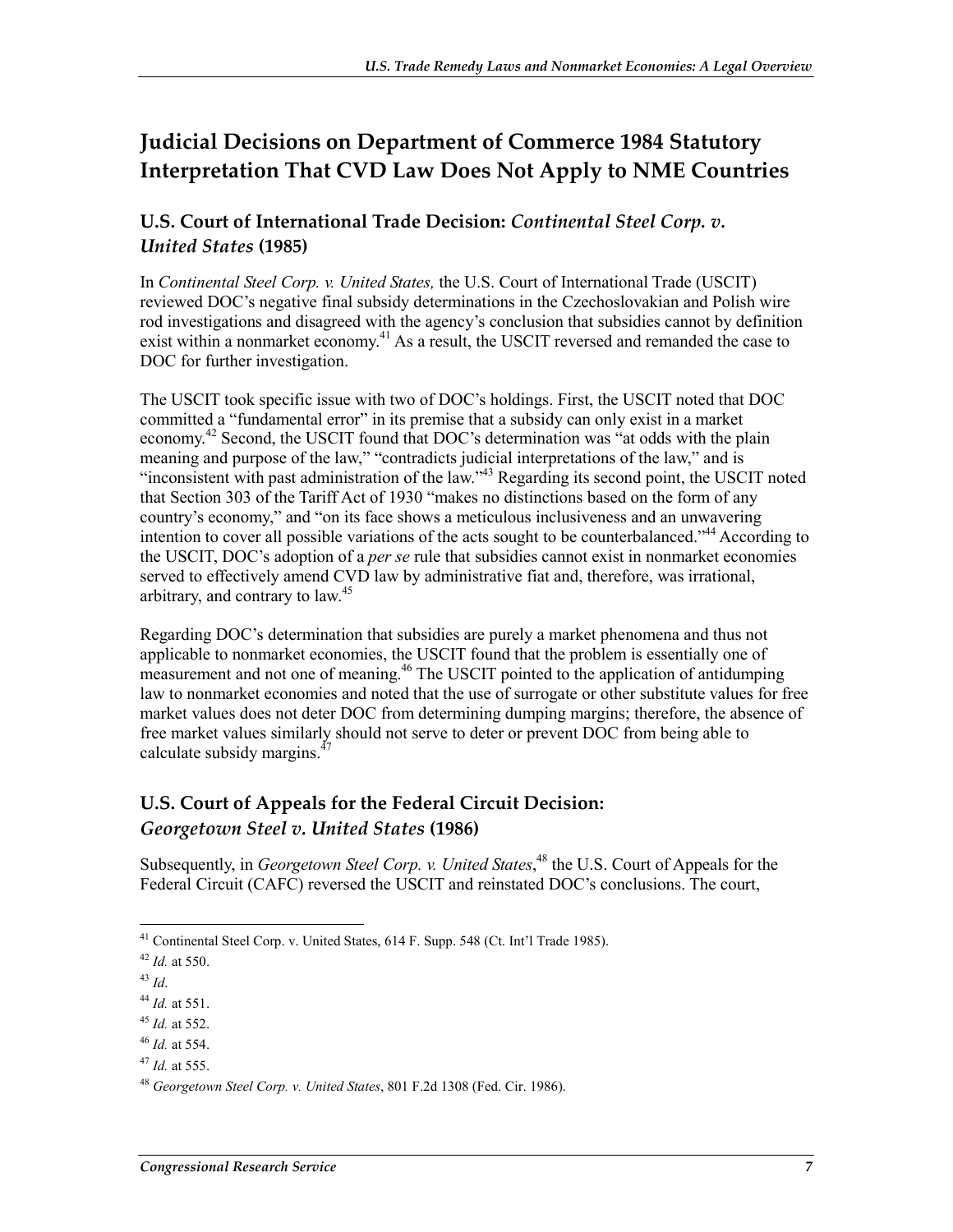## Judicial Decisions on Department of Commerce 1984 Statutory Interpretation That CVD Law Does Not Apply to NME Countries

### U.S. Court of International Trade Decision: *Continental Steel Corp. v. United States* (1985)

In *Continental Steel Corp. v. United States,* the U.S. Court of International Trade (USCIT) reviewed DOC's negative final subsidy determinations in the Czechoslovakian and Polish wire rod investigations and disagreed with the agency's conclusion that subsidies cannot by definition exist within a nonmarket economy.[41] As a result, the USCIT reversed and remanded the case to DOC for further investigation.

The USCIT took specific issue with two of DOC's holdings. First, the USCIT noted that DOC committed a "fundamental error" in its premise that a subsidy can only exist in a market economy.[42] Second, the USCIT found that DOC's determination was "at odds with the plain meaning and purpose of the law," "contradicts judicial interpretations of the law," and is "inconsistent with past administration of the law."[43] Regarding its second point, the USCIT noted that Section 303 of the Tariff Act of 1930 "makes no distinctions based on the form of any country's economy," and "on its face shows a meticulous inclusiveness and an unwavering intention to cover all possible variations of the acts sought to be counterbalanced."[44] According to the USCIT, DOC's adoption of a *per se* rule that subsidies cannot exist in nonmarket economies served to effectively amend CVD law by administrative fiat and, therefore, was irrational, arbitrary, and contrary to law.[45]

Regarding DOC's determination that subsidies are purely a market phenomena and thus not applicable to nonmarket economies, the USCIT found that the problem is essentially one of measurement and not one of meaning.[46] The USCIT pointed to the application of antidumping law to nonmarket economies and noted that the use of surrogate or other substitute values for free market values does not deter DOC from determining dumping margins; therefore, the absence of free market values similarly should not serve to deter or prevent DOC from being able to calculate subsidy margins.[47]

### U.S. Court of Appeals for the Federal Circuit Decision: *Georgetown Steel v. United States* (1986)

Subsequently, in *Georgetown Steel Corp. v. United States*,[48] the U.S. Court of Appeals for the Federal Circuit (CAFC) reversed the USCIT and reinstated DOC's conclusions. The court,

---

[41] Continental Steel Corp. v. United States, 614 F. Supp. 548 (Ct. Int'l Trade 1985).

[42] *Id.* at 550.

[43] *Id*.

[44] *Id.* at 551.

[45] *Id.* at 552.

[46] *Id.* at 554.

[47] *Id.* at 555.

[48] *Georgetown Steel Corp. v. United States*, 801 F.2d 1308 (Fed. Cir. 1986).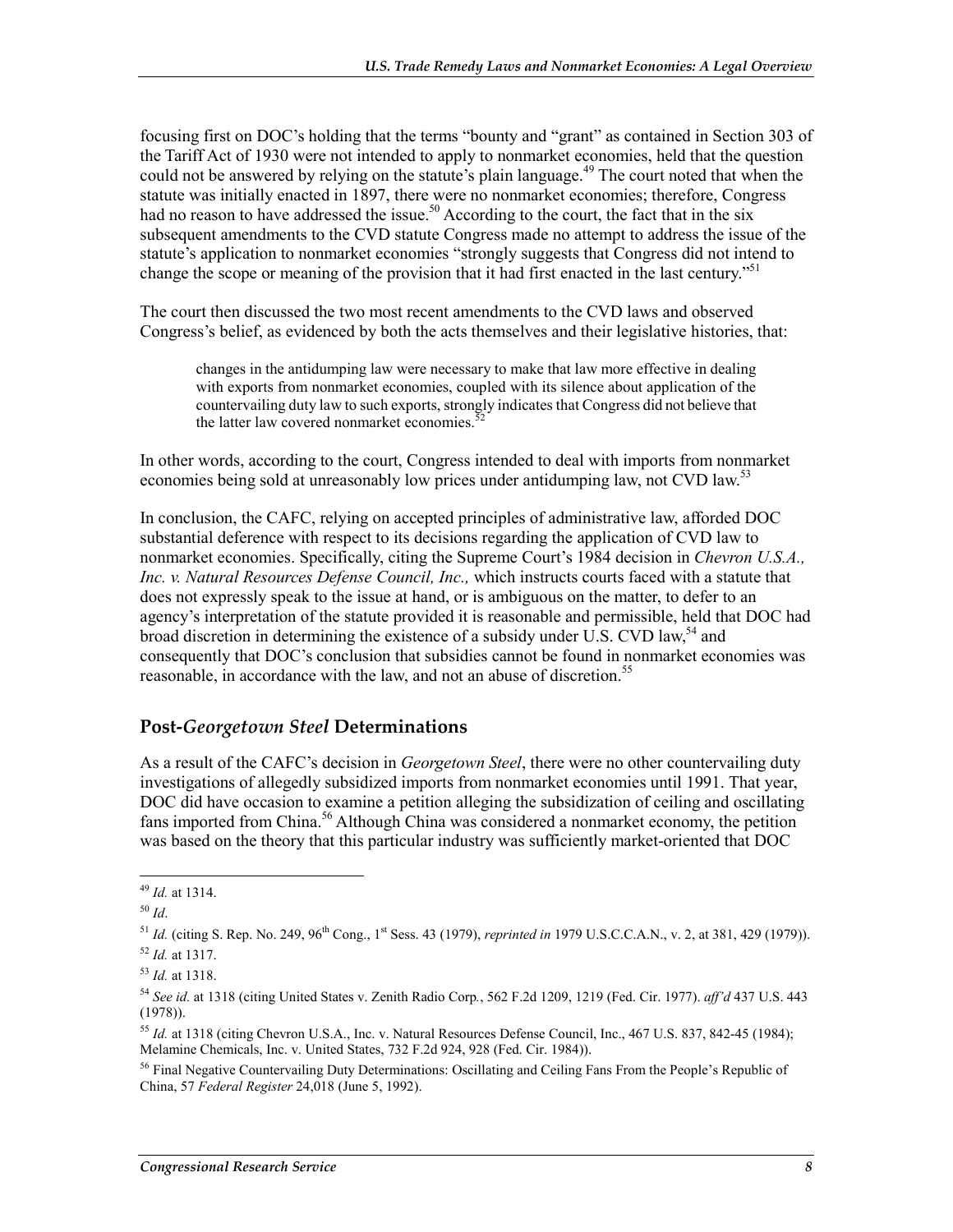focusing first on DOC's holding that the terms "bounty and "grant" as contained in Section 303 of the Tariff Act of 1930 were not intended to apply to nonmarket economies, held that the question could not be answered by relying on the statute's plain language.[49] The court noted that when the statute was initially enacted in 1897, there were no nonmarket economies; therefore, Congress had no reason to have addressed the issue.[50] According to the court, the fact that in the six subsequent amendments to the CVD statute Congress made no attempt to address the issue of the statute's application to nonmarket economies "strongly suggests that Congress did not intend to change the scope or meaning of the provision that it had first enacted in the last century."[51]

The court then discussed the two most recent amendments to the CVD laws and observed Congress's belief, as evidenced by both the acts themselves and their legislative histories, that:

> changes in the antidumping law were necessary to make that law more effective in dealing with exports from nonmarket economies, coupled with its silence about application of the countervailing duty law to such exports, strongly indicates that Congress did not believe that the latter law covered nonmarket economies.[52]

In other words, according to the court, Congress intended to deal with imports from nonmarket economies being sold at unreasonably low prices under antidumping law, not CVD law.[53]

In conclusion, the CAFC, relying on accepted principles of administrative law, afforded DOC substantial deference with respect to its decisions regarding the application of CVD law to nonmarket economies. Specifically, citing the Supreme Court's 1984 decision in *Chevron U.S.A., Inc. v. Natural Resources Defense Council, Inc.,* which instructs courts faced with a statute that does not expressly speak to the issue at hand, or is ambiguous on the matter, to defer to an agency's interpretation of the statute provided it is reasonable and permissible, held that DOC had broad discretion in determining the existence of a subsidy under U.S. CVD law,[54] and consequently that DOC's conclusion that subsidies cannot be found in nonmarket economies was reasonable, in accordance with the law, and not an abuse of discretion.[55]

## Post-*Georgetown Steel* Determinations

As a result of the CAFC's decision in *Georgetown Steel*, there were no other countervailing duty investigations of allegedly subsidized imports from nonmarket economies until 1991. That year, DOC did have occasion to examine a petition alleging the subsidization of ceiling and oscillating fans imported from China.[56] Although China was considered a nonmarket economy, the petition was based on the theory that this particular industry was sufficiently market-oriented that DOC

---

[49] *Id.* at 1314.

[50] *Id*.

[51] *Id.* (citing S. Rep. No. 249, 96th Cong., 1st Sess. 43 (1979), *reprinted in* 1979 U.S.C.C.A.N., v. 2, at 381, 429 (1979)).

[52] *Id.* at 1317.

[53] *Id.* at 1318.

[54] *See id.* at 1318 (citing United States v. Zenith Radio Corp., 562 F.2d 1209, 1219 (Fed. Cir. 1977). *aff'd* 437 U.S. 443 (1978)).

[55] *Id.* at 1318 (citing Chevron U.S.A., Inc. v. Natural Resources Defense Council, Inc., 467 U.S. 837, 842-45 (1984); Melamine Chemicals, Inc. v. United States, 732 F.2d 924, 928 (Fed. Cir. 1984)).

[56] Final Negative Countervailing Duty Determinations: Oscillating and Ceiling Fans From the People's Republic of China, 57 *Federal Register* 24,018 (June 5, 1992).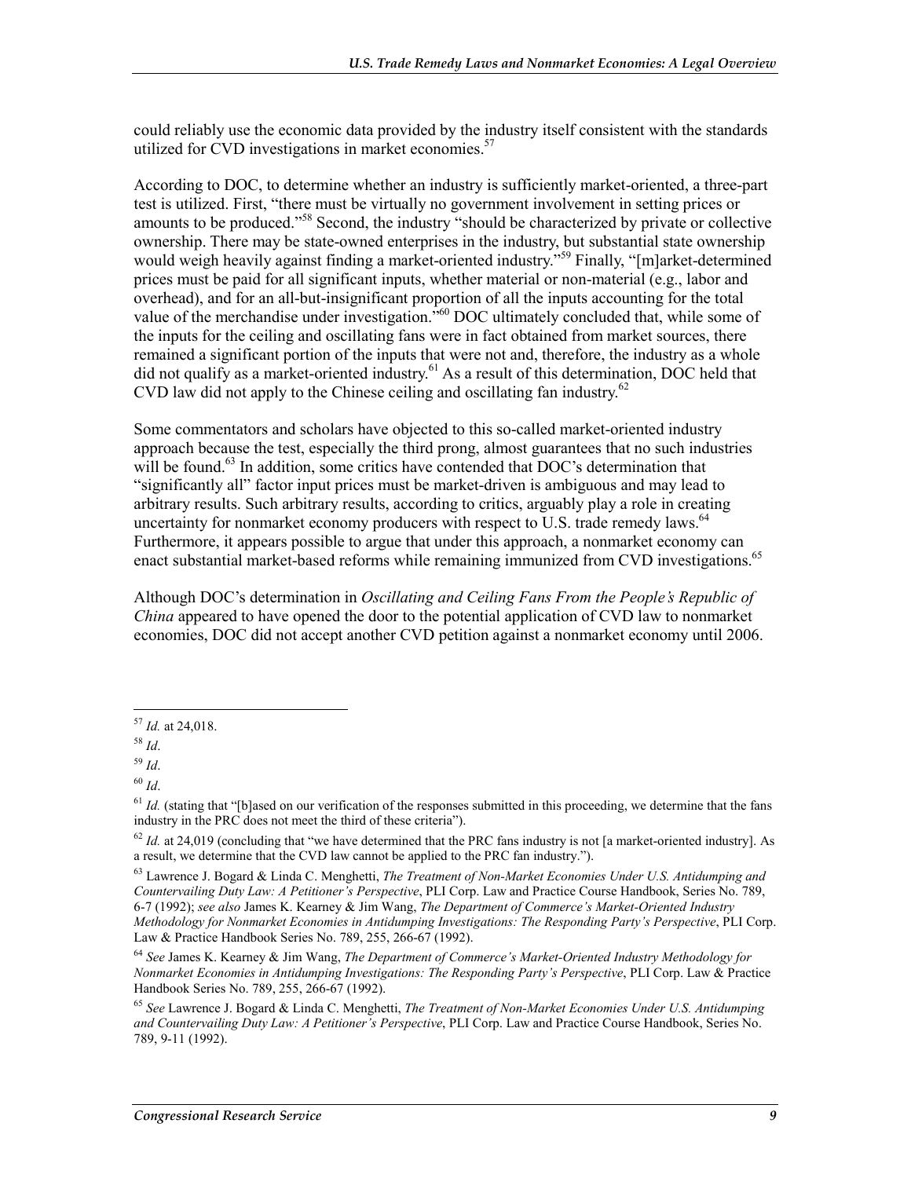could reliably use the economic data provided by the industry itself consistent with the standards utilized for CVD investigations in market economies.[57]

According to DOC, to determine whether an industry is sufficiently market-oriented, a three-part test is utilized. First, "there must be virtually no government involvement in setting prices or amounts to be produced."[58] Second, the industry "should be characterized by private or collective ownership. There may be state-owned enterprises in the industry, but substantial state ownership would weigh heavily against finding a market-oriented industry."[59] Finally, "[m]arket-determined prices must be paid for all significant inputs, whether material or non-material (e.g., labor and overhead), and for an all-but-insignificant proportion of all the inputs accounting for the total value of the merchandise under investigation."[60] DOC ultimately concluded that, while some of the inputs for the ceiling and oscillating fans were in fact obtained from market sources, there remained a significant portion of the inputs that were not and, therefore, the industry as a whole did not qualify as a market-oriented industry.[61] As a result of this determination, DOC held that CVD law did not apply to the Chinese ceiling and oscillating fan industry.[62]

Some commentators and scholars have objected to this so-called market-oriented industry approach because the test, especially the third prong, almost guarantees that no such industries will be found.[63] In addition, some critics have contended that DOC's determination that "significantly all" factor input prices must be market-driven is ambiguous and may lead to arbitrary results. Such arbitrary results, according to critics, arguably play a role in creating uncertainty for nonmarket economy producers with respect to U.S. trade remedy laws.[64] Furthermore, it appears possible to argue that under this approach, a nonmarket economy can enact substantial market-based reforms while remaining immunized from CVD investigations.[65]

Although DOC's determination in *Oscillating and Ceiling Fans From the People's Republic of China* appeared to have opened the door to the potential application of CVD law to nonmarket economies, DOC did not accept another CVD petition against a nonmarket economy until 2006.

---

[57] *Id.* at 24,018.

[58] *Id*.

[59] *Id*.

[60] *Id*.

[61] *Id.* (stating that "[b]ased on our verification of the responses submitted in this proceeding, we determine that the fans industry in the PRC does not meet the third of these criteria").

[62] *Id.* at 24,019 (concluding that "we have determined that the PRC fans industry is not [a market-oriented industry]. As a result, we determine that the CVD law cannot be applied to the PRC fan industry.").

[63] Lawrence J. Bogard & Linda C. Menghetti, *The Treatment of Non-Market Economies Under U.S. Antidumping and Countervailing Duty Law: A Petitioner's Perspective*, PLI Corp. Law and Practice Course Handbook, Series No. 789, 6-7 (1992); *see also* James K. Kearney & Jim Wang, *The Department of Commerce's Market-Oriented Industry Methodology for Nonmarket Economies in Antidumping Investigations: The Responding Party's Perspective*, PLI Corp. Law & Practice Handbook Series No. 789, 255, 266-67 (1992).

[64] *See* James K. Kearney & Jim Wang, *The Department of Commerce's Market-Oriented Industry Methodology for Nonmarket Economies in Antidumping Investigations: The Responding Party's Perspective*, PLI Corp. Law & Practice Handbook Series No. 789, 255, 266-67 (1992).

[65] *See* Lawrence J. Bogard & Linda C. Menghetti, *The Treatment of Non-Market Economies Under U.S. Antidumping and Countervailing Duty Law: A Petitioner's Perspective*, PLI Corp. Law and Practice Course Handbook, Series No. 789, 9-11 (1992).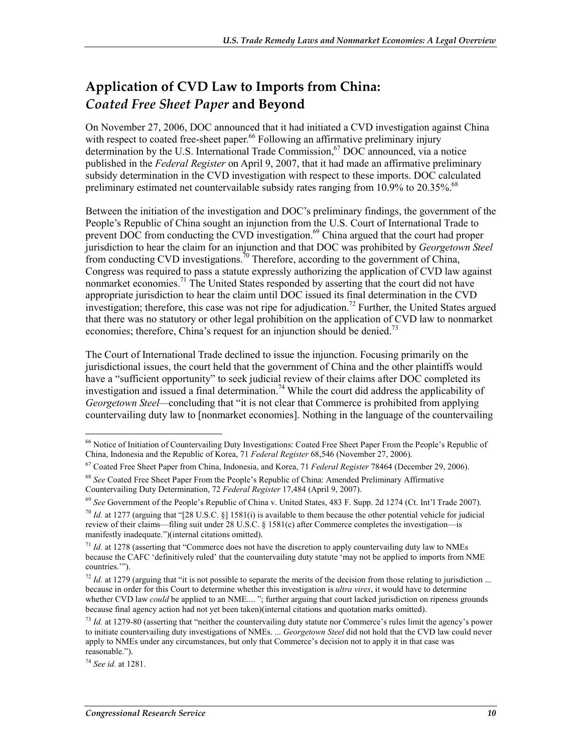## Application of CVD Law to Imports from China: *Coated Free Sheet Paper* and Beyond

On November 27, 2006, DOC announced that it had initiated a CVD investigation against China with respect to coated free-sheet paper.[66] Following an affirmative preliminary injury determination by the U.S. International Trade Commission,[67] DOC announced, via a notice published in the *Federal Register* on April 9, 2007, that it had made an affirmative preliminary subsidy determination in the CVD investigation with respect to these imports. DOC calculated preliminary estimated net countervailable subsidy rates ranging from 10.9% to 20.35%.[68]

Between the initiation of the investigation and DOC's preliminary findings, the government of the People's Republic of China sought an injunction from the U.S. Court of International Trade to prevent DOC from conducting the CVD investigation.[69] China argued that the court had proper jurisdiction to hear the claim for an injunction and that DOC was prohibited by *Georgetown Steel* from conducting CVD investigations.[70] Therefore, according to the government of China, Congress was required to pass a statute expressly authorizing the application of CVD law against nonmarket economies.[71] The United States responded by asserting that the court did not have appropriate jurisdiction to hear the claim until DOC issued its final determination in the CVD investigation; therefore, this case was not ripe for adjudication.[72] Further, the United States argued that there was no statutory or other legal prohibition on the application of CVD law to nonmarket economies; therefore, China's request for an injunction should be denied.[73]

The Court of International Trade declined to issue the injunction. Focusing primarily on the jurisdictional issues, the court held that the government of China and the other plaintiffs would have a "sufficient opportunity" to seek judicial review of their claims after DOC completed its investigation and issued a final determination.[74] While the court did address the applicability of *Georgetown Steel*—concluding that "it is not clear that Commerce is prohibited from applying countervailing duty law to [nonmarket economies]. Nothing in the language of the countervailing

---

[66] Notice of Initiation of Countervailing Duty Investigations: Coated Free Sheet Paper From the People's Republic of China, Indonesia and the Republic of Korea, 71 *Federal Register* 68,546 (November 27, 2006).

[67] Coated Free Sheet Paper from China, Indonesia, and Korea, 71 *Federal Register* 78464 (December 29, 2006).

[68] *See* Coated Free Sheet Paper From the People's Republic of China: Amended Preliminary Affirmative Countervailing Duty Determination, 72 *Federal Register* 17,484 (April 9, 2007).

[69] *See* Government of the People's Republic of China v. United States, 483 F. Supp. 2d 1274 (Ct. Int'l Trade 2007).

[70] *Id.* at 1277 (arguing that "[28 U.S.C. §] 1581(i) is available to them because the other potential vehicle for judicial review of their claims—filing suit under 28 U.S.C. § 1581(c) after Commerce completes the investigation—is manifestly inadequate.")(internal citations omitted).

[71] *Id.* at 1278 (asserting that "Commerce does not have the discretion to apply countervailing duty law to NMEs because the CAFC 'definitively ruled' that the countervailing duty statute 'may not be applied to imports from NME countries.'").

[72] *Id.* at 1279 (arguing that "it is not possible to separate the merits of the decision from those relating to jurisdiction ... because in order for this Court to determine whether this investigation is *ultra vires*, it would have to determine whether CVD law *could* be applied to an NME.... "; further arguing that court lacked jurisdiction on ripeness grounds because final agency action had not yet been taken)(internal citations and quotation marks omitted).

[73] *Id.* at 1279-80 (asserting that "neither the countervailing duty statute nor Commerce's rules limit the agency's power to initiate countervailing duty investigations of NMEs. ... *Georgetown Steel* did not hold that the CVD law could never apply to NMEs under any circumstances, but only that Commerce's decision not to apply it in that case was reasonable.").

[74] *See id.* at 1281.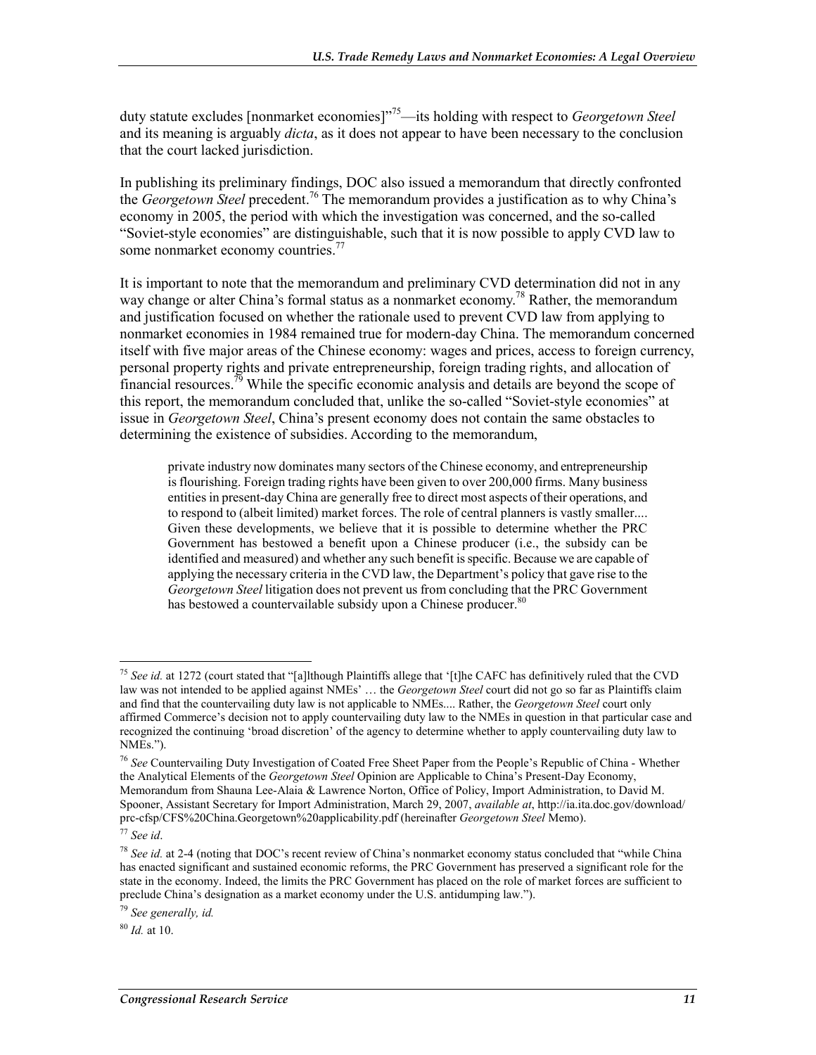duty statute excludes [nonmarket economies]"[75]—its holding with respect to *Georgetown Steel* and its meaning is arguably *dicta*, as it does not appear to have been necessary to the conclusion that the court lacked jurisdiction.

In publishing its preliminary findings, DOC also issued a memorandum that directly confronted the *Georgetown Steel* precedent.[76] The memorandum provides a justification as to why China's economy in 2005, the period with which the investigation was concerned, and the so-called "Soviet-style economies" are distinguishable, such that it is now possible to apply CVD law to some nonmarket economy countries.[77]

It is important to note that the memorandum and preliminary CVD determination did not in any way change or alter China's formal status as a nonmarket economy.[78] Rather, the memorandum and justification focused on whether the rationale used to prevent CVD law from applying to nonmarket economies in 1984 remained true for modern-day China. The memorandum concerned itself with five major areas of the Chinese economy: wages and prices, access to foreign currency, personal property rights and private entrepreneurship, foreign trading rights, and allocation of financial resources.[79] While the specific economic analysis and details are beyond the scope of this report, the memorandum concluded that, unlike the so-called "Soviet-style economies" at issue in *Georgetown Steel*, China's present economy does not contain the same obstacles to determining the existence of subsidies. According to the memorandum,

> private industry now dominates many sectors of the Chinese economy, and entrepreneurship is flourishing. Foreign trading rights have been given to over 200,000 firms. Many business entities in present-day China are generally free to direct most aspects of their operations, and to respond to (albeit limited) market forces. The role of central planners is vastly smaller.... Given these developments, we believe that it is possible to determine whether the PRC Government has bestowed a benefit upon a Chinese producer (i.e., the subsidy can be identified and measured) and whether any such benefit is specific. Because we are capable of applying the necessary criteria in the CVD law, the Department's policy that gave rise to the *Georgetown Steel* litigation does not prevent us from concluding that the PRC Government has bestowed a countervailable subsidy upon a Chinese producer.[80]

---

[75] *See id.* at 1272 (court stated that "[a]lthough Plaintiffs allege that '[t]he CAFC has definitively ruled that the CVD law was not intended to be applied against NMEs' … the *Georgetown Steel* court did not go so far as Plaintiffs claim and find that the countervailing duty law is not applicable to NMEs.... Rather, the *Georgetown Steel* court only affirmed Commerce's decision not to apply countervailing duty law to the NMEs in question in that particular case and recognized the continuing 'broad discretion' of the agency to determine whether to apply countervailing duty law to NMEs.").

[76] *See* Countervailing Duty Investigation of Coated Free Sheet Paper from the People's Republic of China - Whether the Analytical Elements of the *Georgetown Steel* Opinion are Applicable to China's Present-Day Economy, Memorandum from Shauna Lee-Alaia & Lawrence Norton, Office of Policy, Import Administration, to David M. Spooner, Assistant Secretary for Import Administration, March 29, 2007, *available at*, http://ia.ita.doc.gov/download/prc-cfsp/CFS%20China.Georgetown%20applicability.pdf (hereinafter *Georgetown Steel* Memo).

[77] *See id*.

[78] *See id.* at 2-4 (noting that DOC's recent review of China's nonmarket economy status concluded that "while China has enacted significant and sustained economic reforms, the PRC Government has preserved a significant role for the state in the economy. Indeed, the limits the PRC Government has placed on the role of market forces are sufficient to preclude China's designation as a market economy under the U.S. antidumping law.").

[79] *See generally, id.*

[80] *Id.* at 10.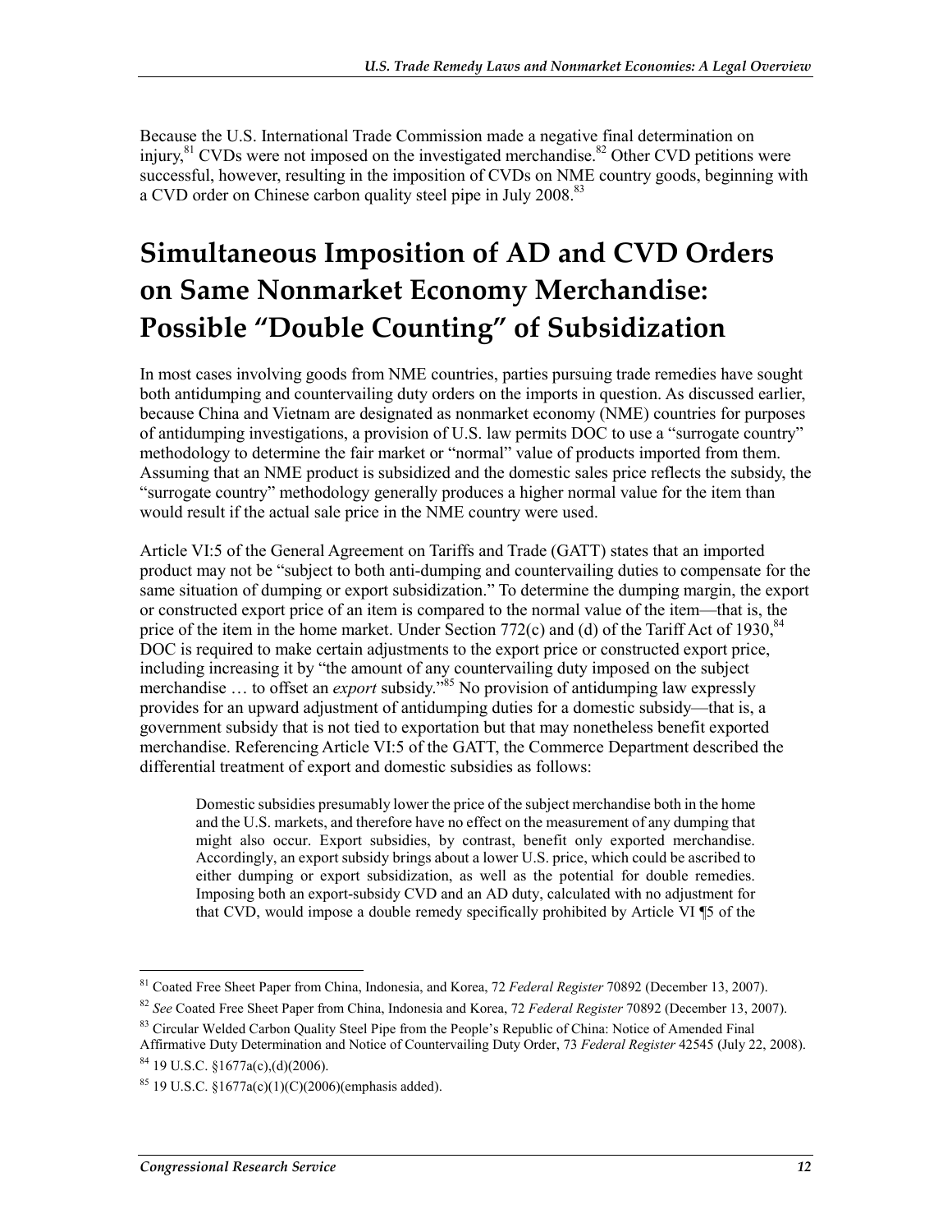Because the U.S. International Trade Commission made a negative final determination on injury,[81] CVDs were not imposed on the investigated merchandise.[82] Other CVD petitions were successful, however, resulting in the imposition of CVDs on NME country goods, beginning with a CVD order on Chinese carbon quality steel pipe in July 2008.[83]

# Simultaneous Imposition of AD and CVD Orders on Same Nonmarket Economy Merchandise: Possible "Double Counting" of Subsidization

In most cases involving goods from NME countries, parties pursuing trade remedies have sought both antidumping and countervailing duty orders on the imports in question. As discussed earlier, because China and Vietnam are designated as nonmarket economy (NME) countries for purposes of antidumping investigations, a provision of U.S. law permits DOC to use a "surrogate country" methodology to determine the fair market or "normal" value of products imported from them. Assuming that an NME product is subsidized and the domestic sales price reflects the subsidy, the "surrogate country" methodology generally produces a higher normal value for the item than would result if the actual sale price in the NME country were used.

Article VI:5 of the General Agreement on Tariffs and Trade (GATT) states that an imported product may not be "subject to both anti-dumping and countervailing duties to compensate for the same situation of dumping or export subsidization." To determine the dumping margin, the export or constructed export price of an item is compared to the normal value of the item—that is, the price of the item in the home market. Under Section 772(c) and (d) of the Tariff Act of 1930,[84] DOC is required to make certain adjustments to the export price or constructed export price, including increasing it by "the amount of any countervailing duty imposed on the subject merchandise … to offset an *export* subsidy."[85] No provision of antidumping law expressly provides for an upward adjustment of antidumping duties for a domestic subsidy—that is, a government subsidy that is not tied to exportation but that may nonetheless benefit exported merchandise. Referencing Article VI:5 of the GATT, the Commerce Department described the differential treatment of export and domestic subsidies as follows:

> Domestic subsidies presumably lower the price of the subject merchandise both in the home and the U.S. markets, and therefore have no effect on the measurement of any dumping that might also occur. Export subsidies, by contrast, benefit only exported merchandise. Accordingly, an export subsidy brings about a lower U.S. price, which could be ascribed to either dumping or export subsidization, as well as the potential for double remedies. Imposing both an export-subsidy CVD and an AD duty, calculated with no adjustment for that CVD, would impose a double remedy specifically prohibited by Article VI ¶5 of the

---

[81] Coated Free Sheet Paper from China, Indonesia, and Korea, 72 *Federal Register* 70892 (December 13, 2007).

[82] *See* Coated Free Sheet Paper from China, Indonesia and Korea, 72 *Federal Register* 70892 (December 13, 2007).

[83] Circular Welded Carbon Quality Steel Pipe from the People's Republic of China: Notice of Amended Final Affirmative Duty Determination and Notice of Countervailing Duty Order, 73 *Federal Register* 42545 (July 22, 2008).

[84] 19 U.S.C. §1677a(c),(d)(2006).

[85] 19 U.S.C. §1677a(c)(1)(C)(2006)(emphasis added).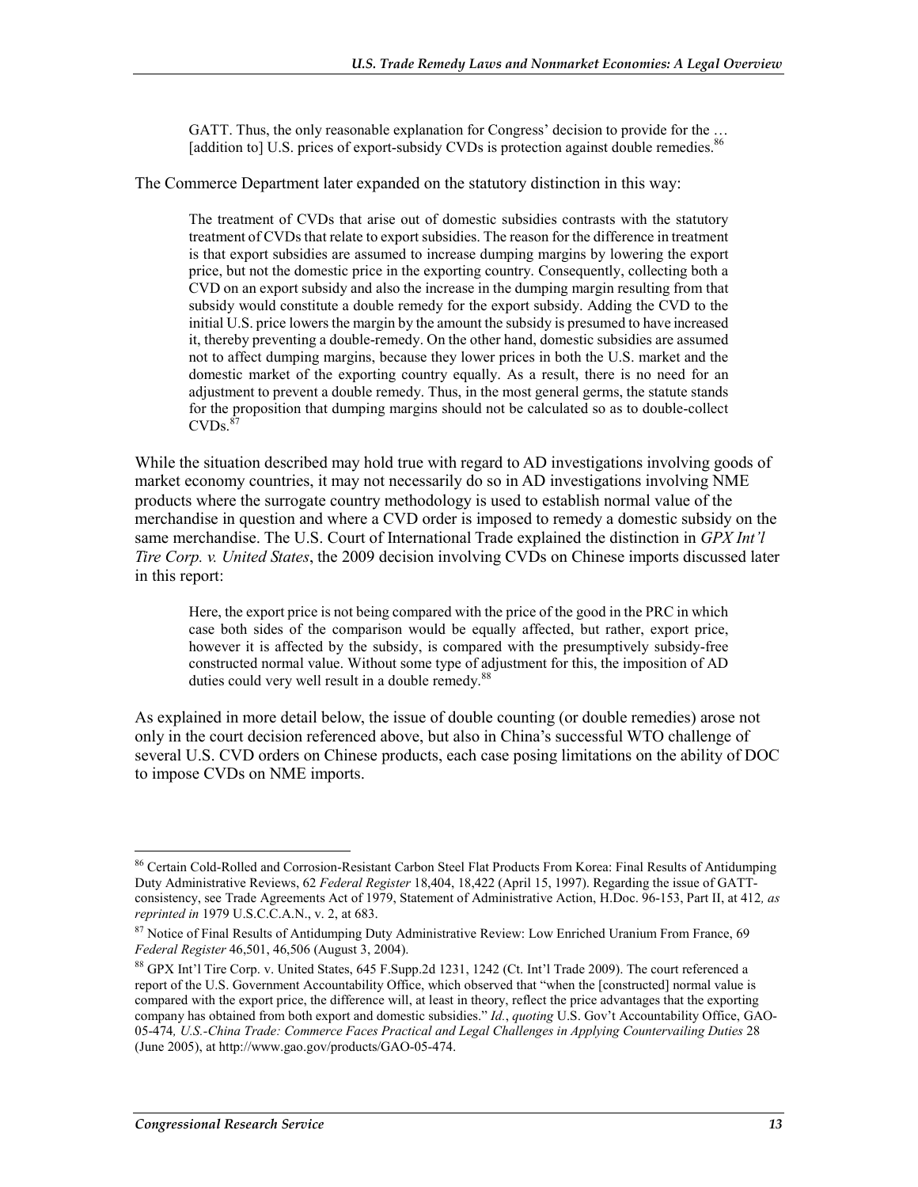> GATT. Thus, the only reasonable explanation for Congress' decision to provide for the … [addition to] U.S. prices of export-subsidy CVDs is protection against double remedies.[86]

The Commerce Department later expanded on the statutory distinction in this way:

> The treatment of CVDs that arise out of domestic subsidies contrasts with the statutory treatment of CVDs that relate to export subsidies. The reason for the difference in treatment is that export subsidies are assumed to increase dumping margins by lowering the export price, but not the domestic price in the exporting country. Consequently, collecting both a CVD on an export subsidy and also the increase in the dumping margin resulting from that subsidy would constitute a double remedy for the export subsidy. Adding the CVD to the initial U.S. price lowers the margin by the amount the subsidy is presumed to have increased it, thereby preventing a double-remedy. On the other hand, domestic subsidies are assumed not to affect dumping margins, because they lower prices in both the U.S. market and the domestic market of the exporting country equally. As a result, there is no need for an adjustment to prevent a double remedy. Thus, in the most general germs, the statute stands for the proposition that dumping margins should not be calculated so as to double-collect CVDs.[87]

While the situation described may hold true with regard to AD investigations involving goods of market economy countries, it may not necessarily do so in AD investigations involving NME products where the surrogate country methodology is used to establish normal value of the merchandise in question and where a CVD order is imposed to remedy a domestic subsidy on the same merchandise. The U.S. Court of International Trade explained the distinction in *GPX Int'l Tire Corp. v. United States*, the 2009 decision involving CVDs on Chinese imports discussed later in this report:

> Here, the export price is not being compared with the price of the good in the PRC in which case both sides of the comparison would be equally affected, but rather, export price, however it is affected by the subsidy, is compared with the presumptively subsidy-free constructed normal value. Without some type of adjustment for this, the imposition of AD duties could very well result in a double remedy.[88]

As explained in more detail below, the issue of double counting (or double remedies) arose not only in the court decision referenced above, but also in China's successful WTO challenge of several U.S. CVD orders on Chinese products, each case posing limitations on the ability of DOC to impose CVDs on NME imports.

---

[86] Certain Cold-Rolled and Corrosion-Resistant Carbon Steel Flat Products From Korea: Final Results of Antidumping Duty Administrative Reviews, 62 *Federal Register* 18,404, 18,422 (April 15, 1997). Regarding the issue of GATT-consistency, see Trade Agreements Act of 1979, Statement of Administrative Action, H.Doc. 96-153, Part II, at 412*, as reprinted in* 1979 U.S.C.C.A.N., v. 2, at 683.

[87] Notice of Final Results of Antidumping Duty Administrative Review: Low Enriched Uranium From France, 69 *Federal Register* 46,501, 46,506 (August 3, 2004).

[88] GPX Int'l Tire Corp. v. United States, 645 F.Supp.2d 1231, 1242 (Ct. Int'l Trade 2009). The court referenced a report of the U.S. Government Accountability Office, which observed that "when the [constructed] normal value is compared with the export price, the difference will, at least in theory, reflect the price advantages that the exporting company has obtained from both export and domestic subsidies." *Id.*, *quoting* U.S. Gov't Accountability Office, GAO-05-474*, U.S.-China Trade: Commerce Faces Practical and Legal Challenges in Applying Countervailing Duties* 28 (June 2005), at http://www.gao.gov/products/GAO-05-474.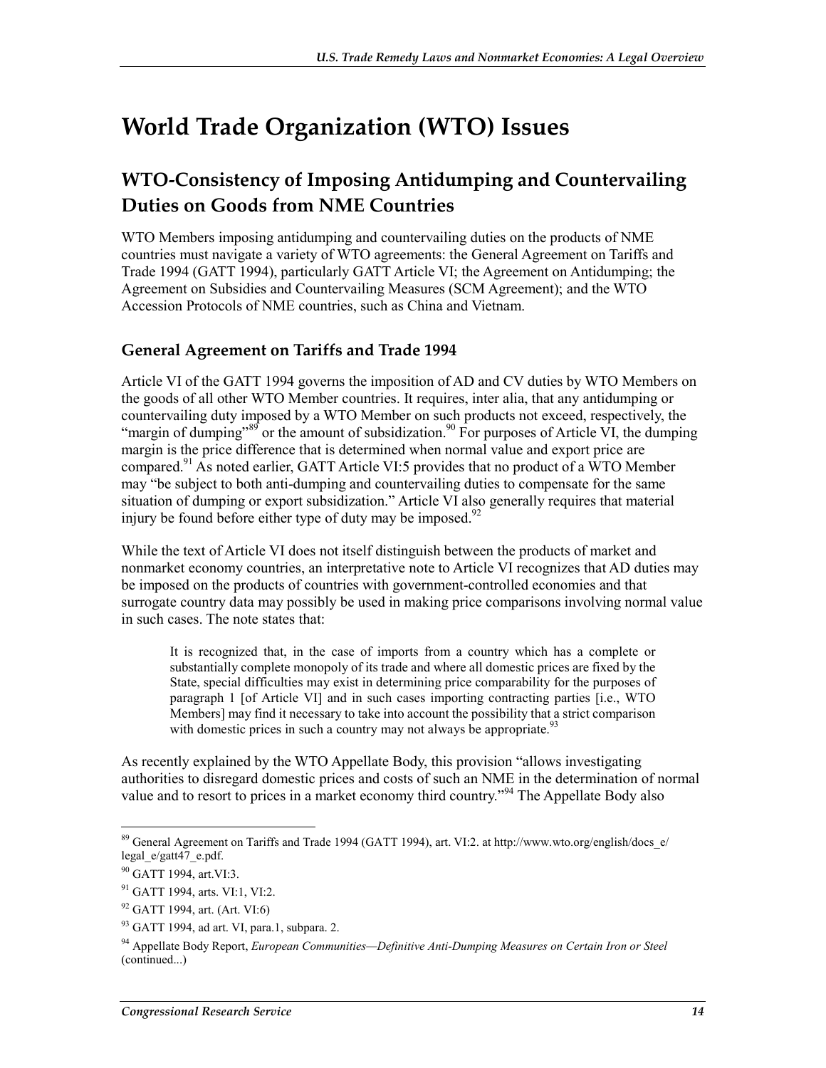# World Trade Organization (WTO) Issues

## WTO-Consistency of Imposing Antidumping and Countervailing Duties on Goods from NME Countries

WTO Members imposing antidumping and countervailing duties on the products of NME countries must navigate a variety of WTO agreements: the General Agreement on Tariffs and Trade 1994 (GATT 1994), particularly GATT Article VI; the Agreement on Antidumping; the Agreement on Subsidies and Countervailing Measures (SCM Agreement); and the WTO Accession Protocols of NME countries, such as China and Vietnam.

### General Agreement on Tariffs and Trade 1994

Article VI of the GATT 1994 governs the imposition of AD and CV duties by WTO Members on the goods of all other WTO Member countries. It requires, inter alia, that any antidumping or countervailing duty imposed by a WTO Member on such products not exceed, respectively, the "margin of dumping"[89] or the amount of subsidization.[90] For purposes of Article VI, the dumping margin is the price difference that is determined when normal value and export price are compared.[91] As noted earlier, GATT Article VI:5 provides that no product of a WTO Member may "be subject to both anti-dumping and countervailing duties to compensate for the same situation of dumping or export subsidization." Article VI also generally requires that material injury be found before either type of duty may be imposed.[92]

While the text of Article VI does not itself distinguish between the products of market and nonmarket economy countries, an interpretative note to Article VI recognizes that AD duties may be imposed on the products of countries with government-controlled economies and that surrogate country data may possibly be used in making price comparisons involving normal value in such cases. The note states that:

> It is recognized that, in the case of imports from a country which has a complete or substantially complete monopoly of its trade and where all domestic prices are fixed by the State, special difficulties may exist in determining price comparability for the purposes of paragraph 1 [of Article VI] and in such cases importing contracting parties [i.e., WTO Members] may find it necessary to take into account the possibility that a strict comparison with domestic prices in such a country may not always be appropriate.[93]

As recently explained by the WTO Appellate Body, this provision "allows investigating authorities to disregard domestic prices and costs of such an NME in the determination of normal value and to resort to prices in a market economy third country."[94] The Appellate Body also

---

[89] General Agreement on Tariffs and Trade 1994 (GATT 1994), art. VI:2. at http://www.wto.org/english/docs_e/legal_e/gatt47_e.pdf.

[90] GATT 1994, art.VI:3.

[91] GATT 1994, arts. VI:1, VI:2.

[92] GATT 1994, art. (Art. VI:6)

[93] GATT 1994, ad art. VI, para.1, subpara. 2.

[94] Appellate Body Report, *European Communities—Definitive Anti-Dumping Measures on Certain Iron or Steel* (continued...)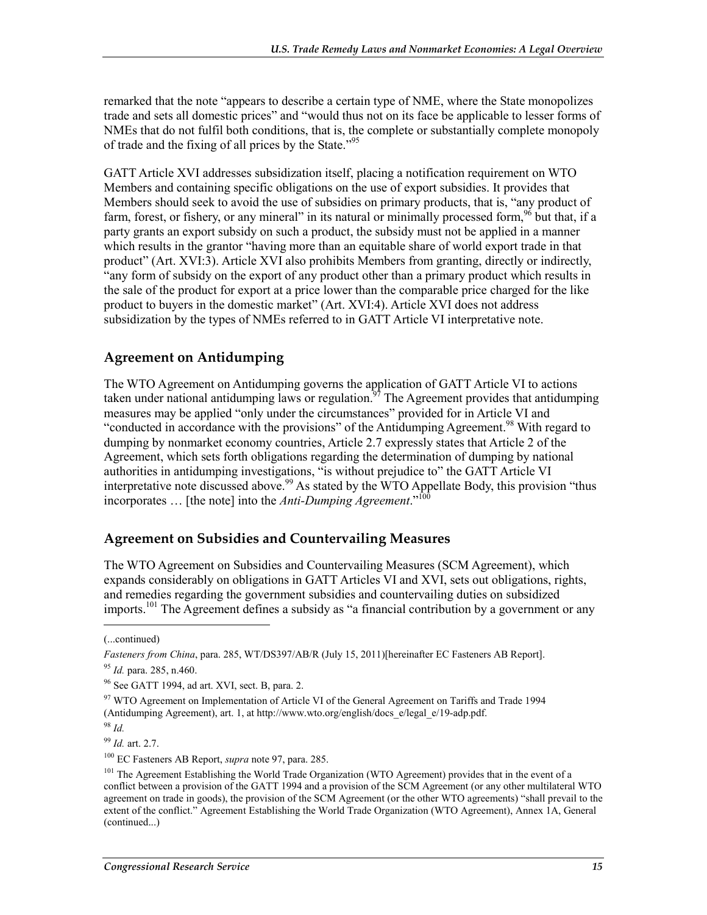remarked that the note "appears to describe a certain type of NME, where the State monopolizes trade and sets all domestic prices" and "would thus not on its face be applicable to lesser forms of NMEs that do not fulfil both conditions, that is, the complete or substantially complete monopoly of trade and the fixing of all prices by the State."[95]

GATT Article XVI addresses subsidization itself, placing a notification requirement on WTO Members and containing specific obligations on the use of export subsidies. It provides that Members should seek to avoid the use of subsidies on primary products, that is, "any product of farm, forest, or fishery, or any mineral" in its natural or minimally processed form,[96] but that, if a party grants an export subsidy on such a product, the subsidy must not be applied in a manner which results in the grantor "having more than an equitable share of world export trade in that product" (Art. XVI:3). Article XVI also prohibits Members from granting, directly or indirectly, "any form of subsidy on the export of any product other than a primary product which results in the sale of the product for export at a price lower than the comparable price charged for the like product to buyers in the domestic market" (Art. XVI:4). Article XVI does not address subsidization by the types of NMEs referred to in GATT Article VI interpretative note.

## Agreement on Antidumping

The WTO Agreement on Antidumping governs the application of GATT Article VI to actions taken under national antidumping laws or regulation.[97] The Agreement provides that antidumping measures may be applied "only under the circumstances" provided for in Article VI and "conducted in accordance with the provisions" of the Antidumping Agreement.[98] With regard to dumping by nonmarket economy countries, Article 2.7 expressly states that Article 2 of the Agreement, which sets forth obligations regarding the determination of dumping by national authorities in antidumping investigations, "is without prejudice to" the GATT Article VI interpretative note discussed above.[99] As stated by the WTO Appellate Body, this provision "thus incorporates … [the note] into the *Anti-Dumping Agreement*."[100]

## Agreement on Subsidies and Countervailing Measures

The WTO Agreement on Subsidies and Countervailing Measures (SCM Agreement), which expands considerably on obligations in GATT Articles VI and XVI, sets out obligations, rights, and remedies regarding the government subsidies and countervailing duties on subsidized imports.[101] The Agreement defines a subsidy as "a financial contribution by a government or any

---

(...continued)

*Fasteners from China*, para. 285, WT/DS397/AB/R (July 15, 2011)[hereinafter EC Fasteners AB Report].

[95] *Id.* para. 285, n.460.

[96] See GATT 1994, ad art. XVI, sect. B, para. 2.

[97] WTO Agreement on Implementation of Article VI of the General Agreement on Tariffs and Trade 1994 (Antidumping Agreement), art. 1, at http://www.wto.org/english/docs_e/legal_e/19-adp.pdf.

[98] *Id.*

[99] *Id.* art. 2.7.

[100] EC Fasteners AB Report, *supra* note 97, para. 285.

[101] The Agreement Establishing the World Trade Organization (WTO Agreement) provides that in the event of a conflict between a provision of the GATT 1994 and a provision of the SCM Agreement (or any other multilateral WTO agreement on trade in goods), the provision of the SCM Agreement (or the other WTO agreements) "shall prevail to the extent of the conflict." Agreement Establishing the World Trade Organization (WTO Agreement), Annex 1A, General (continued...)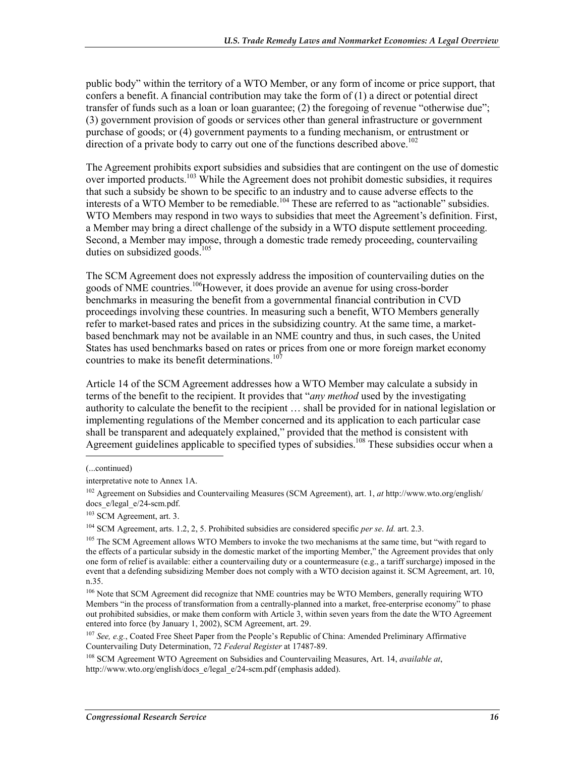public body" within the territory of a WTO Member, or any form of income or price support, that confers a benefit. A financial contribution may take the form of (1) a direct or potential direct transfer of funds such as a loan or loan guarantee; (2) the foregoing of revenue "otherwise due"; (3) government provision of goods or services other than general infrastructure or government purchase of goods; or (4) government payments to a funding mechanism, or entrustment or direction of a private body to carry out one of the functions described above.[102]

The Agreement prohibits export subsidies and subsidies that are contingent on the use of domestic over imported products.[103] While the Agreement does not prohibit domestic subsidies, it requires that such a subsidy be shown to be specific to an industry and to cause adverse effects to the interests of a WTO Member to be remediable.[104] These are referred to as "actionable" subsidies. WTO Members may respond in two ways to subsidies that meet the Agreement's definition. First, a Member may bring a direct challenge of the subsidy in a WTO dispute settlement proceeding. Second, a Member may impose, through a domestic trade remedy proceeding, countervailing duties on subsidized goods.[105]

The SCM Agreement does not expressly address the imposition of countervailing duties on the goods of NME countries.[106] However, it does provide an avenue for using cross-border benchmarks in measuring the benefit from a governmental financial contribution in CVD proceedings involving these countries. In measuring such a benefit, WTO Members generally refer to market-based rates and prices in the subsidizing country. At the same time, a market-based benchmark may not be available in an NME country and thus, in such cases, the United States has used benchmarks based on rates or prices from one or more foreign market economy countries to make its benefit determinations.[107]

Article 14 of the SCM Agreement addresses how a WTO Member may calculate a subsidy in terms of the benefit to the recipient. It provides that "*any method* used by the investigating authority to calculate the benefit to the recipient … shall be provided for in national legislation or implementing regulations of the Member concerned and its application to each particular case shall be transparent and adequately explained," provided that the method is consistent with Agreement guidelines applicable to specified types of subsidies.[108] These subsidies occur when a

---

(...continued)

interpretative note to Annex 1A.

[102] Agreement on Subsidies and Countervailing Measures (SCM Agreement), art. 1, *at* http://www.wto.org/english/docs_e/legal_e/24-scm.pdf.

[103] SCM Agreement, art. 3.

[104] SCM Agreement, arts. 1.2, 2, 5. Prohibited subsidies are considered specific *per se*. *Id.* art. 2.3.

[105] The SCM Agreement allows WTO Members to invoke the two mechanisms at the same time, but "with regard to the effects of a particular subsidy in the domestic market of the importing Member," the Agreement provides that only one form of relief is available: either a countervailing duty or a countermeasure (e.g., a tariff surcharge) imposed in the event that a defending subsidizing Member does not comply with a WTO decision against it. SCM Agreement, art. 10, n.35.

[106] Note that SCM Agreement did recognize that NME countries may be WTO Members, generally requiring WTO Members "in the process of transformation from a centrally-planned into a market, free-enterprise economy" to phase out prohibited subsidies, or make them conform with Article 3, within seven years from the date the WTO Agreement entered into force (by January 1, 2002), SCM Agreement, art. 29.

[107] *See, e.g.*, Coated Free Sheet Paper from the People's Republic of China: Amended Preliminary Affirmative Countervailing Duty Determination, 72 *Federal Register* at 17487-89.

[108] SCM Agreement WTO Agreement on Subsidies and Countervailing Measures, Art. 14, *available at*, http://www.wto.org/english/docs_e/legal_e/24-scm.pdf (emphasis added).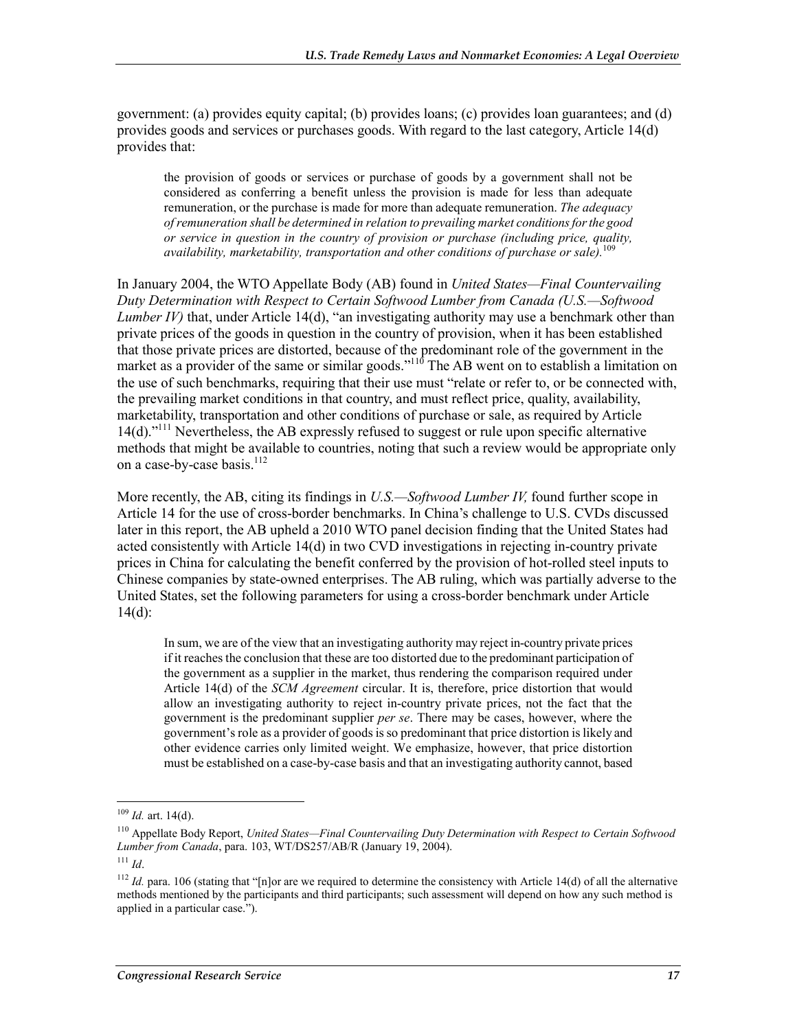government: (a) provides equity capital; (b) provides loans; (c) provides loan guarantees; and (d) provides goods and services or purchases goods. With regard to the last category, Article 14(d) provides that:

> the provision of goods or services or purchase of goods by a government shall not be considered as conferring a benefit unless the provision is made for less than adequate remuneration, or the purchase is made for more than adequate remuneration. *The adequacy of remuneration shall be determined in relation to prevailing market conditions for the good or service in question in the country of provision or purchase (including price, quality, availability, marketability, transportation and other conditions of purchase or sale).*[109]

In January 2004, the WTO Appellate Body (AB) found in *United States—Final Countervailing Duty Determination with Respect to Certain Softwood Lumber from Canada (U.S.—Softwood Lumber IV)* that, under Article 14(d), "an investigating authority may use a benchmark other than private prices of the goods in question in the country of provision, when it has been established that those private prices are distorted, because of the predominant role of the government in the market as a provider of the same or similar goods."[110] The AB went on to establish a limitation on the use of such benchmarks, requiring that their use must "relate or refer to, or be connected with, the prevailing market conditions in that country, and must reflect price, quality, availability, marketability, transportation and other conditions of purchase or sale, as required by Article 14(d)."[111] Nevertheless, the AB expressly refused to suggest or rule upon specific alternative methods that might be available to countries, noting that such a review would be appropriate only on a case-by-case basis.[112]

More recently, the AB, citing its findings in *U.S.—Softwood Lumber IV,* found further scope in Article 14 for the use of cross-border benchmarks. In China's challenge to U.S. CVDs discussed later in this report, the AB upheld a 2010 WTO panel decision finding that the United States had acted consistently with Article 14(d) in two CVD investigations in rejecting in-country private prices in China for calculating the benefit conferred by the provision of hot-rolled steel inputs to Chinese companies by state-owned enterprises. The AB ruling, which was partially adverse to the United States, set the following parameters for using a cross-border benchmark under Article 14(d):

> In sum, we are of the view that an investigating authority may reject in-country private prices if it reaches the conclusion that these are too distorted due to the predominant participation of the government as a supplier in the market, thus rendering the comparison required under Article 14(d) of the *SCM Agreement* circular. It is, therefore, price distortion that would allow an investigating authority to reject in-country private prices, not the fact that the government is the predominant supplier *per se*. There may be cases, however, where the government's role as a provider of goods is so predominant that price distortion is likely and other evidence carries only limited weight. We emphasize, however, that price distortion must be established on a case-by-case basis and that an investigating authority cannot, based

---

[109] *Id.* art. 14(d).

[110] Appellate Body Report, *United States—Final Countervailing Duty Determination with Respect to Certain Softwood Lumber from Canada*, para. 103, WT/DS257/AB/R (January 19, 2004).

[111] *Id*.

[112] *Id.* para. 106 (stating that "[n]or are we required to determine the consistency with Article 14(d) of all the alternative methods mentioned by the participants and third participants; such assessment will depend on how any such method is applied in a particular case.").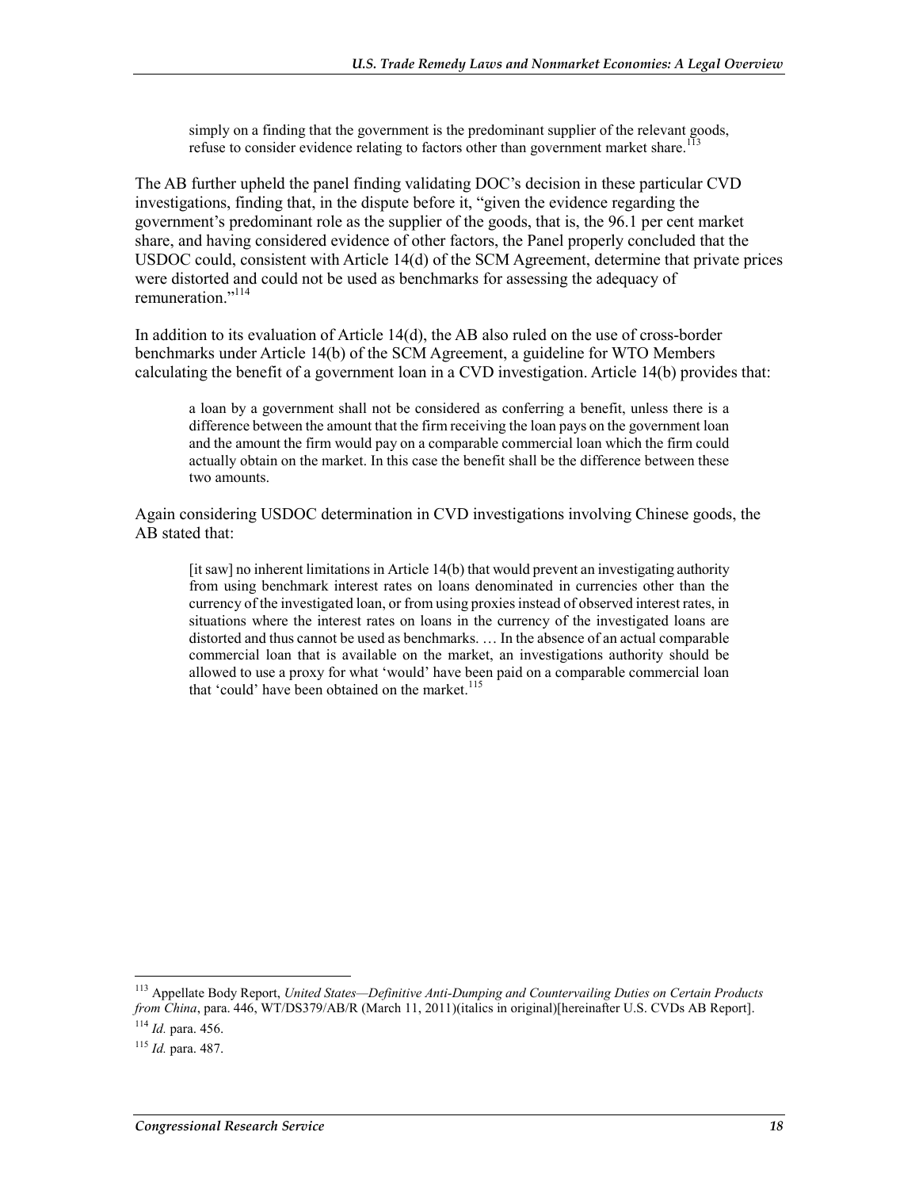> simply on a finding that the government is the predominant supplier of the relevant goods, refuse to consider evidence relating to factors other than government market share.[113]

The AB further upheld the panel finding validating DOC's decision in these particular CVD investigations, finding that, in the dispute before it, "given the evidence regarding the government's predominant role as the supplier of the goods, that is, the 96.1 per cent market share, and having considered evidence of other factors, the Panel properly concluded that the USDOC could, consistent with Article 14(d) of the SCM Agreement, determine that private prices were distorted and could not be used as benchmarks for assessing the adequacy of remuneration."[114]

In addition to its evaluation of Article 14(d), the AB also ruled on the use of cross-border benchmarks under Article 14(b) of the SCM Agreement, a guideline for WTO Members calculating the benefit of a government loan in a CVD investigation. Article 14(b) provides that:

> a loan by a government shall not be considered as conferring a benefit, unless there is a difference between the amount that the firm receiving the loan pays on the government loan and the amount the firm would pay on a comparable commercial loan which the firm could actually obtain on the market. In this case the benefit shall be the difference between these two amounts.

Again considering USDOC determination in CVD investigations involving Chinese goods, the AB stated that:

> [it saw] no inherent limitations in Article 14(b) that would prevent an investigating authority from using benchmark interest rates on loans denominated in currencies other than the currency of the investigated loan, or from using proxies instead of observed interest rates, in situations where the interest rates on loans in the currency of the investigated loans are distorted and thus cannot be used as benchmarks. … In the absence of an actual comparable commercial loan that is available on the market, an investigations authority should be allowed to use a proxy for what 'would' have been paid on a comparable commercial loan that 'could' have been obtained on the market.[115]

---

[113] Appellate Body Report, *United States—Definitive Anti-Dumping and Countervailing Duties on Certain Products from China*, para. 446, WT/DS379/AB/R (March 11, 2011)(italics in original)[hereinafter U.S. CVDs AB Report].

[114] *Id.* para. 456.

[115] *Id.* para. 487.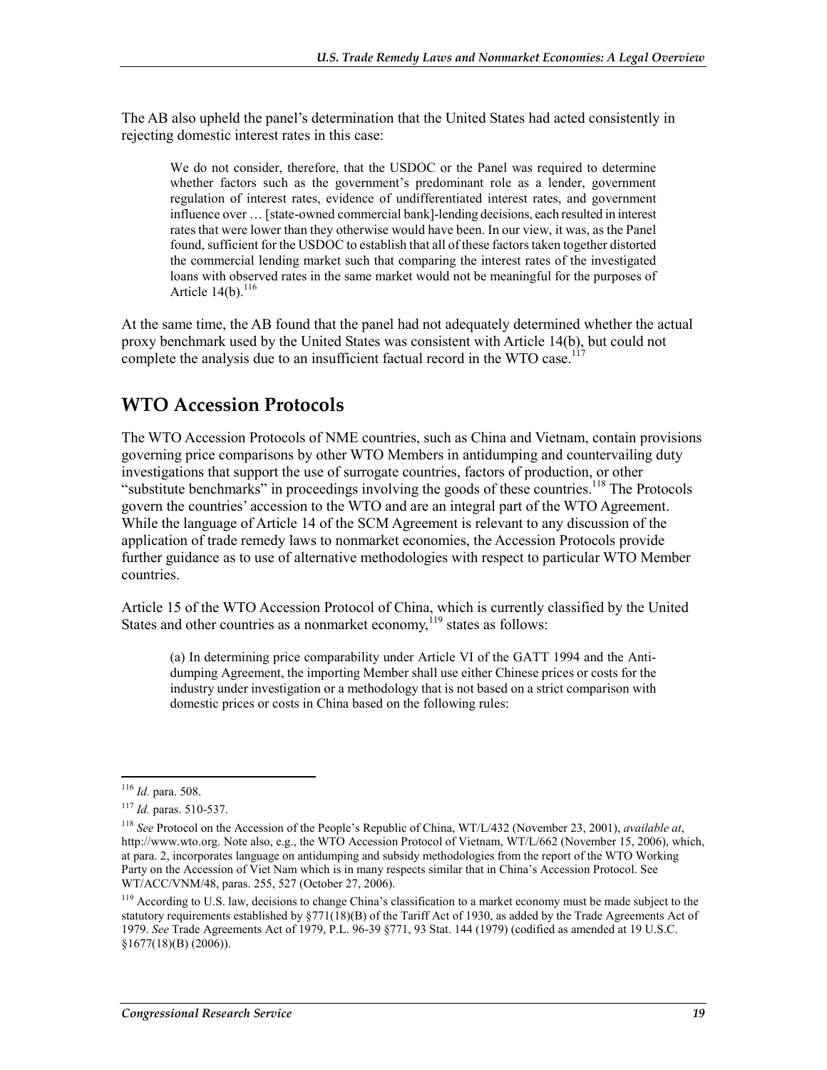The AB also upheld the panel's determination that the United States had acted consistently in rejecting domestic interest rates in this case:

> We do not consider, therefore, that the USDOC or the Panel was required to determine whether factors such as the government's predominant role as a lender, government regulation of interest rates, evidence of undifferentiated interest rates, and government influence over … [state-owned commercial bank]-lending decisions, each resulted in interest rates that were lower than they otherwise would have been. In our view, it was, as the Panel found, sufficient for the USDOC to establish that all of these factors taken together distorted the commercial lending market such that comparing the interest rates of the investigated loans with observed rates in the same market would not be meaningful for the purposes of Article 14(b).[116]

At the same time, the AB found that the panel had not adequately determined whether the actual proxy benchmark used by the United States was consistent with Article 14(b), but could not complete the analysis due to an insufficient factual record in the WTO case.[117]

## WTO Accession Protocols

The WTO Accession Protocols of NME countries, such as China and Vietnam, contain provisions governing price comparisons by other WTO Members in antidumping and countervailing duty investigations that support the use of surrogate countries, factors of production, or other "substitute benchmarks" in proceedings involving the goods of these countries.[118] The Protocols govern the countries' accession to the WTO and are an integral part of the WTO Agreement. While the language of Article 14 of the SCM Agreement is relevant to any discussion of the application of trade remedy laws to nonmarket economies, the Accession Protocols provide further guidance as to use of alternative methodologies with respect to particular WTO Member countries.

Article 15 of the WTO Accession Protocol of China, which is currently classified by the United States and other countries as a nonmarket economy,[119] states as follows:

> (a) In determining price comparability under Article VI of the GATT 1994 and the Anti-dumping Agreement, the importing Member shall use either Chinese prices or costs for the industry under investigation or a methodology that is not based on a strict comparison with domestic prices or costs in China based on the following rules:

---

[116] *Id.* para. 508.

[117] *Id.* paras. 510-537.

[118] *See* Protocol on the Accession of the People's Republic of China, WT/L/432 (November 23, 2001), *available at*, http://www.wto.org. Note also, e.g., the WTO Accession Protocol of Vietnam, WT/L/662 (November 15, 2006), which, at para. 2, incorporates language on antidumping and subsidy methodologies from the report of the WTO Working Party on the Accession of Viet Nam which is in many respects similar that in China's Accession Protocol. See WT/ACC/VNM/48, paras. 255, 527 (October 27, 2006).

[119] According to U.S. law, decisions to change China's classification to a market economy must be made subject to the statutory requirements established by §771(18)(B) of the Tariff Act of 1930, as added by the Trade Agreements Act of 1979. *See* Trade Agreements Act of 1979, P.L. 96-39 §771, 93 Stat. 144 (1979) (codified as amended at 19 U.S.C. §1677(18)(B) (2006)).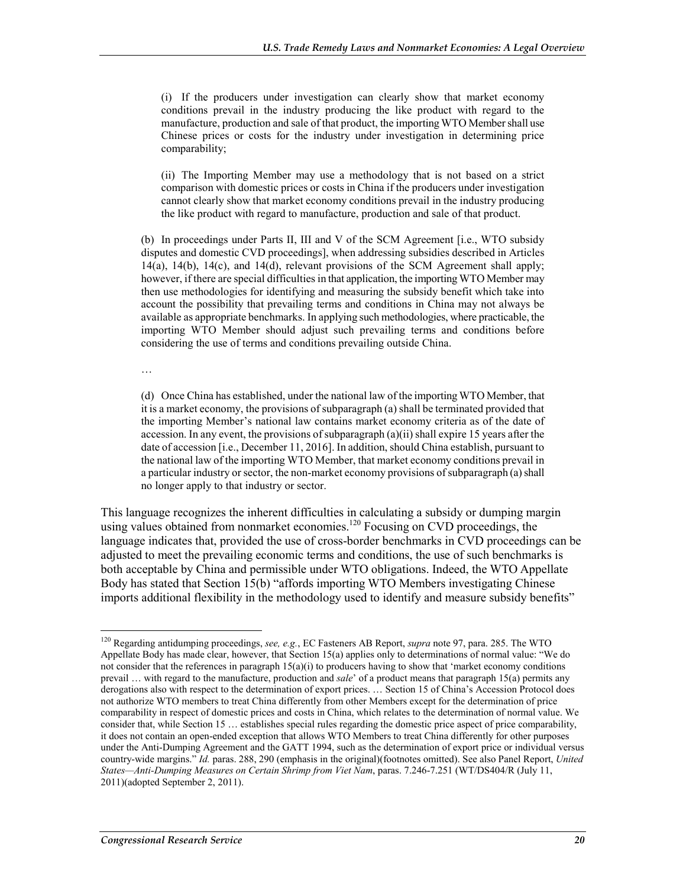> (i) If the producers under investigation can clearly show that market economy conditions prevail in the industry producing the like product with regard to the manufacture, production and sale of that product, the importing WTO Member shall use Chinese prices or costs for the industry under investigation in determining price comparability;
>
> (ii) The Importing Member may use a methodology that is not based on a strict comparison with domestic prices or costs in China if the producers under investigation cannot clearly show that market economy conditions prevail in the industry producing the like product with regard to manufacture, production and sale of that product.
>
> (b) In proceedings under Parts II, III and V of the SCM Agreement [i.e., WTO subsidy disputes and domestic CVD proceedings], when addressing subsidies described in Articles 14(a), 14(b), 14(c), and 14(d), relevant provisions of the SCM Agreement shall apply; however, if there are special difficulties in that application, the importing WTO Member may then use methodologies for identifying and measuring the subsidy benefit which take into account the possibility that prevailing terms and conditions in China may not always be available as appropriate benchmarks. In applying such methodologies, where practicable, the importing WTO Member should adjust such prevailing terms and conditions before considering the use of terms and conditions prevailing outside China.
>
> …
>
> (d) Once China has established, under the national law of the importing WTO Member, that it is a market economy, the provisions of subparagraph (a) shall be terminated provided that the importing Member's national law contains market economy criteria as of the date of accession. In any event, the provisions of subparagraph (a)(ii) shall expire 15 years after the date of accession [i.e., December 11, 2016]. In addition, should China establish, pursuant to the national law of the importing WTO Member, that market economy conditions prevail in a particular industry or sector, the non-market economy provisions of subparagraph (a) shall no longer apply to that industry or sector.

This language recognizes the inherent difficulties in calculating a subsidy or dumping margin using values obtained from nonmarket economies.[120] Focusing on CVD proceedings, the language indicates that, provided the use of cross-border benchmarks in CVD proceedings can be adjusted to meet the prevailing economic terms and conditions, the use of such benchmarks is both acceptable by China and permissible under WTO obligations. Indeed, the WTO Appellate Body has stated that Section 15(b) "affords importing WTO Members investigating Chinese imports additional flexibility in the methodology used to identify and measure subsidy benefits"

---

[120] Regarding antidumping proceedings, *see, e.g.*, EC Fasteners AB Report, *supra* note 97, para. 285. The WTO Appellate Body has made clear, however, that Section 15(a) applies only to determinations of normal value: "We do not consider that the references in paragraph 15(a)(i) to producers having to show that 'market economy conditions prevail … with regard to the manufacture, production and *sale*' of a product means that paragraph 15(a) permits any derogations also with respect to the determination of export prices. … Section 15 of China's Accession Protocol does not authorize WTO members to treat China differently from other Members except for the determination of price comparability in respect of domestic prices and costs in China, which relates to the determination of normal value. We consider that, while Section 15 … establishes special rules regarding the domestic price aspect of price comparability, it does not contain an open-ended exception that allows WTO Members to treat China differently for other purposes under the Anti-Dumping Agreement and the GATT 1994, such as the determination of export price or individual versus country-wide margins." *Id.* paras. 288, 290 (emphasis in the original)(footnotes omitted). See also Panel Report, *United States—Anti-Dumping Measures on Certain Shrimp from Viet Nam*, paras. 7.246-7.251 (WT/DS404/R (July 11, 2011)(adopted September 2, 2011).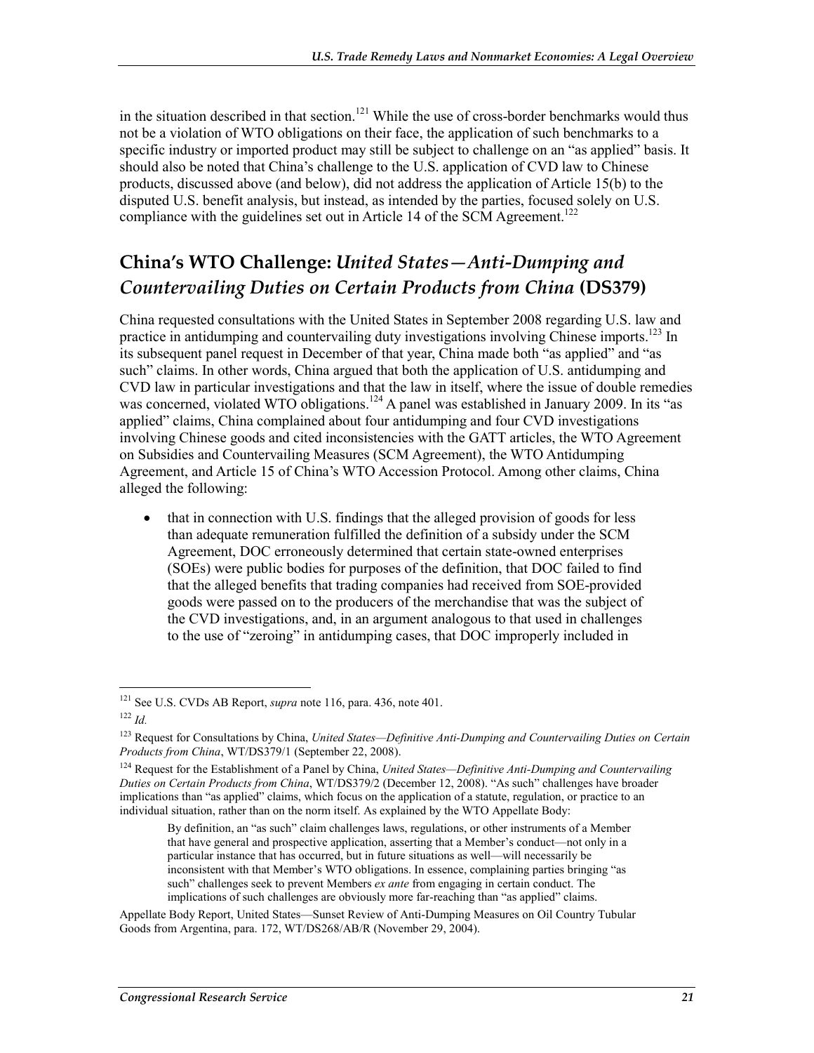in the situation described in that section.[121] While the use of cross-border benchmarks would thus not be a violation of WTO obligations on their face, the application of such benchmarks to a specific industry or imported product may still be subject to challenge on an "as applied" basis. It should also be noted that China's challenge to the U.S. application of CVD law to Chinese products, discussed above (and below), did not address the application of Article 15(b) to the disputed U.S. benefit analysis, but instead, as intended by the parties, focused solely on U.S. compliance with the guidelines set out in Article 14 of the SCM Agreement.[122]

## China's WTO Challenge: *United States—Anti-Dumping and Countervailing Duties on Certain Products from China* (DS379)

China requested consultations with the United States in September 2008 regarding U.S. law and practice in antidumping and countervailing duty investigations involving Chinese imports.[123] In its subsequent panel request in December of that year, China made both "as applied" and "as such" claims. In other words, China argued that both the application of U.S. antidumping and CVD law in particular investigations and that the law in itself, where the issue of double remedies was concerned, violated WTO obligations.[124] A panel was established in January 2009. In its "as applied" claims, China complained about four antidumping and four CVD investigations involving Chinese goods and cited inconsistencies with the GATT articles, the WTO Agreement on Subsidies and Countervailing Measures (SCM Agreement), the WTO Antidumping Agreement, and Article 15 of China's WTO Accession Protocol. Among other claims, China alleged the following:

- that in connection with U.S. findings that the alleged provision of goods for less than adequate remuneration fulfilled the definition of a subsidy under the SCM Agreement, DOC erroneously determined that certain state-owned enterprises (SOEs) were public bodies for purposes of the definition, that DOC failed to find that the alleged benefits that trading companies had received from SOE-provided goods were passed on to the producers of the merchandise that was the subject of the CVD investigations, and, in an argument analogous to that used in challenges to the use of "zeroing" in antidumping cases, that DOC improperly included in

---

[121] See U.S. CVDs AB Report, *supra* note 116, para. 436, note 401.

[122] *Id.*

[123] Request for Consultations by China, *United States—Definitive Anti-Dumping and Countervailing Duties on Certain Products from China*, WT/DS379/1 (September 22, 2008).

[124] Request for the Establishment of a Panel by China, *United States—Definitive Anti-Dumping and Countervailing Duties on Certain Products from China*, WT/DS379/2 (December 12, 2008). "As such" challenges have broader implications than "as applied" claims, which focus on the application of a statute, regulation, or practice to an individual situation, rather than on the norm itself. As explained by the WTO Appellate Body:

> By definition, an "as such" claim challenges laws, regulations, or other instruments of a Member that have general and prospective application, asserting that a Member's conduct—not only in a particular instance that has occurred, but in future situations as well—will necessarily be inconsistent with that Member's WTO obligations. In essence, complaining parties bringing "as such" challenges seek to prevent Members *ex ante* from engaging in certain conduct. The implications of such challenges are obviously more far-reaching than "as applied" claims.

Appellate Body Report, United States—Sunset Review of Anti-Dumping Measures on Oil Country Tubular Goods from Argentina, para. 172, WT/DS268/AB/R (November 29, 2004).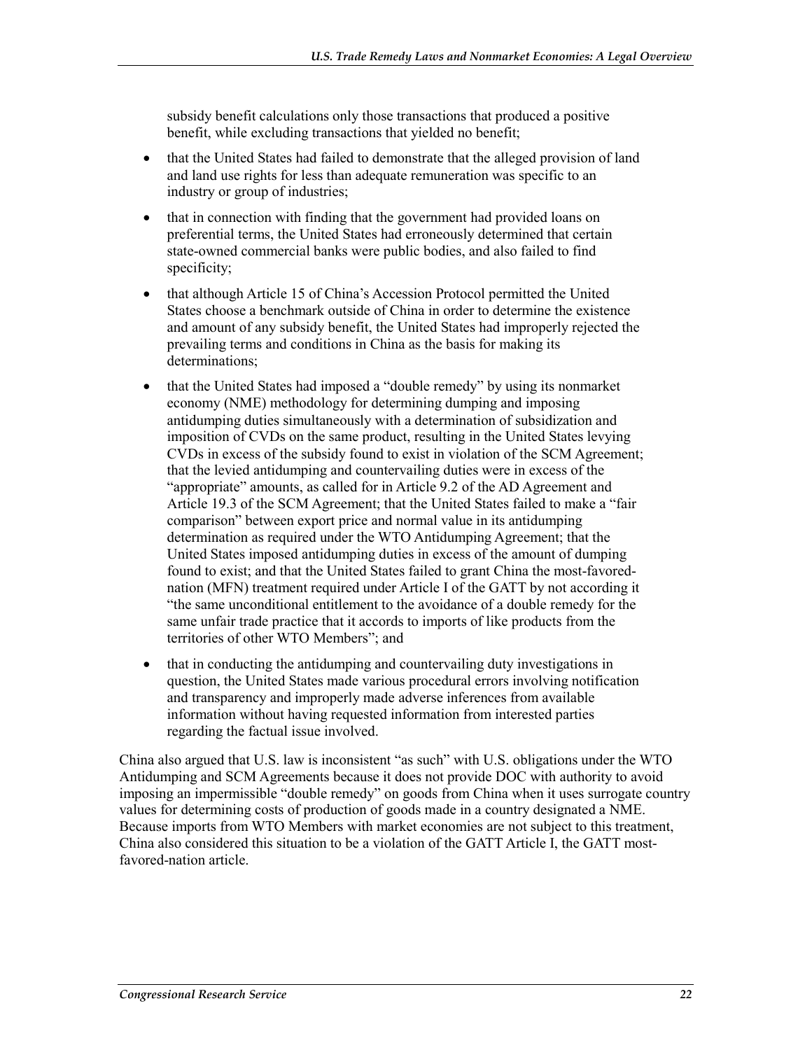subsidy benefit calculations only those transactions that produced a positive benefit, while excluding transactions that yielded no benefit;

- that the United States had failed to demonstrate that the alleged provision of land and land use rights for less than adequate remuneration was specific to an industry or group of industries;
- that in connection with finding that the government had provided loans on preferential terms, the United States had erroneously determined that certain state-owned commercial banks were public bodies, and also failed to find specificity;
- that although Article 15 of China's Accession Protocol permitted the United States choose a benchmark outside of China in order to determine the existence and amount of any subsidy benefit, the United States had improperly rejected the prevailing terms and conditions in China as the basis for making its determinations;
- that the United States had imposed a "double remedy" by using its nonmarket economy (NME) methodology for determining dumping and imposing antidumping duties simultaneously with a determination of subsidization and imposition of CVDs on the same product, resulting in the United States levying CVDs in excess of the subsidy found to exist in violation of the SCM Agreement; that the levied antidumping and countervailing duties were in excess of the "appropriate" amounts, as called for in Article 9.2 of the AD Agreement and Article 19.3 of the SCM Agreement; that the United States failed to make a "fair comparison" between export price and normal value in its antidumping determination as required under the WTO Antidumping Agreement; that the United States imposed antidumping duties in excess of the amount of dumping found to exist; and that the United States failed to grant China the most-favored-nation (MFN) treatment required under Article I of the GATT by not according it "the same unconditional entitlement to the avoidance of a double remedy for the same unfair trade practice that it accords to imports of like products from the territories of other WTO Members"; and
- that in conducting the antidumping and countervailing duty investigations in question, the United States made various procedural errors involving notification and transparency and improperly made adverse inferences from available information without having requested information from interested parties regarding the factual issue involved.

China also argued that U.S. law is inconsistent "as such" with U.S. obligations under the WTO Antidumping and SCM Agreements because it does not provide DOC with authority to avoid imposing an impermissible "double remedy" on goods from China when it uses surrogate country values for determining costs of production of goods made in a country designated a NME. Because imports from WTO Members with market economies are not subject to this treatment, China also considered this situation to be a violation of the GATT Article I, the GATT most-favored-nation article.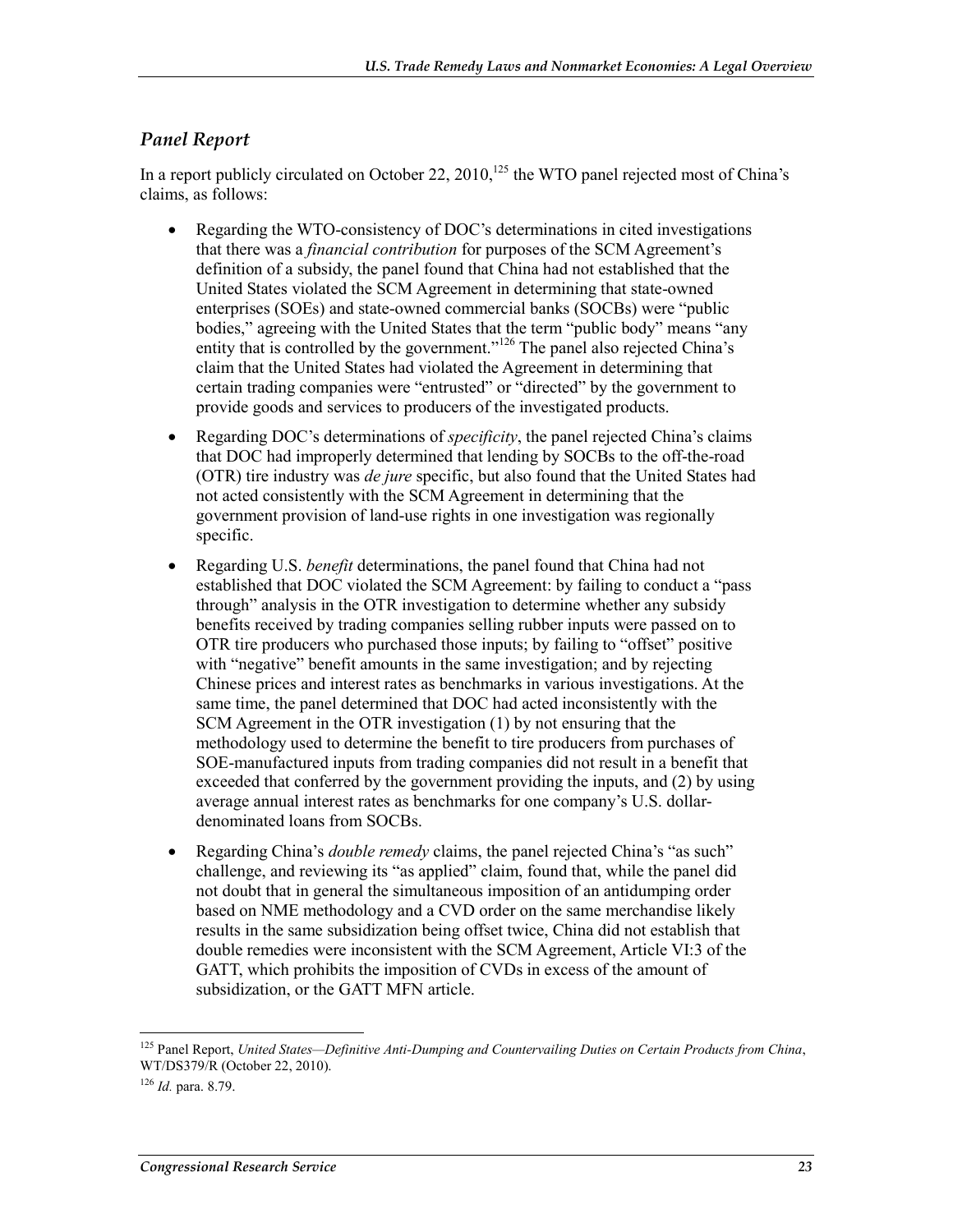## *Panel Report*

In a report publicly circulated on October 22, 2010,[125] the WTO panel rejected most of China's claims, as follows:

- Regarding the WTO-consistency of DOC's determinations in cited investigations that there was a *financial contribution* for purposes of the SCM Agreement's definition of a subsidy, the panel found that China had not established that the United States violated the SCM Agreement in determining that state-owned enterprises (SOEs) and state-owned commercial banks (SOCBs) were "public bodies," agreeing with the United States that the term "public body" means "any entity that is controlled by the government."[126] The panel also rejected China's claim that the United States had violated the Agreement in determining that certain trading companies were "entrusted" or "directed" by the government to provide goods and services to producers of the investigated products.
- Regarding DOC's determinations of *specificity*, the panel rejected China's claims that DOC had improperly determined that lending by SOCBs to the off-the-road (OTR) tire industry was *de jure* specific, but also found that the United States had not acted consistently with the SCM Agreement in determining that the government provision of land-use rights in one investigation was regionally specific.
- Regarding U.S. *benefit* determinations, the panel found that China had not established that DOC violated the SCM Agreement: by failing to conduct a "pass through" analysis in the OTR investigation to determine whether any subsidy benefits received by trading companies selling rubber inputs were passed on to OTR tire producers who purchased those inputs; by failing to "offset" positive with "negative" benefit amounts in the same investigation; and by rejecting Chinese prices and interest rates as benchmarks in various investigations. At the same time, the panel determined that DOC had acted inconsistently with the SCM Agreement in the OTR investigation (1) by not ensuring that the methodology used to determine the benefit to tire producers from purchases of SOE-manufactured inputs from trading companies did not result in a benefit that exceeded that conferred by the government providing the inputs, and (2) by using average annual interest rates as benchmarks for one company's U.S. dollar-denominated loans from SOCBs.
- Regarding China's *double remedy* claims, the panel rejected China's "as such" challenge, and reviewing its "as applied" claim, found that, while the panel did not doubt that in general the simultaneous imposition of an antidumping order based on NME methodology and a CVD order on the same merchandise likely results in the same subsidization being offset twice, China did not establish that double remedies were inconsistent with the SCM Agreement, Article VI:3 of the GATT, which prohibits the imposition of CVDs in excess of the amount of subsidization, or the GATT MFN article.

---

[125] Panel Report, *United States—Definitive Anti-Dumping and Countervailing Duties on Certain Products from China*, WT/DS379/R (October 22, 2010).

[126] *Id.* para. 8.79.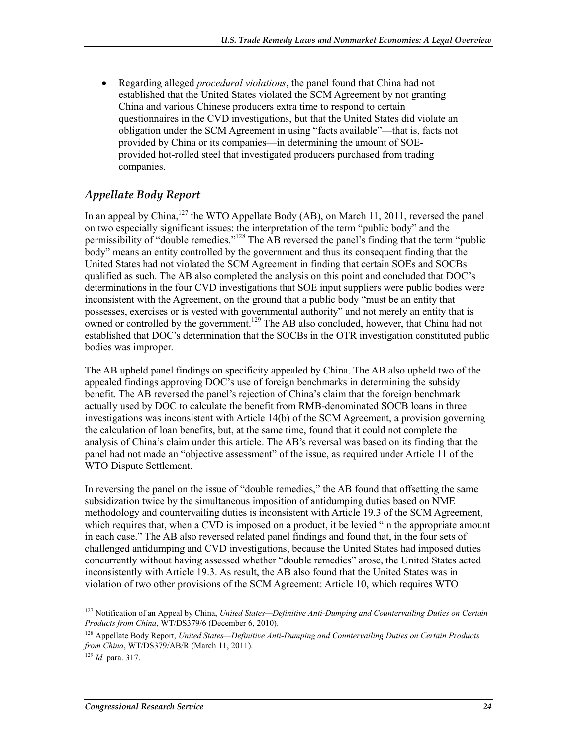- Regarding alleged *procedural violations*, the panel found that China had not established that the United States violated the SCM Agreement by not granting China and various Chinese producers extra time to respond to certain questionnaires in the CVD investigations, but that the United States did violate an obligation under the SCM Agreement in using "facts available"—that is, facts not provided by China or its companies—in determining the amount of SOE-provided hot-rolled steel that investigated producers purchased from trading companies.

### *Appellate Body Report*

In an appeal by China,[127] the WTO Appellate Body (AB), on March 11, 2011, reversed the panel on two especially significant issues: the interpretation of the term "public body" and the permissibility of "double remedies."[128] The AB reversed the panel's finding that the term "public body" means an entity controlled by the government and thus its consequent finding that the United States had not violated the SCM Agreement in finding that certain SOEs and SOCBs qualified as such. The AB also completed the analysis on this point and concluded that DOC's determinations in the four CVD investigations that SOE input suppliers were public bodies were inconsistent with the Agreement, on the ground that a public body "must be an entity that possesses, exercises or is vested with governmental authority" and not merely an entity that is owned or controlled by the government.[129] The AB also concluded, however, that China had not established that DOC's determination that the SOCBs in the OTR investigation constituted public bodies was improper.

The AB upheld panel findings on specificity appealed by China. The AB also upheld two of the appealed findings approving DOC's use of foreign benchmarks in determining the subsidy benefit. The AB reversed the panel's rejection of China's claim that the foreign benchmark actually used by DOC to calculate the benefit from RMB-denominated SOCB loans in three investigations was inconsistent with Article 14(b) of the SCM Agreement, a provision governing the calculation of loan benefits, but, at the same time, found that it could not complete the analysis of China's claim under this article. The AB's reversal was based on its finding that the panel had not made an "objective assessment" of the issue, as required under Article 11 of the WTO Dispute Settlement.

In reversing the panel on the issue of "double remedies," the AB found that offsetting the same subsidization twice by the simultaneous imposition of antidumping duties based on NME methodology and countervailing duties is inconsistent with Article 19.3 of the SCM Agreement, which requires that, when a CVD is imposed on a product, it be levied "in the appropriate amount in each case." The AB also reversed related panel findings and found that, in the four sets of challenged antidumping and CVD investigations, because the United States had imposed duties concurrently without having assessed whether "double remedies" arose, the United States acted inconsistently with Article 19.3. As result, the AB also found that the United States was in violation of two other provisions of the SCM Agreement: Article 10, which requires WTO

---

[127] Notification of an Appeal by China, *United States—Definitive Anti-Dumping and Countervailing Duties on Certain Products from China*, WT/DS379/6 (December 6, 2010).

[128] Appellate Body Report, *United States—Definitive Anti-Dumping and Countervailing Duties on Certain Products from China*, WT/DS379/AB/R (March 11, 2011).

[129] *Id.* para. 317.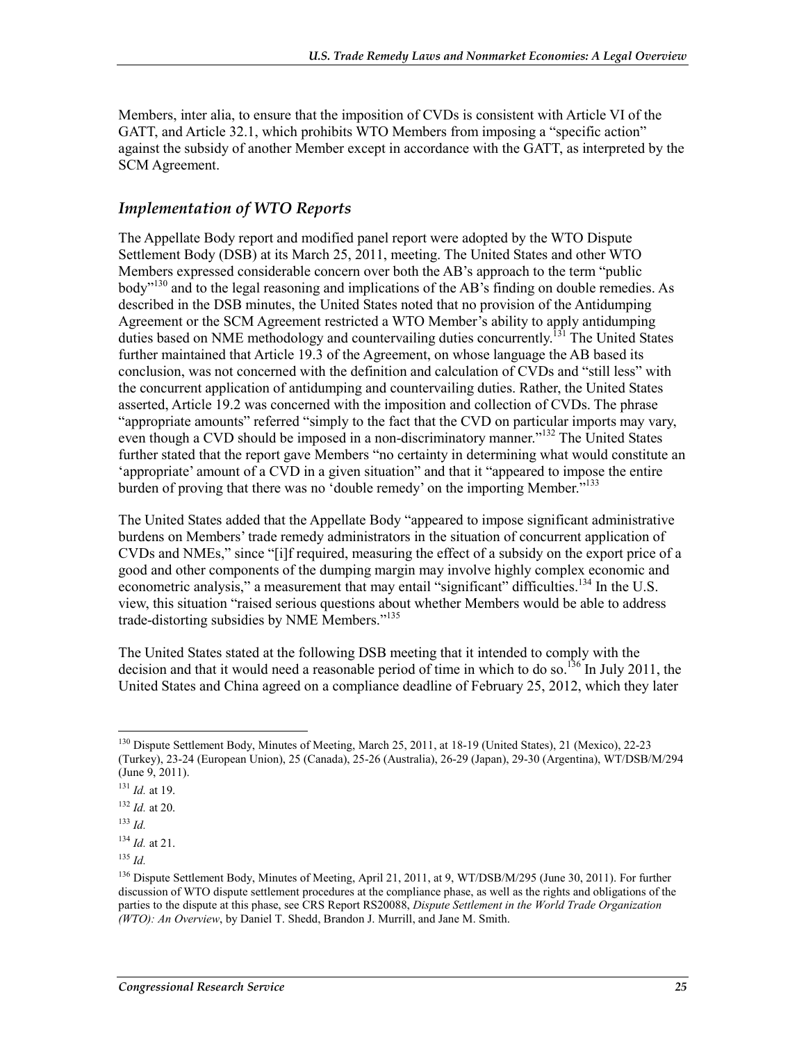Members, inter alia, to ensure that the imposition of CVDs is consistent with Article VI of the GATT, and Article 32.1, which prohibits WTO Members from imposing a "specific action" against the subsidy of another Member except in accordance with the GATT, as interpreted by the SCM Agreement.

### *Implementation of WTO Reports*

The Appellate Body report and modified panel report were adopted by the WTO Dispute Settlement Body (DSB) at its March 25, 2011, meeting. The United States and other WTO Members expressed considerable concern over both the AB's approach to the term "public body"[130] and to the legal reasoning and implications of the AB's finding on double remedies. As described in the DSB minutes, the United States noted that no provision of the Antidumping Agreement or the SCM Agreement restricted a WTO Member's ability to apply antidumping duties based on NME methodology and countervailing duties concurrently.[131] The United States further maintained that Article 19.3 of the Agreement, on whose language the AB based its conclusion, was not concerned with the definition and calculation of CVDs and "still less" with the concurrent application of antidumping and countervailing duties. Rather, the United States asserted, Article 19.2 was concerned with the imposition and collection of CVDs. The phrase "appropriate amounts" referred "simply to the fact that the CVD on particular imports may vary, even though a CVD should be imposed in a non-discriminatory manner."[132] The United States further stated that the report gave Members "no certainty in determining what would constitute an 'appropriate' amount of a CVD in a given situation" and that it "appeared to impose the entire burden of proving that there was no 'double remedy' on the importing Member."[133]

The United States added that the Appellate Body "appeared to impose significant administrative burdens on Members' trade remedy administrators in the situation of concurrent application of CVDs and NMEs," since "[i]f required, measuring the effect of a subsidy on the export price of a good and other components of the dumping margin may involve highly complex economic and econometric analysis," a measurement that may entail "significant" difficulties.[134] In the U.S. view, this situation "raised serious questions about whether Members would be able to address trade-distorting subsidies by NME Members."[135]

The United States stated at the following DSB meeting that it intended to comply with the decision and that it would need a reasonable period of time in which to do so.[136] In July 2011, the United States and China agreed on a compliance deadline of February 25, 2012, which they later

---

[130] Dispute Settlement Body, Minutes of Meeting, March 25, 2011, at 18-19 (United States), 21 (Mexico), 22-23 (Turkey), 23-24 (European Union), 25 (Canada), 25-26 (Australia), 26-29 (Japan), 29-30 (Argentina), WT/DSB/M/294 (June 9, 2011).

[131] *Id.* at 19.

[132] *Id.* at 20.

[133] *Id.*

[134] *Id.* at 21.

[135] *Id.*

[136] Dispute Settlement Body, Minutes of Meeting, April 21, 2011, at 9, WT/DSB/M/295 (June 30, 2011). For further discussion of WTO dispute settlement procedures at the compliance phase, as well as the rights and obligations of the parties to the dispute at this phase, see CRS Report RS20088, *Dispute Settlement in the World Trade Organization (WTO): An Overview*, by Daniel T. Shedd, Brandon J. Murrill, and Jane M. Smith.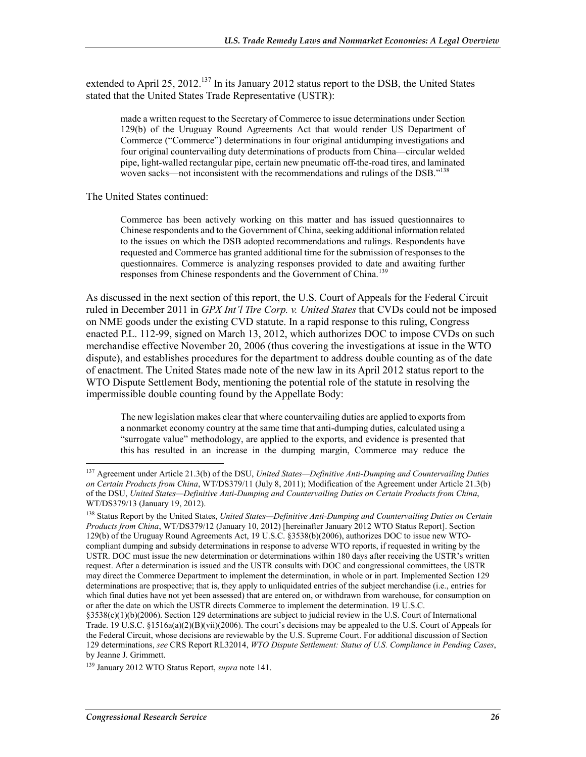extended to April 25, 2012.[137] In its January 2012 status report to the DSB, the United States stated that the United States Trade Representative (USTR):

> made a written request to the Secretary of Commerce to issue determinations under Section 129(b) of the Uruguay Round Agreements Act that would render US Department of Commerce ("Commerce") determinations in four original antidumping investigations and four original countervailing duty determinations of products from China—circular welded pipe, light-walled rectangular pipe, certain new pneumatic off-the-road tires, and laminated woven sacks—not inconsistent with the recommendations and rulings of the DSB."[138]

The United States continued:

> Commerce has been actively working on this matter and has issued questionnaires to Chinese respondents and to the Government of China, seeking additional information related to the issues on which the DSB adopted recommendations and rulings. Respondents have requested and Commerce has granted additional time for the submission of responses to the questionnaires. Commerce is analyzing responses provided to date and awaiting further responses from Chinese respondents and the Government of China.[139]

As discussed in the next section of this report, the U.S. Court of Appeals for the Federal Circuit ruled in December 2011 in *GPX Int'l Tire Corp. v. United States* that CVDs could not be imposed on NME goods under the existing CVD statute. In a rapid response to this ruling, Congress enacted P.L. 112-99, signed on March 13, 2012, which authorizes DOC to impose CVDs on such merchandise effective November 20, 2006 (thus covering the investigations at issue in the WTO dispute), and establishes procedures for the department to address double counting as of the date of enactment. The United States made note of the new law in its April 2012 status report to the WTO Dispute Settlement Body, mentioning the potential role of the statute in resolving the impermissible double counting found by the Appellate Body:

> The new legislation makes clear that where countervailing duties are applied to exports from a nonmarket economy country at the same time that anti-dumping duties, calculated using a "surrogate value" methodology, are applied to the exports, and evidence is presented that this has resulted in an increase in the dumping margin, Commerce may reduce the

---

[137] Agreement under Article 21.3(b) of the DSU, *United States—Definitive Anti-Dumping and Countervailing Duties on Certain Products from China*, WT/DS379/11 (July 8, 2011); Modification of the Agreement under Article 21.3(b) of the DSU, *United States—Definitive Anti-Dumping and Countervailing Duties on Certain Products from China*, WT/DS379/13 (January 19, 2012).

[138] Status Report by the United States, *United States—Definitive Anti-Dumping and Countervailing Duties on Certain Products from China*, WT/DS379/12 (January 10, 2012) [hereinafter January 2012 WTO Status Report]. Section 129(b) of the Uruguay Round Agreements Act, 19 U.S.C. §3538(b)(2006), authorizes DOC to issue new WTO-compliant dumping and subsidy determinations in response to adverse WTO reports, if requested in writing by the USTR. DOC must issue the new determination or determinations within 180 days after receiving the USTR's written request. After a determination is issued and the USTR consults with DOC and congressional committees, the USTR may direct the Commerce Department to implement the determination, in whole or in part. Implemented Section 129 determinations are prospective; that is, they apply to unliquidated entries of the subject merchandise (i.e., entries for which final duties have not yet been assessed) that are entered on, or withdrawn from warehouse, for consumption on or after the date on which the USTR directs Commerce to implement the determination. 19 U.S.C. §3538(c)(1)(b)(2006). Section 129 determinations are subject to judicial review in the U.S. Court of International Trade. 19 U.S.C. §1516a(a)(2)(B)(vii)(2006). The court's decisions may be appealed to the U.S. Court of Appeals for the Federal Circuit, whose decisions are reviewable by the U.S. Supreme Court. For additional discussion of Section 129 determinations, *see* CRS Report RL32014, *WTO Dispute Settlement: Status of U.S. Compliance in Pending Cases*, by Jeanne J. Grimmett.

[139] January 2012 WTO Status Report, *supra* note 141.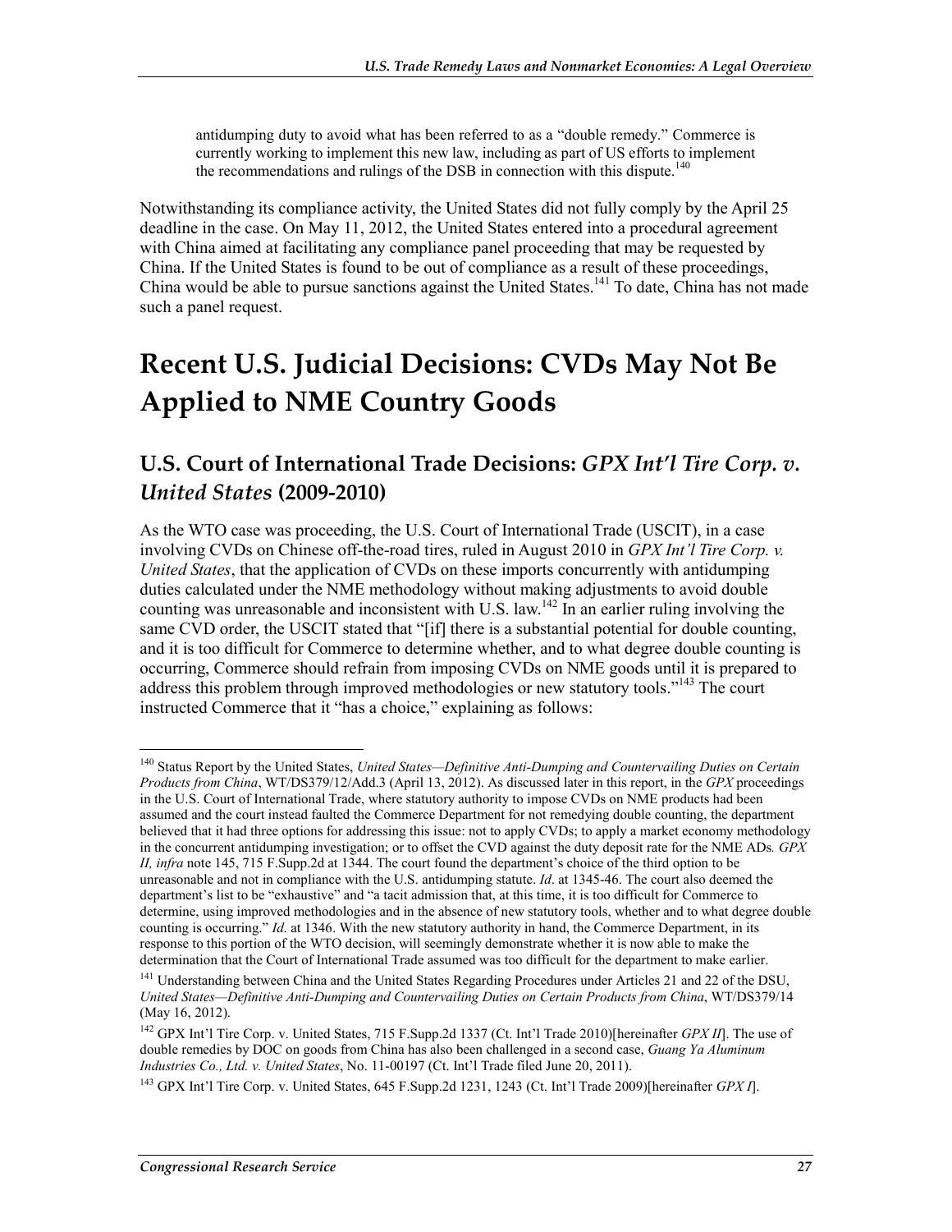antidumping duty to avoid what has been referred to as a "double remedy." Commerce is currently working to implement this new law, including as part of US efforts to implement the recommendations and rulings of the DSB in connection with this dispute.[140]

Notwithstanding its compliance activity, the United States did not fully comply by the April 25 deadline in the case. On May 11, 2012, the United States entered into a procedural agreement with China aimed at facilitating any compliance panel proceeding that may be requested by China. If the United States is found to be out of compliance as a result of these proceedings, China would be able to pursue sanctions against the United States.[141] To date, China has not made such a panel request.

# Recent U.S. Judicial Decisions: CVDs May Not Be Applied to NME Country Goods

## U.S. Court of International Trade Decisions: *GPX Int'l Tire Corp. v. United States* (2009-2010)

As the WTO case was proceeding, the U.S. Court of International Trade (USCIT), in a case involving CVDs on Chinese off-the-road tires, ruled in August 2010 in *GPX Int'l Tire Corp. v. United States*, that the application of CVDs on these imports concurrently with antidumping duties calculated under the NME methodology without making adjustments to avoid double counting was unreasonable and inconsistent with U.S. law.[142] In an earlier ruling involving the same CVD order, the USCIT stated that "[if] there is a substantial potential for double counting, and it is too difficult for Commerce to determine whether, and to what degree double counting is occurring, Commerce should refrain from imposing CVDs on NME goods until it is prepared to address this problem through improved methodologies or new statutory tools."[143] The court instructed Commerce that it "has a choice," explaining as follows:

---

[140] Status Report by the United States, *United States—Definitive Anti-Dumping and Countervailing Duties on Certain Products from China*, WT/DS379/12/Add.3 (April 13, 2012). As discussed later in this report, in the *GPX* proceedings in the U.S. Court of International Trade, where statutory authority to impose CVDs on NME products had been assumed and the court instead faulted the Commerce Department for not remedying double counting, the department believed that it had three options for addressing this issue: not to apply CVDs; to apply a market economy methodology in the concurrent antidumping investigation; or to offset the CVD against the duty deposit rate for the NME ADs*. GPX II, infra* note 145, 715 F.Supp.2d at 1344. The court found the department's choice of the third option to be unreasonable and not in compliance with the U.S. antidumping statute. *Id*. at 1345-46. The court also deemed the department's list to be "exhaustive" and "a tacit admission that, at this time, it is too difficult for Commerce to determine, using improved methodologies and in the absence of new statutory tools, whether and to what degree double counting is occurring." *Id*. at 1346. With the new statutory authority in hand, the Commerce Department, in its response to this portion of the WTO decision, will seemingly demonstrate whether it is now able to make the determination that the Court of International Trade assumed was too difficult for the department to make earlier.

[141] Understanding between China and the United States Regarding Procedures under Articles 21 and 22 of the DSU, *United States—Definitive Anti-Dumping and Countervailing Duties on Certain Products from China*, WT/DS379/14 (May 16, 2012).

[142] GPX Int'l Tire Corp. v. United States, 715 F.Supp.2d 1337 (Ct. Int'l Trade 2010)[hereinafter *GPX II*]. The use of double remedies by DOC on goods from China has also been challenged in a second case, *Guang Ya Aluminum Industries Co., Ltd. v. United States*, No. 11-00197 (Ct. Int'l Trade filed June 20, 2011).

[143] GPX Int'l Tire Corp. v. United States, 645 F.Supp.2d 1231, 1243 (Ct. Int'l Trade 2009)[hereinafter *GPX I*].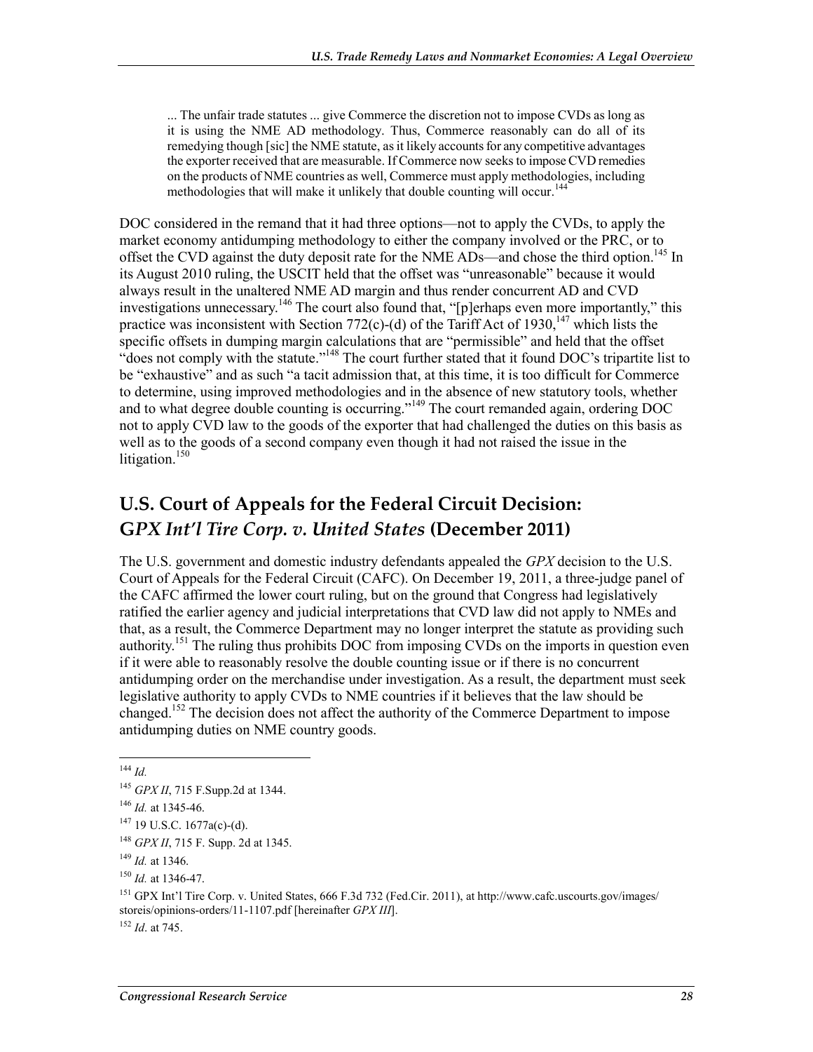> ... The unfair trade statutes ... give Commerce the discretion not to impose CVDs as long as it is using the NME AD methodology. Thus, Commerce reasonably can do all of its remedying though [sic] the NME statute, as it likely accounts for any competitive advantages the exporter received that are measurable. If Commerce now seeks to impose CVD remedies on the products of NME countries as well, Commerce must apply methodologies, including methodologies that will make it unlikely that double counting will occur.[144]

DOC considered in the remand that it had three options—not to apply the CVDs, to apply the market economy antidumping methodology to either the company involved or the PRC, or to offset the CVD against the duty deposit rate for the NME ADs—and chose the third option.[145] In its August 2010 ruling, the USCIT held that the offset was "unreasonable" because it would always result in the unaltered NME AD margin and thus render concurrent AD and CVD investigations unnecessary.[146] The court also found that, "[p]erhaps even more importantly," this practice was inconsistent with Section 772(c)-(d) of the Tariff Act of 1930,[147] which lists the specific offsets in dumping margin calculations that are "permissible" and held that the offset "does not comply with the statute."[148] The court further stated that it found DOC's tripartite list to be "exhaustive" and as such "a tacit admission that, at this time, it is too difficult for Commerce to determine, using improved methodologies and in the absence of new statutory tools, whether and to what degree double counting is occurring."[149] The court remanded again, ordering DOC not to apply CVD law to the goods of the exporter that had challenged the duties on this basis as well as to the goods of a second company even though it had not raised the issue in the litigation.[150]

## U.S. Court of Appeals for the Federal Circuit Decision: *GPX Int'l Tire Corp. v. United States* (December 2011)

The U.S. government and domestic industry defendants appealed the *GPX* decision to the U.S. Court of Appeals for the Federal Circuit (CAFC). On December 19, 2011, a three-judge panel of the CAFC affirmed the lower court ruling, but on the ground that Congress had legislatively ratified the earlier agency and judicial interpretations that CVD law did not apply to NMEs and that, as a result, the Commerce Department may no longer interpret the statute as providing such authority.[151] The ruling thus prohibits DOC from imposing CVDs on the imports in question even if it were able to reasonably resolve the double counting issue or if there is no concurrent antidumping order on the merchandise under investigation. As a result, the department must seek legislative authority to apply CVDs to NME countries if it believes that the law should be changed.[152] The decision does not affect the authority of the Commerce Department to impose antidumping duties on NME country goods.

---

[144] *Id.*

[145] *GPX II*, 715 F.Supp.2d at 1344.

[146] *Id.* at 1345-46.

[147] 19 U.S.C. 1677a(c)-(d).

[148] *GPX II*, 715 F. Supp. 2d at 1345.

[149] *Id.* at 1346.

[150] *Id.* at 1346-47.

[151] GPX Int'l Tire Corp. v. United States, 666 F.3d 732 (Fed.Cir. 2011), at http://www.cafc.uscourts.gov/images/storeis/opinions-orders/11-1107.pdf [hereinafter *GPX III*].

[152] *Id*. at 745.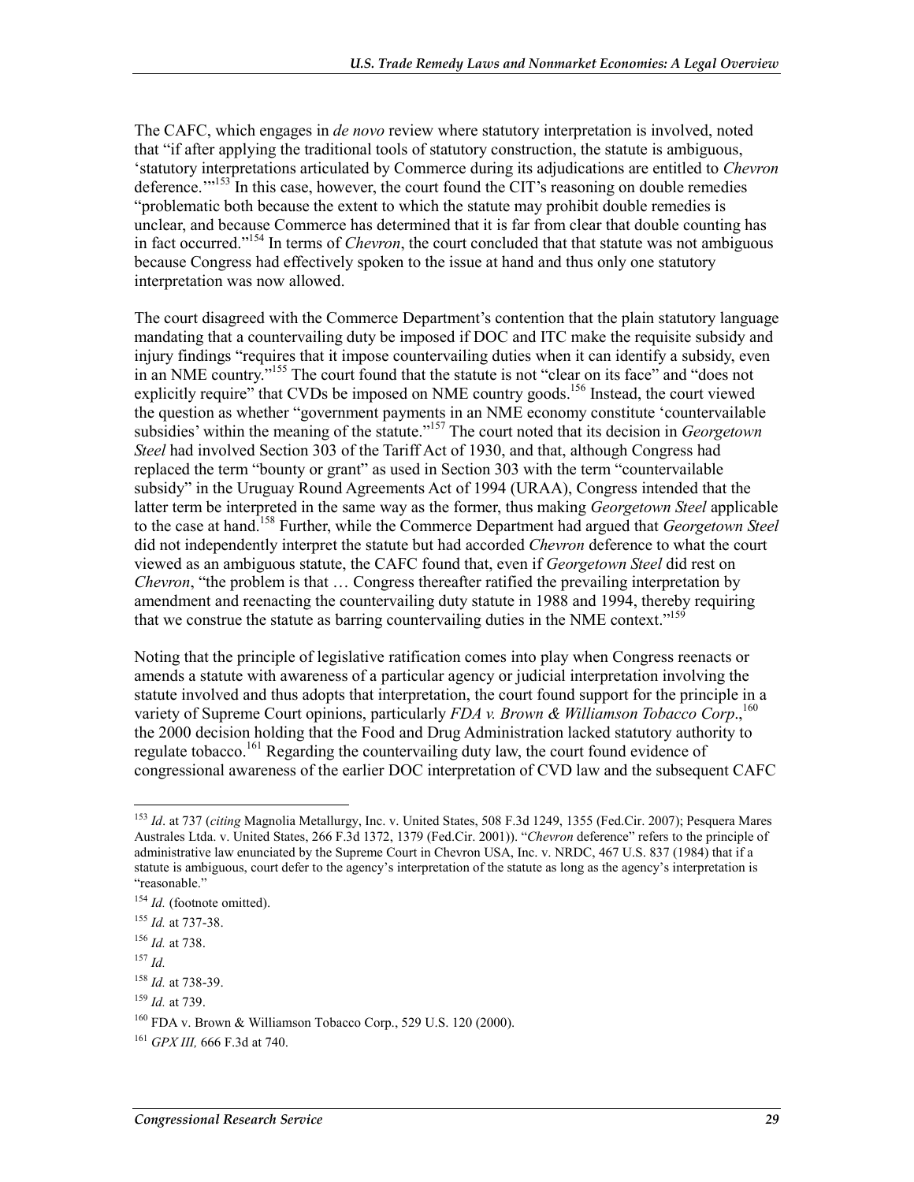The CAFC, which engages in *de novo* review where statutory interpretation is involved, noted that "if after applying the traditional tools of statutory construction, the statute is ambiguous, 'statutory interpretations articulated by Commerce during its adjudications are entitled to *Chevron* deference.'"[153] In this case, however, the court found the CIT's reasoning on double remedies "problematic both because the extent to which the statute may prohibit double remedies is unclear, and because Commerce has determined that it is far from clear that double counting has in fact occurred."[154] In terms of *Chevron*, the court concluded that that statute was not ambiguous because Congress had effectively spoken to the issue at hand and thus only one statutory interpretation was now allowed.

The court disagreed with the Commerce Department's contention that the plain statutory language mandating that a countervailing duty be imposed if DOC and ITC make the requisite subsidy and injury findings "requires that it impose countervailing duties when it can identify a subsidy, even in an NME country."[155] The court found that the statute is not "clear on its face" and "does not explicitly require" that CVDs be imposed on NME country goods.[156] Instead, the court viewed the question as whether "government payments in an NME economy constitute 'countervailable subsidies' within the meaning of the statute."[157] The court noted that its decision in *Georgetown Steel* had involved Section 303 of the Tariff Act of 1930, and that, although Congress had replaced the term "bounty or grant" as used in Section 303 with the term "countervailable subsidy" in the Uruguay Round Agreements Act of 1994 (URAA), Congress intended that the latter term be interpreted in the same way as the former, thus making *Georgetown Steel* applicable to the case at hand.[158] Further, while the Commerce Department had argued that *Georgetown Steel* did not independently interpret the statute but had accorded *Chevron* deference to what the court viewed as an ambiguous statute, the CAFC found that, even if *Georgetown Steel* did rest on *Chevron*, "the problem is that … Congress thereafter ratified the prevailing interpretation by amendment and reenacting the countervailing duty statute in 1988 and 1994, thereby requiring that we construe the statute as barring countervailing duties in the NME context."[159]

Noting that the principle of legislative ratification comes into play when Congress reenacts or amends a statute with awareness of a particular agency or judicial interpretation involving the statute involved and thus adopts that interpretation, the court found support for the principle in a variety of Supreme Court opinions, particularly *FDA v. Brown & Williamson Tobacco Corp*.,[160] the 2000 decision holding that the Food and Drug Administration lacked statutory authority to regulate tobacco.[161] Regarding the countervailing duty law, the court found evidence of congressional awareness of the earlier DOC interpretation of CVD law and the subsequent CAFC

---

[153] *Id*. at 737 (*citing* Magnolia Metallurgy, Inc. v. United States, 508 F.3d 1249, 1355 (Fed.Cir. 2007); Pesquera Mares Australes Ltda. v. United States, 266 F.3d 1372, 1379 (Fed.Cir. 2001)). "*Chevron* deference" refers to the principle of administrative law enunciated by the Supreme Court in Chevron USA, Inc. v. NRDC, 467 U.S. 837 (1984) that if a statute is ambiguous, court defer to the agency's interpretation of the statute as long as the agency's interpretation is "reasonable."

[154] *Id.* (footnote omitted).

[155] *Id.* at 737-38.

[156] *Id.* at 738.

[157] *Id.*

[158] *Id.* at 738-39.

[159] *Id.* at 739.

[160] FDA v. Brown & Williamson Tobacco Corp., 529 U.S. 120 (2000).

[161] *GPX III,* 666 F.3d at 740.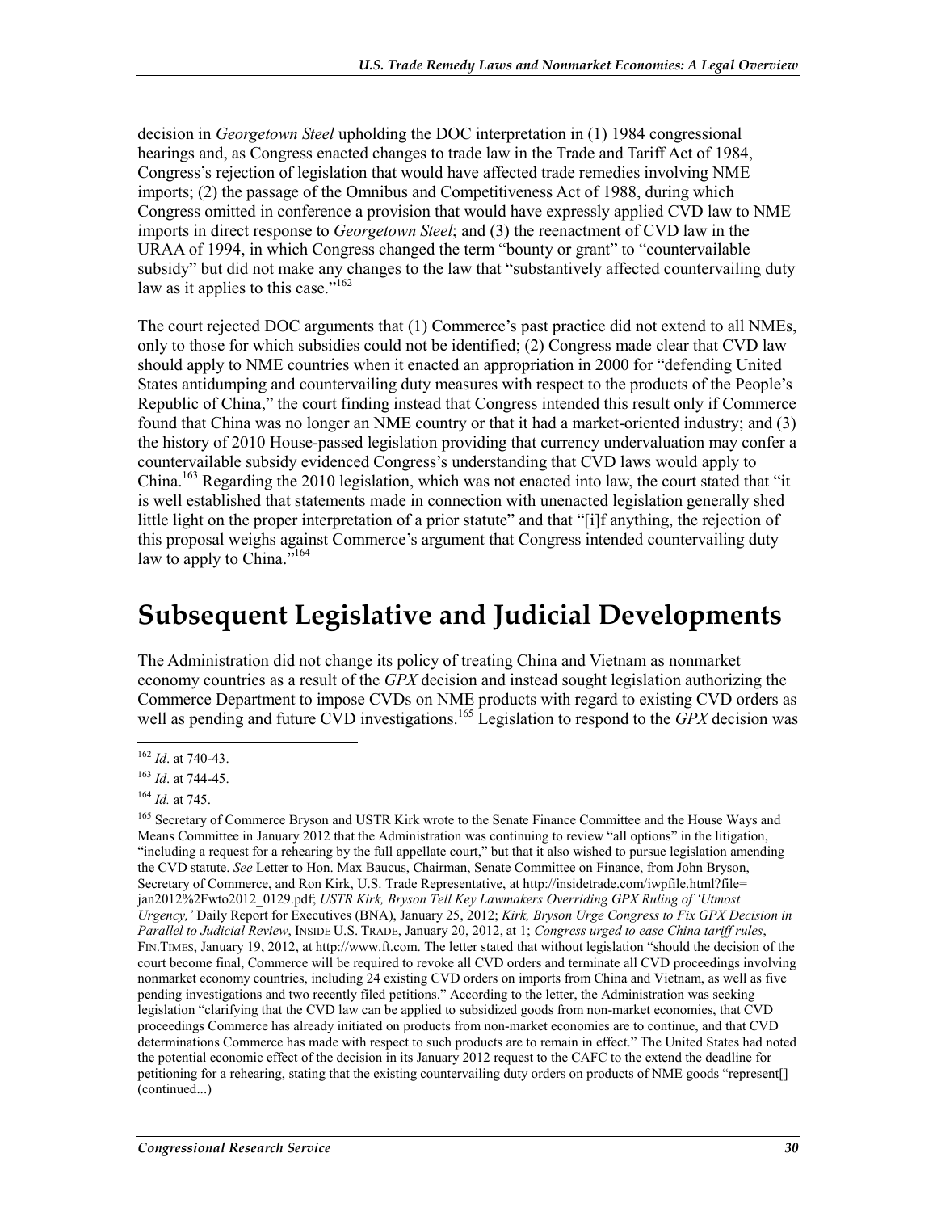decision in *Georgetown Steel* upholding the DOC interpretation in (1) 1984 congressional hearings and, as Congress enacted changes to trade law in the Trade and Tariff Act of 1984, Congress's rejection of legislation that would have affected trade remedies involving NME imports; (2) the passage of the Omnibus and Competitiveness Act of 1988, during which Congress omitted in conference a provision that would have expressly applied CVD law to NME imports in direct response to *Georgetown Steel*; and (3) the reenactment of CVD law in the URAA of 1994, in which Congress changed the term "bounty or grant" to "countervailable subsidy" but did not make any changes to the law that "substantively affected countervailing duty law as it applies to this case."[162]

The court rejected DOC arguments that (1) Commerce's past practice did not extend to all NMEs, only to those for which subsidies could not be identified; (2) Congress made clear that CVD law should apply to NME countries when it enacted an appropriation in 2000 for "defending United States antidumping and countervailing duty measures with respect to the products of the People's Republic of China," the court finding instead that Congress intended this result only if Commerce found that China was no longer an NME country or that it had a market-oriented industry; and (3) the history of 2010 House-passed legislation providing that currency undervaluation may confer a countervailable subsidy evidenced Congress's understanding that CVD laws would apply to China.[163] Regarding the 2010 legislation, which was not enacted into law, the court stated that "it is well established that statements made in connection with unenacted legislation generally shed little light on the proper interpretation of a prior statute" and that "[i]f anything, the rejection of this proposal weighs against Commerce's argument that Congress intended countervailing duty law to apply to China."[164]

## Subsequent Legislative and Judicial Developments

The Administration did not change its policy of treating China and Vietnam as nonmarket economy countries as a result of the *GPX* decision and instead sought legislation authorizing the Commerce Department to impose CVDs on NME products with regard to existing CVD orders as well as pending and future CVD investigations.[165] Legislation to respond to the *GPX* decision was

---

[162] *Id*. at 740-43.

[163] *Id*. at 744-45.

[164] *Id.* at 745.

[165] Secretary of Commerce Bryson and USTR Kirk wrote to the Senate Finance Committee and the House Ways and Means Committee in January 2012 that the Administration was continuing to review "all options" in the litigation, "including a request for a rehearing by the full appellate court," but that it also wished to pursue legislation amending the CVD statute. *See* Letter to Hon. Max Baucus, Chairman, Senate Committee on Finance, from John Bryson, Secretary of Commerce, and Ron Kirk, U.S. Trade Representative, at http://insidetrade.com/iwpfile.html?file=jan2012%2Fwto2012_0129.pdf; *USTR Kirk, Bryson Tell Key Lawmakers Overriding GPX Ruling of 'Utmost Urgency,'* Daily Report for Executives (BNA), January 25, 2012; *Kirk, Bryson Urge Congress to Fix GPX Decision in Parallel to Judicial Review*, INSIDE U.S. TRADE, January 20, 2012, at 1; *Congress urged to ease China tariff rules*, FIN.TIMES, January 19, 2012, at http://www.ft.com. The letter stated that without legislation "should the decision of the court become final, Commerce will be required to revoke all CVD orders and terminate all CVD proceedings involving nonmarket economy countries, including 24 existing CVD orders on imports from China and Vietnam, as well as five pending investigations and two recently filed petitions." According to the letter, the Administration was seeking legislation "clarifying that the CVD law can be applied to subsidized goods from non-market economies, that CVD proceedings Commerce has already initiated on products from non-market economies are to continue, and that CVD determinations Commerce has made with respect to such products are to remain in effect." The United States had noted the potential economic effect of the decision in its January 2012 request to the CAFC to the extend the deadline for petitioning for a rehearing, stating that the existing countervailing duty orders on products of NME goods "represent[] (continued...)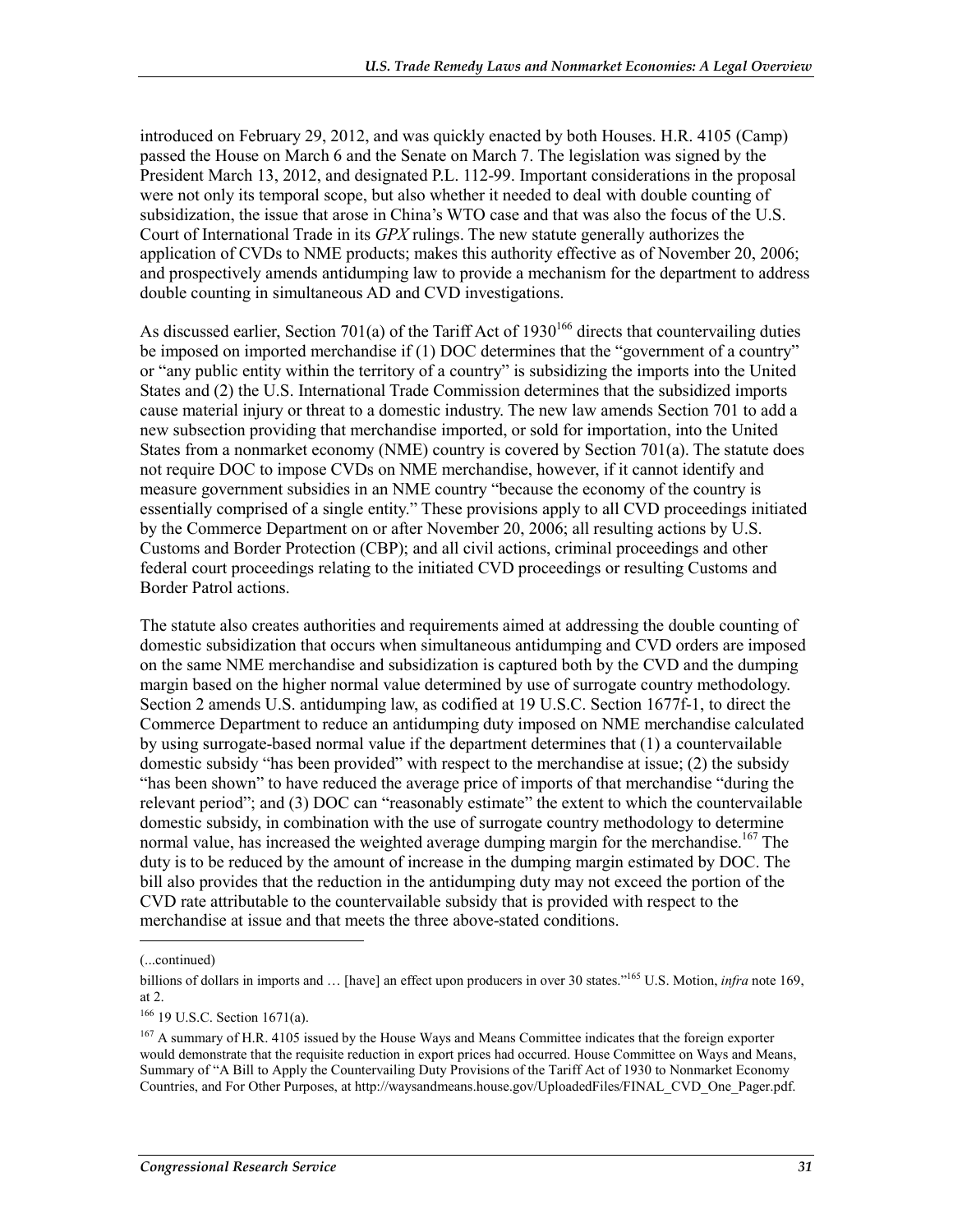introduced on February 29, 2012, and was quickly enacted by both Houses. H.R. 4105 (Camp) passed the House on March 6 and the Senate on March 7. The legislation was signed by the President March 13, 2012, and designated P.L. 112-99. Important considerations in the proposal were not only its temporal scope, but also whether it needed to deal with double counting of subsidization, the issue that arose in China's WTO case and that was also the focus of the U.S. Court of International Trade in its *GPX* rulings. The new statute generally authorizes the application of CVDs to NME products; makes this authority effective as of November 20, 2006; and prospectively amends antidumping law to provide a mechanism for the department to address double counting in simultaneous AD and CVD investigations.

As discussed earlier, Section 701(a) of the Tariff Act of 1930[166] directs that countervailing duties be imposed on imported merchandise if (1) DOC determines that the "government of a country" or "any public entity within the territory of a country" is subsidizing the imports into the United States and (2) the U.S. International Trade Commission determines that the subsidized imports cause material injury or threat to a domestic industry. The new law amends Section 701 to add a new subsection providing that merchandise imported, or sold for importation, into the United States from a nonmarket economy (NME) country is covered by Section 701(a). The statute does not require DOC to impose CVDs on NME merchandise, however, if it cannot identify and measure government subsidies in an NME country "because the economy of the country is essentially comprised of a single entity." These provisions apply to all CVD proceedings initiated by the Commerce Department on or after November 20, 2006; all resulting actions by U.S. Customs and Border Protection (CBP); and all civil actions, criminal proceedings and other federal court proceedings relating to the initiated CVD proceedings or resulting Customs and Border Patrol actions.

The statute also creates authorities and requirements aimed at addressing the double counting of domestic subsidization that occurs when simultaneous antidumping and CVD orders are imposed on the same NME merchandise and subsidization is captured both by the CVD and the dumping margin based on the higher normal value determined by use of surrogate country methodology. Section 2 amends U.S. antidumping law, as codified at 19 U.S.C. Section 1677f-1, to direct the Commerce Department to reduce an antidumping duty imposed on NME merchandise calculated by using surrogate-based normal value if the department determines that (1) a countervailable domestic subsidy "has been provided" with respect to the merchandise at issue; (2) the subsidy "has been shown" to have reduced the average price of imports of that merchandise "during the relevant period"; and (3) DOC can "reasonably estimate" the extent to which the countervailable domestic subsidy, in combination with the use of surrogate country methodology to determine normal value, has increased the weighted average dumping margin for the merchandise.[167] The duty is to be reduced by the amount of increase in the dumping margin estimated by DOC. The bill also provides that the reduction in the antidumping duty may not exceed the portion of the CVD rate attributable to the countervailable subsidy that is provided with respect to the merchandise at issue and that meets the three above-stated conditions.

---

(...continued)

billions of dollars in imports and … [have] an effect upon producers in over 30 states."[165] U.S. Motion, *infra* note 169, at 2.

[166] 19 U.S.C. Section 1671(a).

[167] A summary of H.R. 4105 issued by the House Ways and Means Committee indicates that the foreign exporter would demonstrate that the requisite reduction in export prices had occurred. House Committee on Ways and Means, Summary of "A Bill to Apply the Countervailing Duty Provisions of the Tariff Act of 1930 to Nonmarket Economy Countries, and For Other Purposes, at http://waysandmeans.house.gov/UploadedFiles/FINAL_CVD_One_Pager.pdf.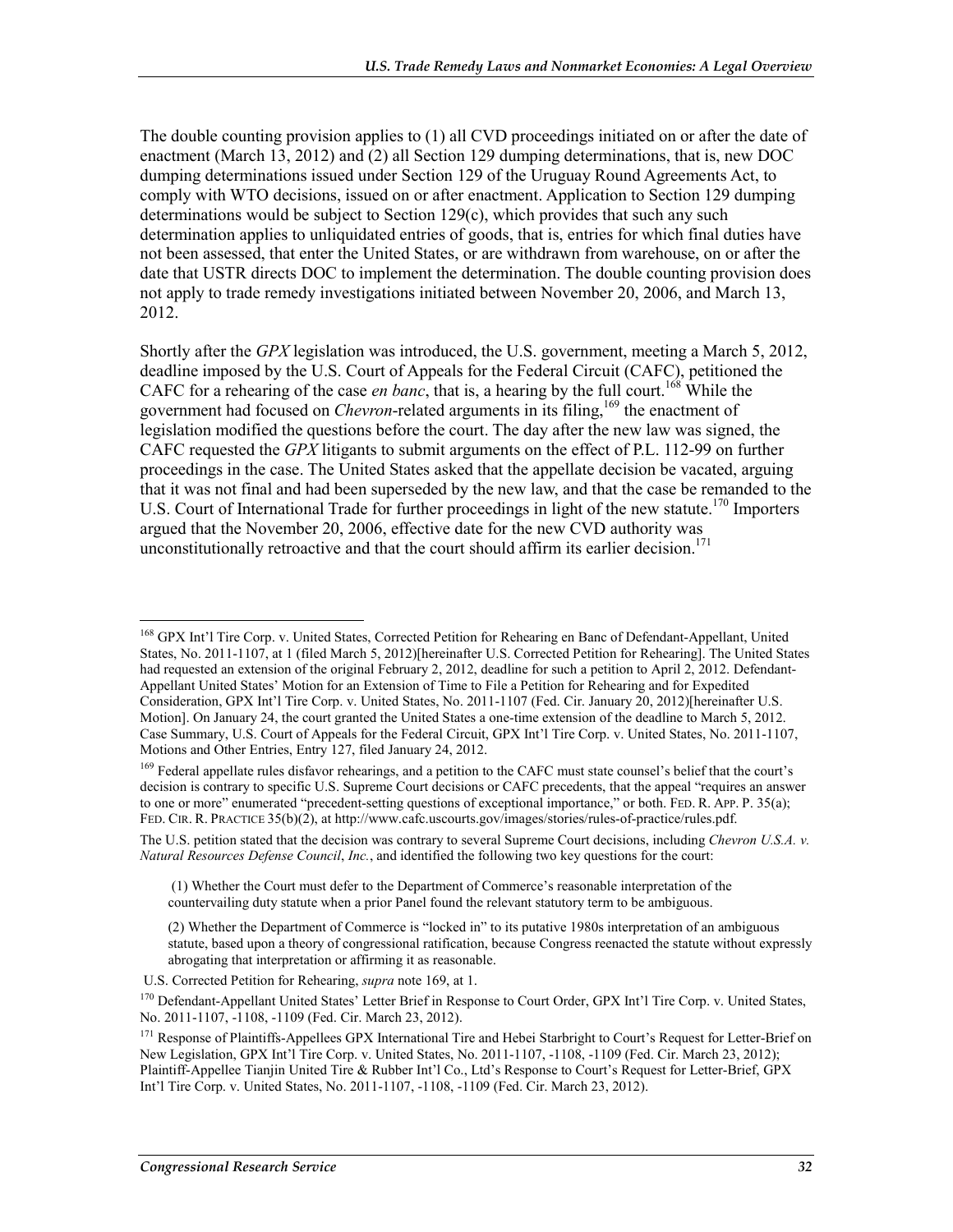The double counting provision applies to (1) all CVD proceedings initiated on or after the date of enactment (March 13, 2012) and (2) all Section 129 dumping determinations, that is, new DOC dumping determinations issued under Section 129 of the Uruguay Round Agreements Act, to comply with WTO decisions, issued on or after enactment. Application to Section 129 dumping determinations would be subject to Section 129(c), which provides that such any such determination applies to unliquidated entries of goods, that is, entries for which final duties have not been assessed, that enter the United States, or are withdrawn from warehouse, on or after the date that USTR directs DOC to implement the determination. The double counting provision does not apply to trade remedy investigations initiated between November 20, 2006, and March 13, 2012.

Shortly after the *GPX* legislation was introduced, the U.S. government, meeting a March 5, 2012, deadline imposed by the U.S. Court of Appeals for the Federal Circuit (CAFC), petitioned the CAFC for a rehearing of the case *en banc*, that is, a hearing by the full court.[168] While the government had focused on *Chevron*-related arguments in its filing,[169] the enactment of legislation modified the questions before the court. The day after the new law was signed, the CAFC requested the *GPX* litigants to submit arguments on the effect of P.L. 112-99 on further proceedings in the case. The United States asked that the appellate decision be vacated, arguing that it was not final and had been superseded by the new law, and that the case be remanded to the U.S. Court of International Trade for further proceedings in light of the new statute.[170] Importers argued that the November 20, 2006, effective date for the new CVD authority was unconstitutionally retroactive and that the court should affirm its earlier decision.[171]

---

[168] GPX Int'l Tire Corp. v. United States, Corrected Petition for Rehearing en Banc of Defendant-Appellant, United States, No. 2011-1107, at 1 (filed March 5, 2012)[hereinafter U.S. Corrected Petition for Rehearing]. The United States had requested an extension of the original February 2, 2012, deadline for such a petition to April 2, 2012. Defendant-Appellant United States' Motion for an Extension of Time to File a Petition for Rehearing and for Expedited Consideration, GPX Int'l Tire Corp. v. United States, No. 2011-1107 (Fed. Cir. January 20, 2012)[hereinafter U.S. Motion]. On January 24, the court granted the United States a one-time extension of the deadline to March 5, 2012. Case Summary, U.S. Court of Appeals for the Federal Circuit, GPX Int'l Tire Corp. v. United States, No. 2011-1107, Motions and Other Entries, Entry 127, filed January 24, 2012.

[169] Federal appellate rules disfavor rehearings, and a petition to the CAFC must state counsel's belief that the court's decision is contrary to specific U.S. Supreme Court decisions or CAFC precedents, that the appeal "requires an answer to one or more" enumerated "precedent-setting questions of exceptional importance," or both. FED. R. APP. P. 35(a); FED. CIR. R. PRACTICE 35(b)(2), at http://www.cafc.uscourts.gov/images/stories/rules-of-practice/rules.pdf.

The U.S. petition stated that the decision was contrary to several Supreme Court decisions, including *Chevron U.S.A. v. Natural Resources Defense Council*, *Inc.*, and identified the following two key questions for the court:

> (1) Whether the Court must defer to the Department of Commerce's reasonable interpretation of the countervailing duty statute when a prior Panel found the relevant statutory term to be ambiguous.
>
> (2) Whether the Department of Commerce is "locked in" to its putative 1980s interpretation of an ambiguous statute, based upon a theory of congressional ratification, because Congress reenacted the statute without expressly abrogating that interpretation or affirming it as reasonable.

U.S. Corrected Petition for Rehearing, *supra* note 169, at 1.

[170] Defendant-Appellant United States' Letter Brief in Response to Court Order, GPX Int'l Tire Corp. v. United States, No. 2011-1107, -1108, -1109 (Fed. Cir. March 23, 2012).

[171] Response of Plaintiffs-Appellees GPX International Tire and Hebei Starbright to Court's Request for Letter-Brief on New Legislation, GPX Int'l Tire Corp. v. United States, No. 2011-1107, -1108, -1109 (Fed. Cir. March 23, 2012); Plaintiff-Appellee Tianjin United Tire & Rubber Int'l Co., Ltd's Response to Court's Request for Letter-Brief, GPX Int'l Tire Corp. v. United States, No. 2011-1107, -1108, -1109 (Fed. Cir. March 23, 2012).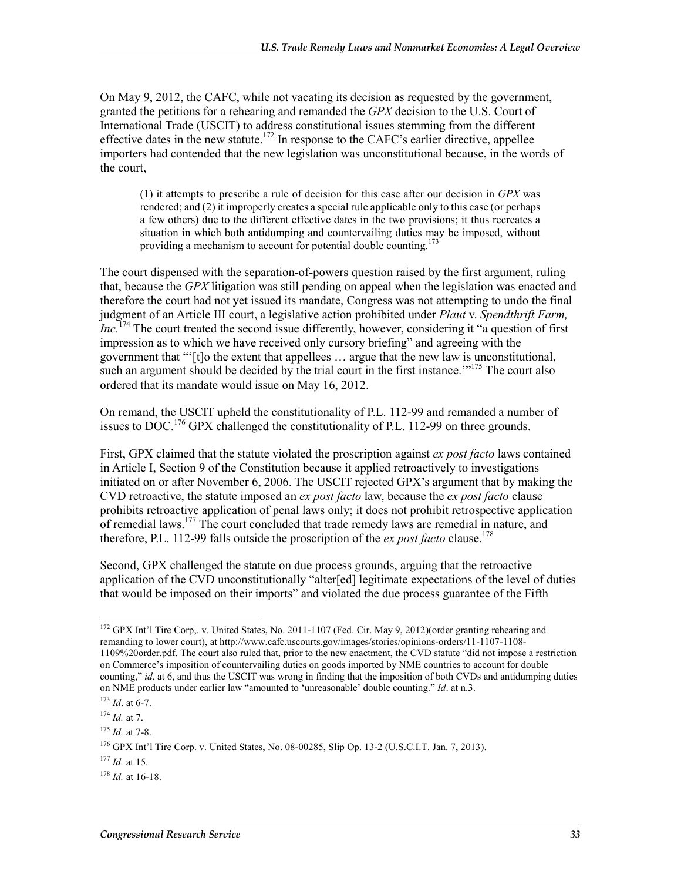On May 9, 2012, the CAFC, while not vacating its decision as requested by the government, granted the petitions for a rehearing and remanded the *GPX* decision to the U.S. Court of International Trade (USCIT) to address constitutional issues stemming from the different effective dates in the new statute.[172] In response to the CAFC's earlier directive, appellee importers had contended that the new legislation was unconstitutional because, in the words of the court,

> (1) it attempts to prescribe a rule of decision for this case after our decision in *GPX* was rendered; and (2) it improperly creates a special rule applicable only to this case (or perhaps a few others) due to the different effective dates in the two provisions; it thus recreates a situation in which both antidumping and countervailing duties may be imposed, without providing a mechanism to account for potential double counting.[173]

The court dispensed with the separation-of-powers question raised by the first argument, ruling that, because the *GPX* litigation was still pending on appeal when the legislation was enacted and therefore the court had not yet issued its mandate, Congress was not attempting to undo the final judgment of an Article III court, a legislative action prohibited under *Plaut* v. *Spendthrift Farm, Inc.*[174] The court treated the second issue differently, however, considering it "a question of first impression as to which we have received only cursory briefing" and agreeing with the government that "'[t]o the extent that appellees … argue that the new law is unconstitutional, such an argument should be decided by the trial court in the first instance.'"[175] The court also ordered that its mandate would issue on May 16, 2012.

On remand, the USCIT upheld the constitutionality of P.L. 112-99 and remanded a number of issues to DOC.[176] GPX challenged the constitutionality of P.L. 112-99 on three grounds.

First, GPX claimed that the statute violated the proscription against *ex post facto* laws contained in Article I, Section 9 of the Constitution because it applied retroactively to investigations initiated on or after November 6, 2006. The USCIT rejected GPX's argument that by making the CVD retroactive, the statute imposed an *ex post facto* law, because the *ex post facto* clause prohibits retroactive application of penal laws only; it does not prohibit retrospective application of remedial laws.[177] The court concluded that trade remedy laws are remedial in nature, and therefore, P.L. 112-99 falls outside the proscription of the *ex post facto* clause.[178]

Second, GPX challenged the statute on due process grounds, arguing that the retroactive application of the CVD unconstitutionally "alter[ed] legitimate expectations of the level of duties that would be imposed on their imports" and violated the due process guarantee of the Fifth

---

[172] GPX Int'l Tire Corp,. v. United States, No. 2011-1107 (Fed. Cir. May 9, 2012)(order granting rehearing and remanding to lower court), at http://www.cafc.uscourts.gov/images/stories/opinions-orders/11-1107-1108-1109%20order.pdf. The court also ruled that, prior to the new enactment, the CVD statute "did not impose a restriction on Commerce's imposition of countervailing duties on goods imported by NME countries to account for double counting," *id*. at 6, and thus the USCIT was wrong in finding that the imposition of both CVDs and antidumping duties on NME products under earlier law "amounted to 'unreasonable' double counting." *Id*. at n.3.

[173] *Id*. at 6-7.

[174] *Id.* at 7.

[175] *Id.* at 7-8.

[176] GPX Int'l Tire Corp. v. United States, No. 08-00285, Slip Op. 13-2 (U.S.C.I.T. Jan. 7, 2013).

[177] *Id.* at 15.

[178] *Id.* at 16-18.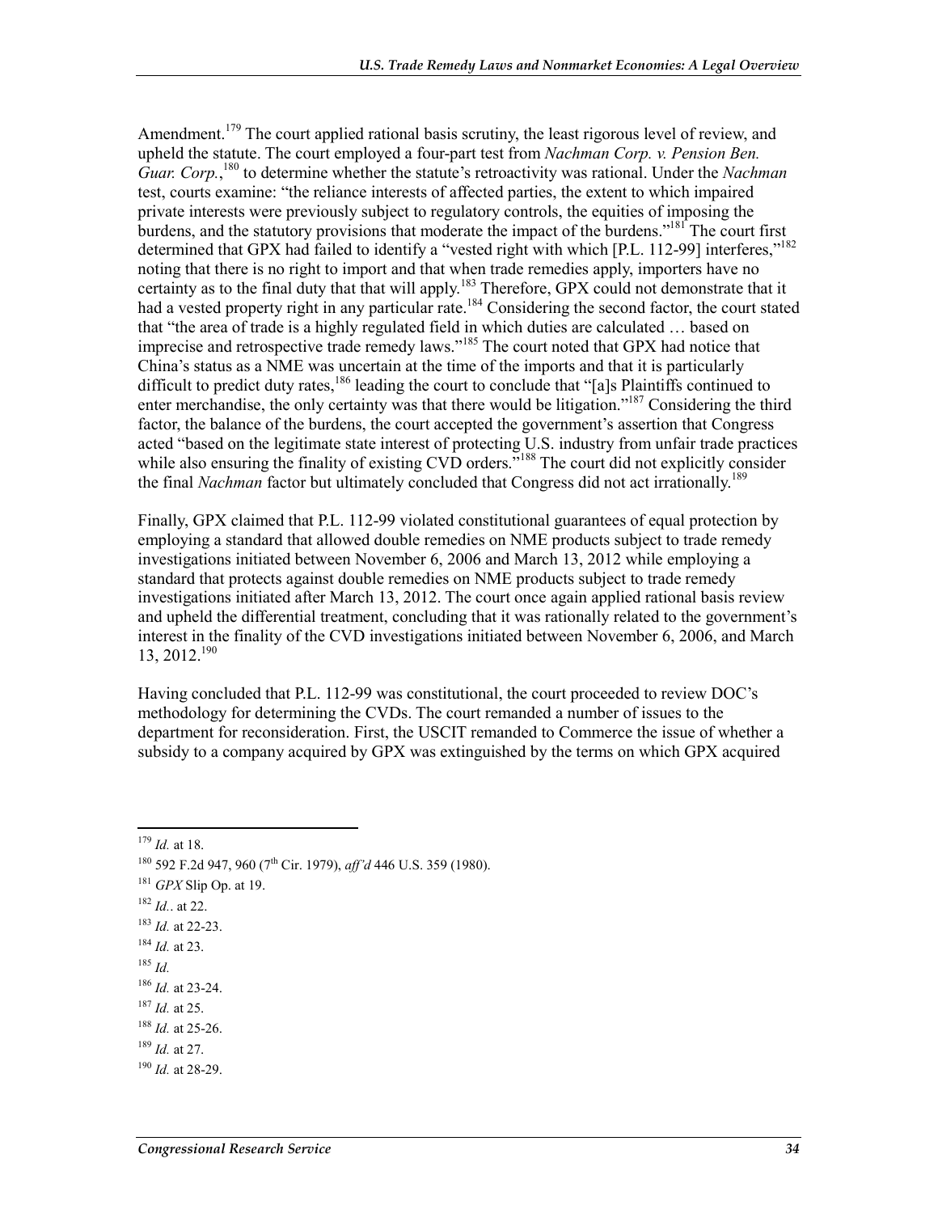Amendment.[179] The court applied rational basis scrutiny, the least rigorous level of review, and upheld the statute. The court employed a four-part test from *Nachman Corp. v. Pension Ben. Guar. Corp.*,[180] to determine whether the statute's retroactivity was rational. Under the *Nachman* test, courts examine: "the reliance interests of affected parties, the extent to which impaired private interests were previously subject to regulatory controls, the equities of imposing the burdens, and the statutory provisions that moderate the impact of the burdens."[181] The court first determined that GPX had failed to identify a "vested right with which [P.L. 112-99] interferes,"[182] noting that there is no right to import and that when trade remedies apply, importers have no certainty as to the final duty that that will apply.[183] Therefore, GPX could not demonstrate that it had a vested property right in any particular rate.[184] Considering the second factor, the court stated that "the area of trade is a highly regulated field in which duties are calculated … based on imprecise and retrospective trade remedy laws."[185] The court noted that GPX had notice that China's status as a NME was uncertain at the time of the imports and that it is particularly difficult to predict duty rates,[186] leading the court to conclude that "[a]s Plaintiffs continued to enter merchandise, the only certainty was that there would be litigation."[187] Considering the third factor, the balance of the burdens, the court accepted the government's assertion that Congress acted "based on the legitimate state interest of protecting U.S. industry from unfair trade practices while also ensuring the finality of existing CVD orders."[188] The court did not explicitly consider the final *Nachman* factor but ultimately concluded that Congress did not act irrationally.[189]

Finally, GPX claimed that P.L. 112-99 violated constitutional guarantees of equal protection by employing a standard that allowed double remedies on NME products subject to trade remedy investigations initiated between November 6, 2006 and March 13, 2012 while employing a standard that protects against double remedies on NME products subject to trade remedy investigations initiated after March 13, 2012. The court once again applied rational basis review and upheld the differential treatment, concluding that it was rationally related to the government's interest in the finality of the CVD investigations initiated between November 6, 2006, and March 13, 2012.[190]

Having concluded that P.L. 112-99 was constitutional, the court proceeded to review DOC's methodology for determining the CVDs. The court remanded a number of issues to the department for reconsideration. First, the USCIT remanded to Commerce the issue of whether a subsidy to a company acquired by GPX was extinguished by the terms on which GPX acquired

---

[179] *Id.* at 18.

[180] 592 F.2d 947, 960 (7th Cir. 1979), *aff'd* 446 U.S. 359 (1980).

[181] *GPX* Slip Op. at 19.

[182] *Id.*. at 22.

[183] *Id.* at 22-23.

[184] *Id.* at 23.

[185] *Id.*

[186] *Id.* at 23-24.

[187] *Id.* at 25.

[188] *Id.* at 25-26.

[189] *Id.* at 27.

[190] *Id.* at 28-29.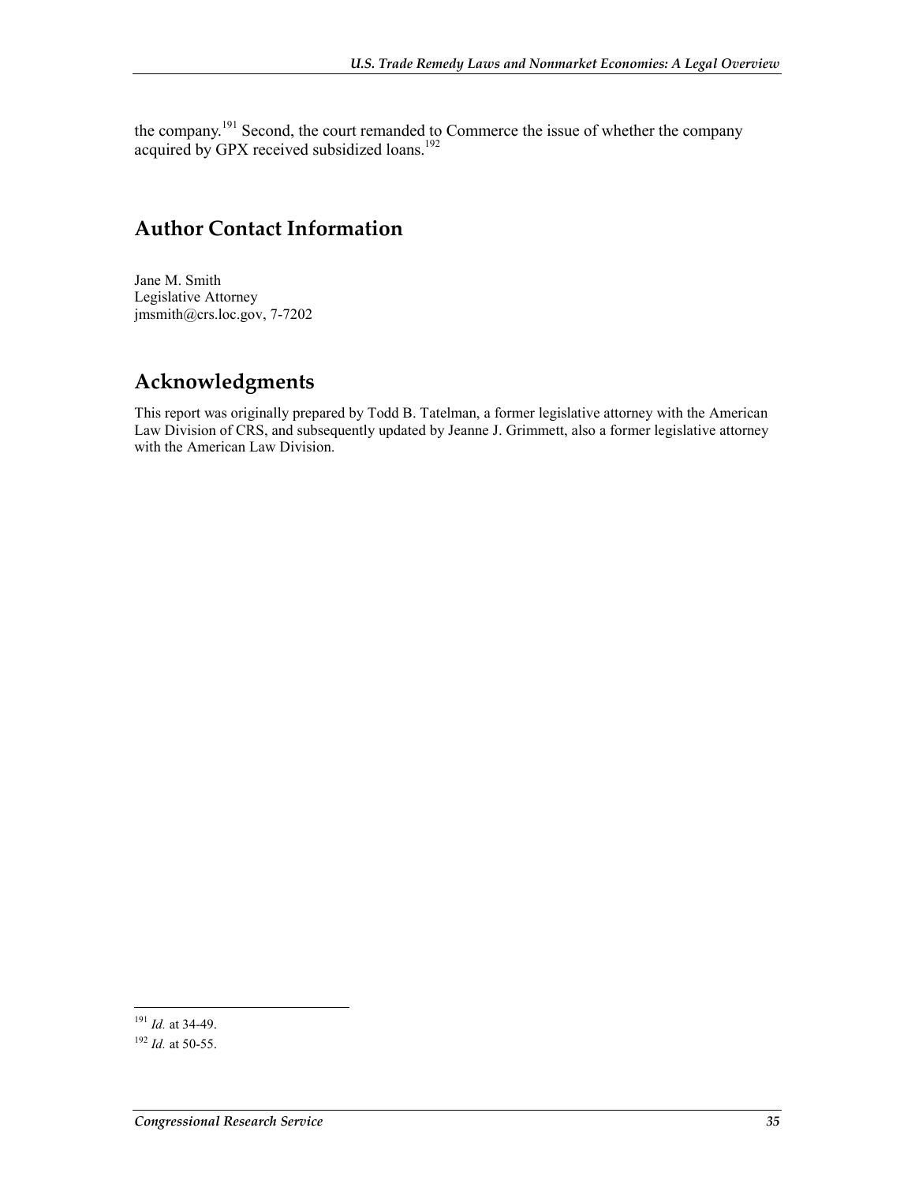the company.[191] Second, the court remanded to Commerce the issue of whether the company acquired by GPX received subsidized loans.[192]

## Author Contact Information

Jane M. Smith
Legislative Attorney
jmsmith@crs.loc.gov, 7-7202

## Acknowledgments

This report was originally prepared by Todd B. Tatelman, a former legislative attorney with the American Law Division of CRS, and subsequently updated by Jeanne J. Grimmett, also a former legislative attorney with the American Law Division.

---

[191] *Id.* at 34-49.

[192] *Id.* at 50-55.